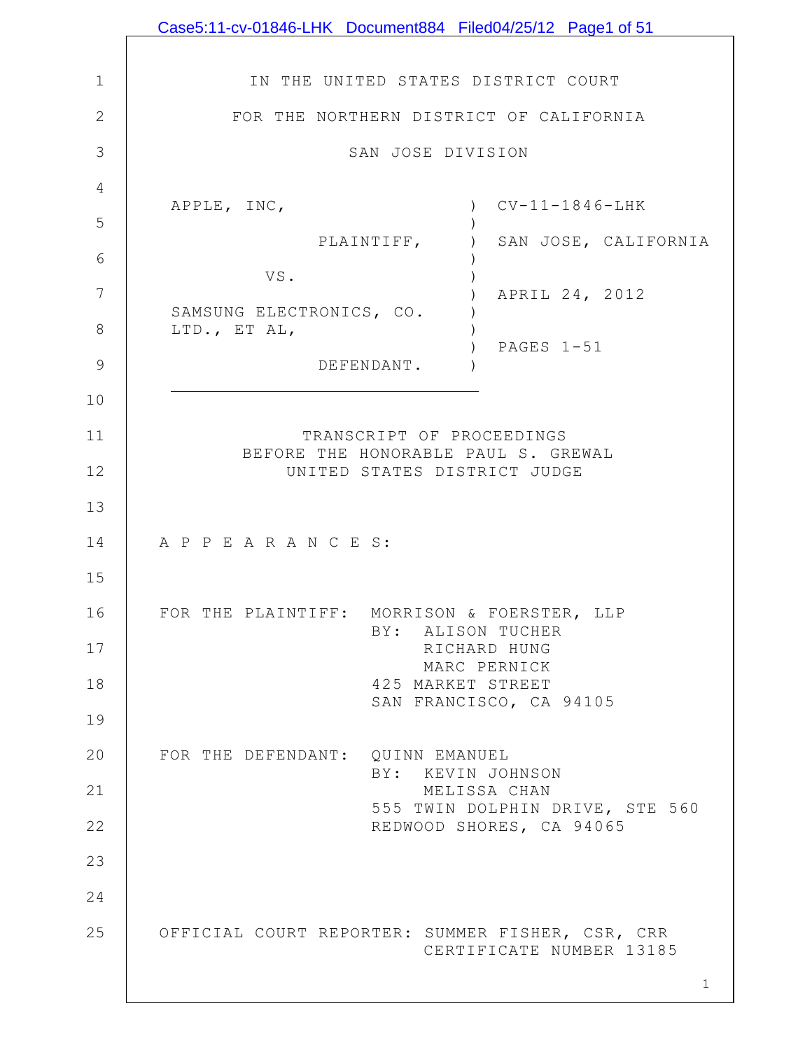IN THE UNITED STATES DISTRICT COURT

FOR THE NORTHERN DISTRICT OF CALIFORNIA

SAN JOSE DIVISION

| | | |
|---|---|---|
| APPLE, INC, | ) | CV-11-1846-LHK |
| PLAINTIFF, | ) | SAN JOSE, CALIFORNIA |
| VS. | ) | APRIL 24, 2012 |
| SAMSUNG ELECTRONICS, CO. LTD., ET AL, | ) | PAGES 1-51 |
| DEFENDANT. | ) | |

TRANSCRIPT OF PROCEEDINGS
BEFORE THE HONORABLE PAUL S. GREWAL
UNITED STATES DISTRICT JUDGE

A P P E A R A N C E S:

FOR THE PLAINTIFF: MORRISON & FOERSTER, LLP
BY: ALISON TUCHER
RICHARD HUNG
MARC PERNICK
425 MARKET STREET
SAN FRANCISCO, CA 94105

FOR THE DEFENDANT: QUINN EMANUEL
BY: KEVIN JOHNSON
MELISSA CHAN
555 TWIN DOLPHIN DRIVE, STE 560
REDWOOD SHORES, CA 94065

OFFICIAL COURT REPORTER: SUMMER FISHER, CSR, CRR
CERTIFICATE NUMBER 13185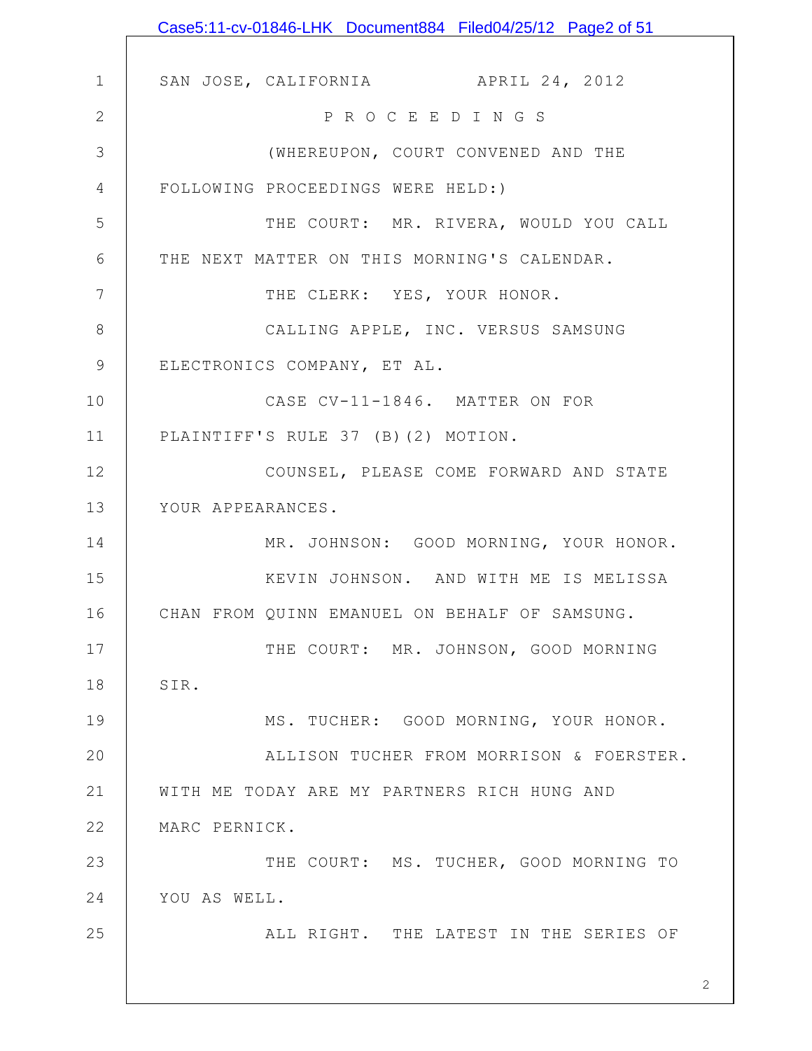SAN JOSE, CALIFORNIA APRIL 24, 2012

P R O C E E D I N G S

(WHEREUPON, COURT CONVENED AND THE FOLLOWING PROCEEDINGS WERE HELD:)

THE COURT: MR. RIVERA, WOULD YOU CALL THE NEXT MATTER ON THIS MORNING'S CALENDAR.

THE CLERK: YES, YOUR HONOR.

CALLING APPLE, INC. VERSUS SAMSUNG ELECTRONICS COMPANY, ET AL.

CASE CV-11-1846. MATTER ON FOR PLAINTIFF'S RULE 37 (B)(2) MOTION.

COUNSEL, PLEASE COME FORWARD AND STATE YOUR APPEARANCES.

MR. JOHNSON: GOOD MORNING, YOUR HONOR.

KEVIN JOHNSON. AND WITH ME IS MELISSA CHAN FROM QUINN EMANUEL ON BEHALF OF SAMSUNG.

THE COURT: MR. JOHNSON, GOOD MORNING SIR.

MS. TUCHER: GOOD MORNING, YOUR HONOR.

ALLISON TUCHER FROM MORRISON & FOERSTER. WITH ME TODAY ARE MY PARTNERS RICH HUNG AND MARC PERNICK.

THE COURT: MS. TUCHER, GOOD MORNING TO YOU AS WELL.

ALL RIGHT. THE LATEST IN THE SERIES OF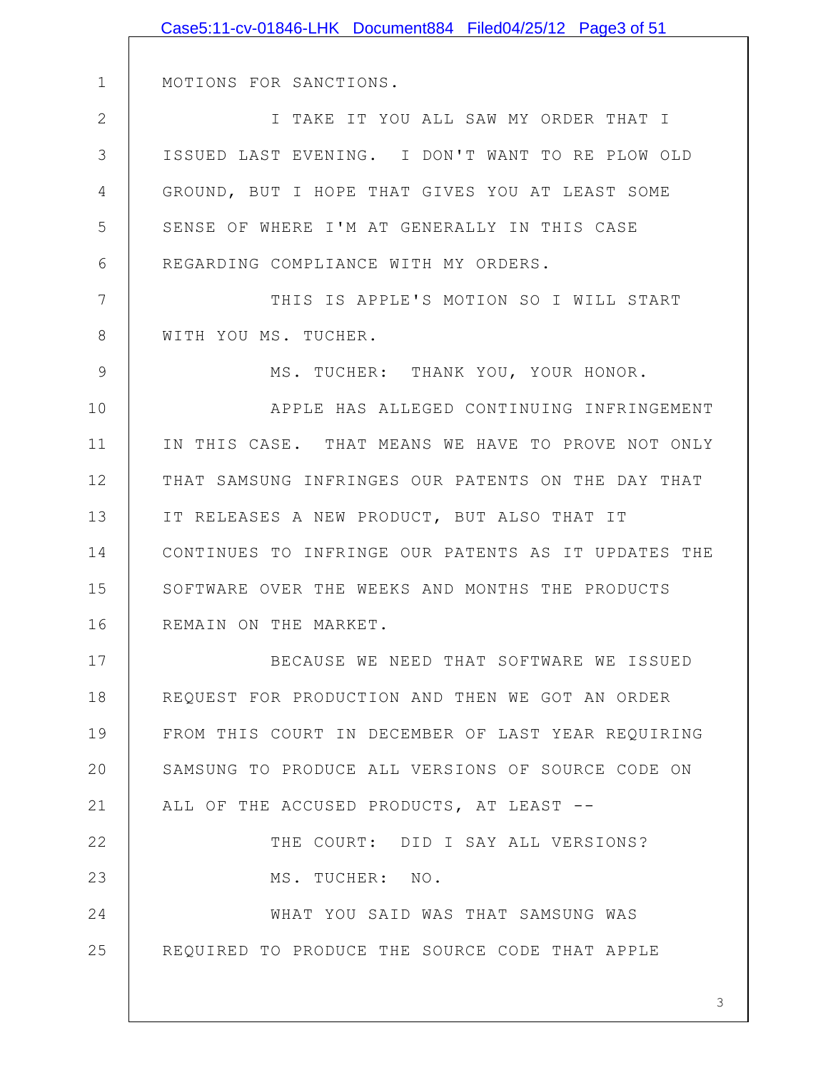MOTIONS FOR SANCTIONS.

I TAKE IT YOU ALL SAW MY ORDER THAT I ISSUED LAST EVENING. I DON'T WANT TO RE PLOW OLD GROUND, BUT I HOPE THAT GIVES YOU AT LEAST SOME SENSE OF WHERE I'M AT GENERALLY IN THIS CASE REGARDING COMPLIANCE WITH MY ORDERS.

THIS IS APPLE'S MOTION SO I WILL START WITH YOU MS. TUCHER.

MS. TUCHER: THANK YOU, YOUR HONOR.

APPLE HAS ALLEGED CONTINUING INFRINGEMENT IN THIS CASE. THAT MEANS WE HAVE TO PROVE NOT ONLY THAT SAMSUNG INFRINGES OUR PATENTS ON THE DAY THAT IT RELEASES A NEW PRODUCT, BUT ALSO THAT IT CONTINUES TO INFRINGE OUR PATENTS AS IT UPDATES THE SOFTWARE OVER THE WEEKS AND MONTHS THE PRODUCTS REMAIN ON THE MARKET.

BECAUSE WE NEED THAT SOFTWARE WE ISSUED REQUEST FOR PRODUCTION AND THEN WE GOT AN ORDER FROM THIS COURT IN DECEMBER OF LAST YEAR REQUIRING SAMSUNG TO PRODUCE ALL VERSIONS OF SOURCE CODE ON ALL OF THE ACCUSED PRODUCTS, AT LEAST --

THE COURT: DID I SAY ALL VERSIONS?

MS. TUCHER: NO.

WHAT YOU SAID WAS THAT SAMSUNG WAS REQUIRED TO PRODUCE THE SOURCE CODE THAT APPLE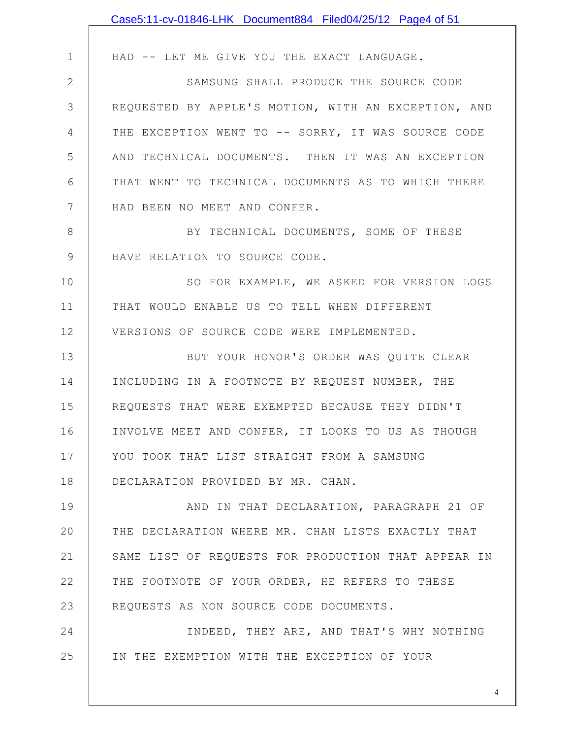HAD -- LET ME GIVE YOU THE EXACT LANGUAGE.

SAMSUNG SHALL PRODUCE THE SOURCE CODE REQUESTED BY APPLE'S MOTION, WITH AN EXCEPTION, AND THE EXCEPTION WENT TO -- SORRY, IT WAS SOURCE CODE AND TECHNICAL DOCUMENTS. THEN IT WAS AN EXCEPTION THAT WENT TO TECHNICAL DOCUMENTS AS TO WHICH THERE HAD BEEN NO MEET AND CONFER.

BY TECHNICAL DOCUMENTS, SOME OF THESE HAVE RELATION TO SOURCE CODE.

SO FOR EXAMPLE, WE ASKED FOR VERSION LOGS THAT WOULD ENABLE US TO TELL WHEN DIFFERENT VERSIONS OF SOURCE CODE WERE IMPLEMENTED.

BUT YOUR HONOR'S ORDER WAS QUITE CLEAR INCLUDING IN A FOOTNOTE BY REQUEST NUMBER, THE REQUESTS THAT WERE EXEMPTED BECAUSE THEY DIDN'T INVOLVE MEET AND CONFER, IT LOOKS TO US AS THOUGH YOU TOOK THAT LIST STRAIGHT FROM A SAMSUNG DECLARATION PROVIDED BY MR. CHAN.

AND IN THAT DECLARATION, PARAGRAPH 21 OF THE DECLARATION WHERE MR. CHAN LISTS EXACTLY THAT SAME LIST OF REQUESTS FOR PRODUCTION THAT APPEAR IN THE FOOTNOTE OF YOUR ORDER, HE REFERS TO THESE REQUESTS AS NON SOURCE CODE DOCUMENTS.

INDEED, THEY ARE, AND THAT'S WHY NOTHING IN THE EXEMPTION WITH THE EXCEPTION OF YOUR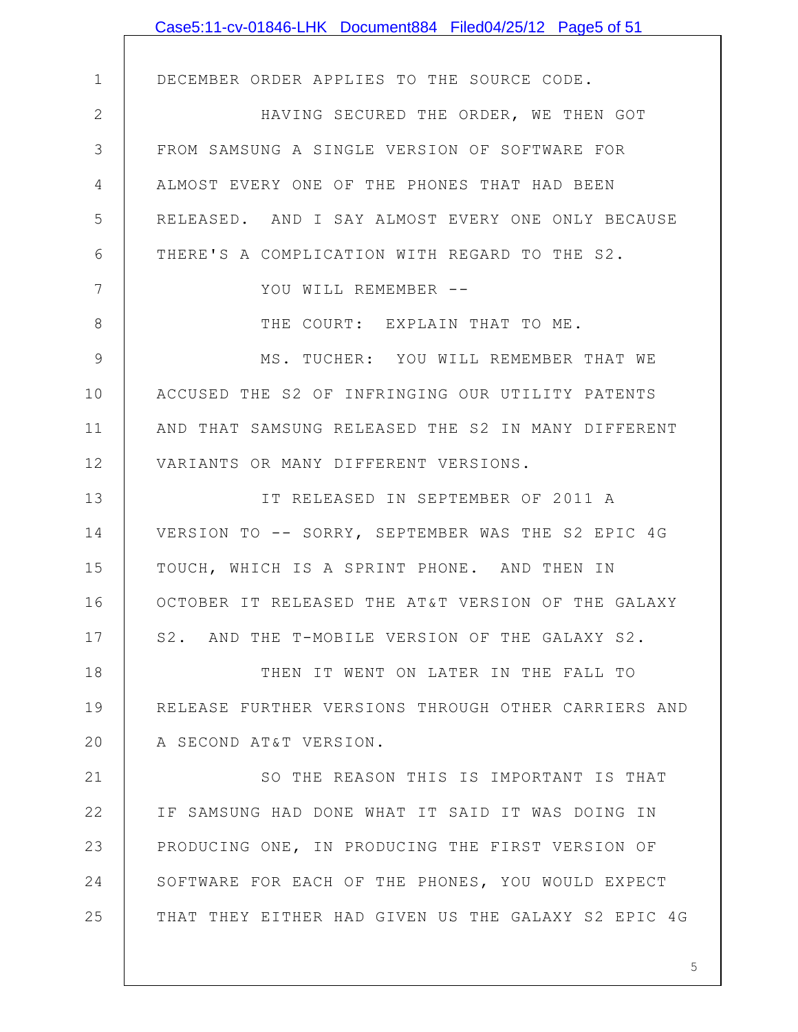DECEMBER ORDER APPLIES TO THE SOURCE CODE.

HAVING SECURED THE ORDER, WE THEN GOT FROM SAMSUNG A SINGLE VERSION OF SOFTWARE FOR ALMOST EVERY ONE OF THE PHONES THAT HAD BEEN RELEASED. AND I SAY ALMOST EVERY ONE ONLY BECAUSE THERE'S A COMPLICATION WITH REGARD TO THE S2.

YOU WILL REMEMBER --

THE COURT: EXPLAIN THAT TO ME.

MS. TUCHER: YOU WILL REMEMBER THAT WE ACCUSED THE S2 OF INFRINGING OUR UTILITY PATENTS AND THAT SAMSUNG RELEASED THE S2 IN MANY DIFFERENT VARIANTS OR MANY DIFFERENT VERSIONS.

IT RELEASED IN SEPTEMBER OF 2011 A VERSION TO -- SORRY, SEPTEMBER WAS THE S2 EPIC 4G TOUCH, WHICH IS A SPRINT PHONE. AND THEN IN OCTOBER IT RELEASED THE AT&T VERSION OF THE GALAXY S2. AND THE T-MOBILE VERSION OF THE GALAXY S2.

THEN IT WENT ON LATER IN THE FALL TO RELEASE FURTHER VERSIONS THROUGH OTHER CARRIERS AND A SECOND AT&T VERSION.

SO THE REASON THIS IS IMPORTANT IS THAT IF SAMSUNG HAD DONE WHAT IT SAID IT WAS DOING IN PRODUCING ONE, IN PRODUCING THE FIRST VERSION OF SOFTWARE FOR EACH OF THE PHONES, YOU WOULD EXPECT THAT THEY EITHER HAD GIVEN US THE GALAXY S2 EPIC 4G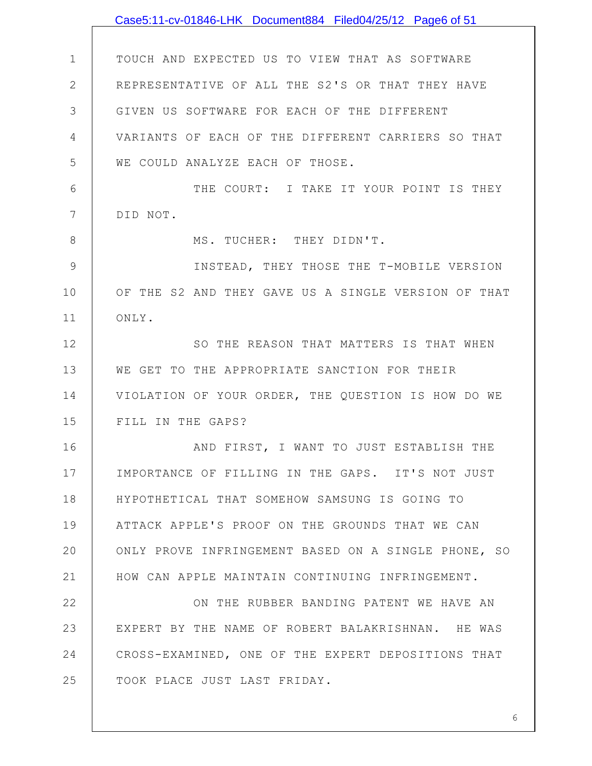TOUCH AND EXPECTED US TO VIEW THAT AS SOFTWARE REPRESENTATIVE OF ALL THE S2'S OR THAT THEY HAVE GIVEN US SOFTWARE FOR EACH OF THE DIFFERENT VARIANTS OF EACH OF THE DIFFERENT CARRIERS SO THAT WE COULD ANALYZE EACH OF THOSE.

THE COURT: I TAKE IT YOUR POINT IS THEY DID NOT.

MS. TUCHER: THEY DIDN'T.

INSTEAD, THEY THOSE THE T-MOBILE VERSION OF THE S2 AND THEY GAVE US A SINGLE VERSION OF THAT ONLY.

SO THE REASON THAT MATTERS IS THAT WHEN WE GET TO THE APPROPRIATE SANCTION FOR THEIR VIOLATION OF YOUR ORDER, THE QUESTION IS HOW DO WE FILL IN THE GAPS?

AND FIRST, I WANT TO JUST ESTABLISH THE IMPORTANCE OF FILLING IN THE GAPS. IT'S NOT JUST HYPOTHETICAL THAT SOMEHOW SAMSUNG IS GOING TO ATTACK APPLE'S PROOF ON THE GROUNDS THAT WE CAN ONLY PROVE INFRINGEMENT BASED ON A SINGLE PHONE, SO HOW CAN APPLE MAINTAIN CONTINUING INFRINGEMENT.

ON THE RUBBER BANDING PATENT WE HAVE AN EXPERT BY THE NAME OF ROBERT BALAKRISHNAN. HE WAS CROSS-EXAMINED, ONE OF THE EXPERT DEPOSITIONS THAT TOOK PLACE JUST LAST FRIDAY.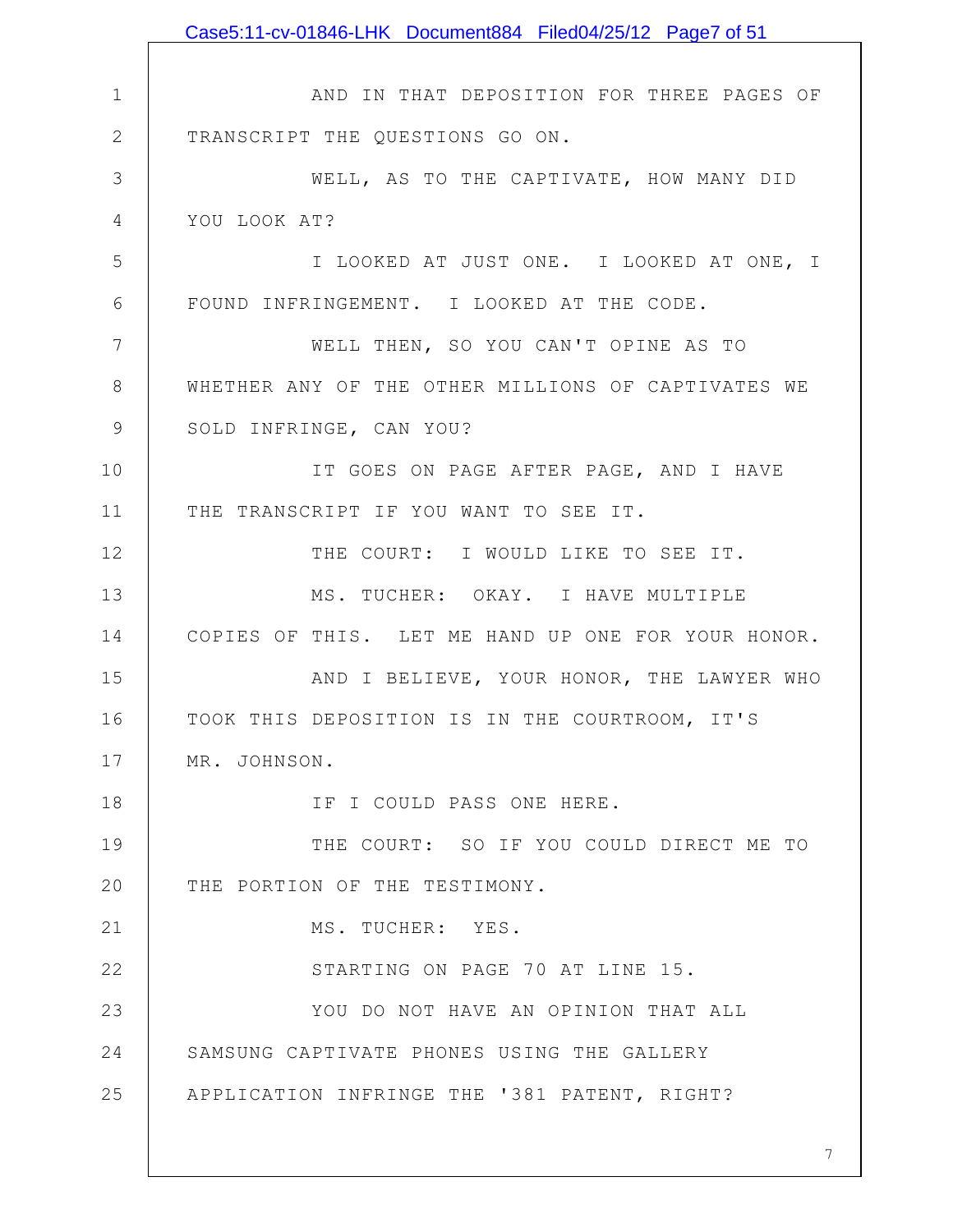AND IN THAT DEPOSITION FOR THREE PAGES OF TRANSCRIPT THE QUESTIONS GO ON.

WELL, AS TO THE CAPTIVATE, HOW MANY DID YOU LOOK AT?

I LOOKED AT JUST ONE. I LOOKED AT ONE, I FOUND INFRINGEMENT. I LOOKED AT THE CODE.

WELL THEN, SO YOU CAN'T OPINE AS TO WHETHER ANY OF THE OTHER MILLIONS OF CAPTIVATES WE SOLD INFRINGE, CAN YOU?

IT GOES ON PAGE AFTER PAGE, AND I HAVE THE TRANSCRIPT IF YOU WANT TO SEE IT.

THE COURT: I WOULD LIKE TO SEE IT.

MS. TUCHER: OKAY. I HAVE MULTIPLE COPIES OF THIS. LET ME HAND UP ONE FOR YOUR HONOR.

AND I BELIEVE, YOUR HONOR, THE LAWYER WHO TOOK THIS DEPOSITION IS IN THE COURTROOM, IT'S MR. JOHNSON.

IF I COULD PASS ONE HERE.

THE COURT: SO IF YOU COULD DIRECT ME TO THE PORTION OF THE TESTIMONY.

MS. TUCHER: YES.

STARTING ON PAGE 70 AT LINE 15.

YOU DO NOT HAVE AN OPINION THAT ALL SAMSUNG CAPTIVATE PHONES USING THE GALLERY APPLICATION INFRINGE THE '381 PATENT, RIGHT?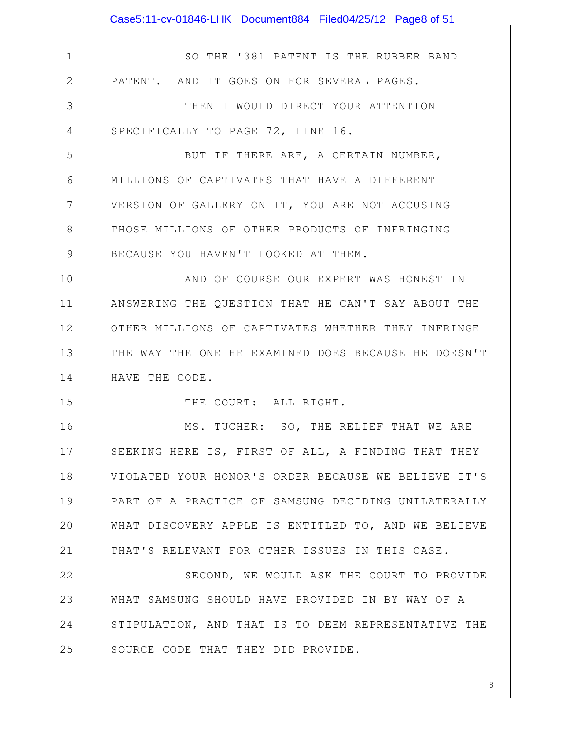SO THE '381 PATENT IS THE RUBBER BAND PATENT. AND IT GOES ON FOR SEVERAL PAGES.

THEN I WOULD DIRECT YOUR ATTENTION SPECIFICALLY TO PAGE 72, LINE 16.

BUT IF THERE ARE, A CERTAIN NUMBER, MILLIONS OF CAPTIVATES THAT HAVE A DIFFERENT VERSION OF GALLERY ON IT, YOU ARE NOT ACCUSING THOSE MILLIONS OF OTHER PRODUCTS OF INFRINGING BECAUSE YOU HAVEN'T LOOKED AT THEM.

AND OF COURSE OUR EXPERT WAS HONEST IN ANSWERING THE QUESTION THAT HE CAN'T SAY ABOUT THE OTHER MILLIONS OF CAPTIVATES WHETHER THEY INFRINGE THE WAY THE ONE HE EXAMINED DOES BECAUSE HE DOESN'T HAVE THE CODE.

THE COURT: ALL RIGHT.

MS. TUCHER: SO, THE RELIEF THAT WE ARE SEEKING HERE IS, FIRST OF ALL, A FINDING THAT THEY VIOLATED YOUR HONOR'S ORDER BECAUSE WE BELIEVE IT'S PART OF A PRACTICE OF SAMSUNG DECIDING UNILATERALLY WHAT DISCOVERY APPLE IS ENTITLED TO, AND WE BELIEVE THAT'S RELEVANT FOR OTHER ISSUES IN THIS CASE.

SECOND, WE WOULD ASK THE COURT TO PROVIDE WHAT SAMSUNG SHOULD HAVE PROVIDED IN BY WAY OF A STIPULATION, AND THAT IS TO DEEM REPRESENTATIVE THE SOURCE CODE THAT THEY DID PROVIDE.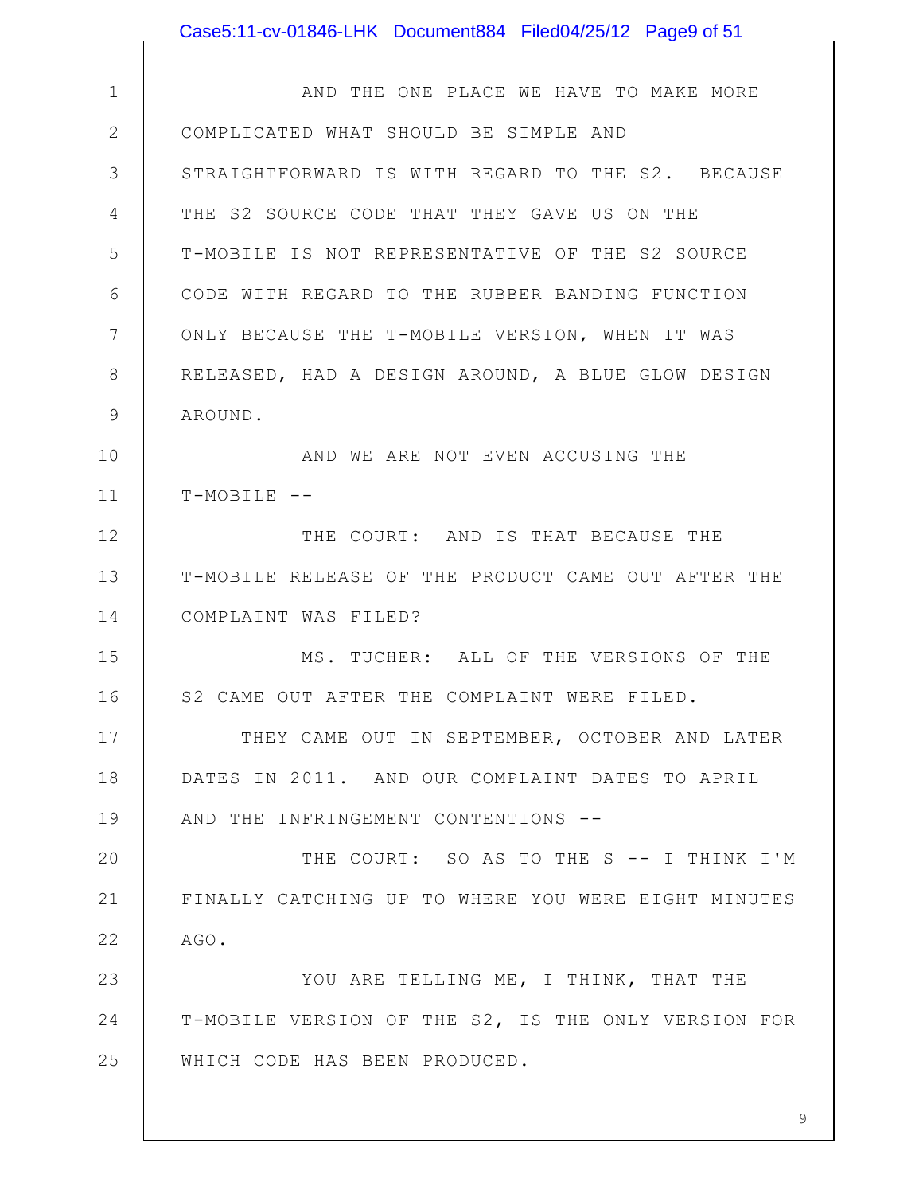AND THE ONE PLACE WE HAVE TO MAKE MORE COMPLICATED WHAT SHOULD BE SIMPLE AND STRAIGHTFORWARD IS WITH REGARD TO THE S2. BECAUSE THE S2 SOURCE CODE THAT THEY GAVE US ON THE T-MOBILE IS NOT REPRESENTATIVE OF THE S2 SOURCE CODE WITH REGARD TO THE RUBBER BANDING FUNCTION ONLY BECAUSE THE T-MOBILE VERSION, WHEN IT WAS RELEASED, HAD A DESIGN AROUND, A BLUE GLOW DESIGN AROUND.

AND WE ARE NOT EVEN ACCUSING THE T-MOBILE --

THE COURT: AND IS THAT BECAUSE THE T-MOBILE RELEASE OF THE PRODUCT CAME OUT AFTER THE COMPLAINT WAS FILED?

MS. TUCHER: ALL OF THE VERSIONS OF THE S2 CAME OUT AFTER THE COMPLAINT WERE FILED.

THEY CAME OUT IN SEPTEMBER, OCTOBER AND LATER DATES IN 2011. AND OUR COMPLAINT DATES TO APRIL AND THE INFRINGEMENT CONTENTIONS --

THE COURT: SO AS TO THE S -- I THINK I'M FINALLY CATCHING UP TO WHERE YOU WERE EIGHT MINUTES AGO.

YOU ARE TELLING ME, I THINK, THAT THE T-MOBILE VERSION OF THE S2, IS THE ONLY VERSION FOR WHICH CODE HAS BEEN PRODUCED.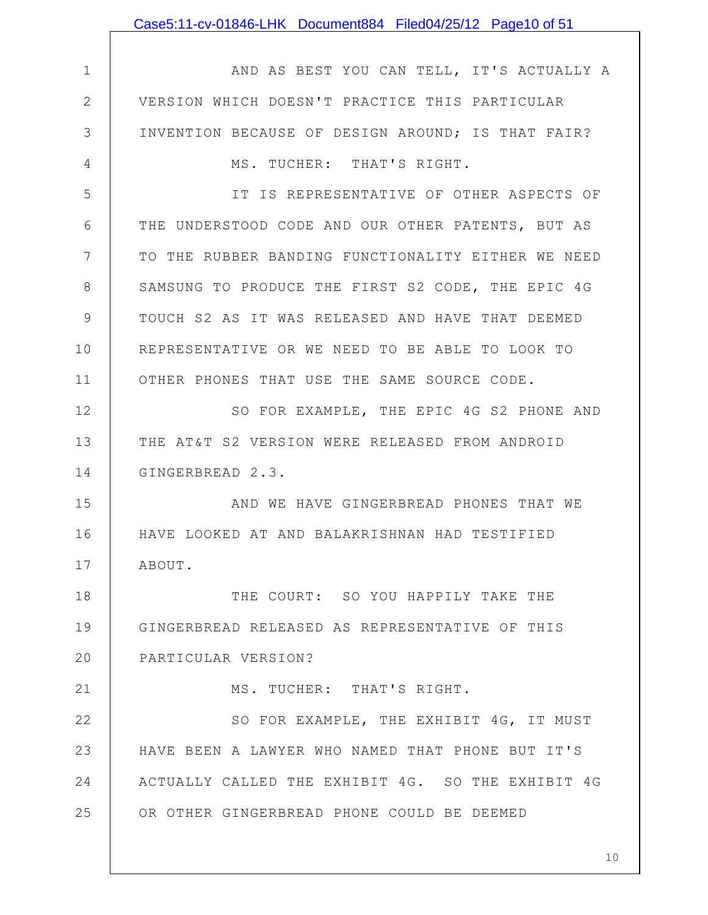AND AS BEST YOU CAN TELL, IT'S ACTUALLY A VERSION WHICH DOESN'T PRACTICE THIS PARTICULAR INVENTION BECAUSE OF DESIGN AROUND; IS THAT FAIR?

MS. TUCHER: THAT'S RIGHT.

IT IS REPRESENTATIVE OF OTHER ASPECTS OF THE UNDERSTOOD CODE AND OUR OTHER PATENTS, BUT AS TO THE RUBBER BANDING FUNCTIONALITY EITHER WE NEED SAMSUNG TO PRODUCE THE FIRST S2 CODE, THE EPIC 4G TOUCH S2 AS IT WAS RELEASED AND HAVE THAT DEEMED REPRESENTATIVE OR WE NEED TO BE ABLE TO LOOK TO OTHER PHONES THAT USE THE SAME SOURCE CODE.

SO FOR EXAMPLE, THE EPIC 4G S2 PHONE AND THE AT&T S2 VERSION WERE RELEASED FROM ANDROID GINGERBREAD 2.3.

AND WE HAVE GINGERBREAD PHONES THAT WE HAVE LOOKED AT AND BALAKRISHNAN HAD TESTIFIED ABOUT.

THE COURT: SO YOU HAPPILY TAKE THE GINGERBREAD RELEASED AS REPRESENTATIVE OF THIS PARTICULAR VERSION?

MS. TUCHER: THAT'S RIGHT.

SO FOR EXAMPLE, THE EXHIBIT 4G, IT MUST HAVE BEEN A LAWYER WHO NAMED THAT PHONE BUT IT'S ACTUALLY CALLED THE EXHIBIT 4G. SO THE EXHIBIT 4G OR OTHER GINGERBREAD PHONE COULD BE DEEMED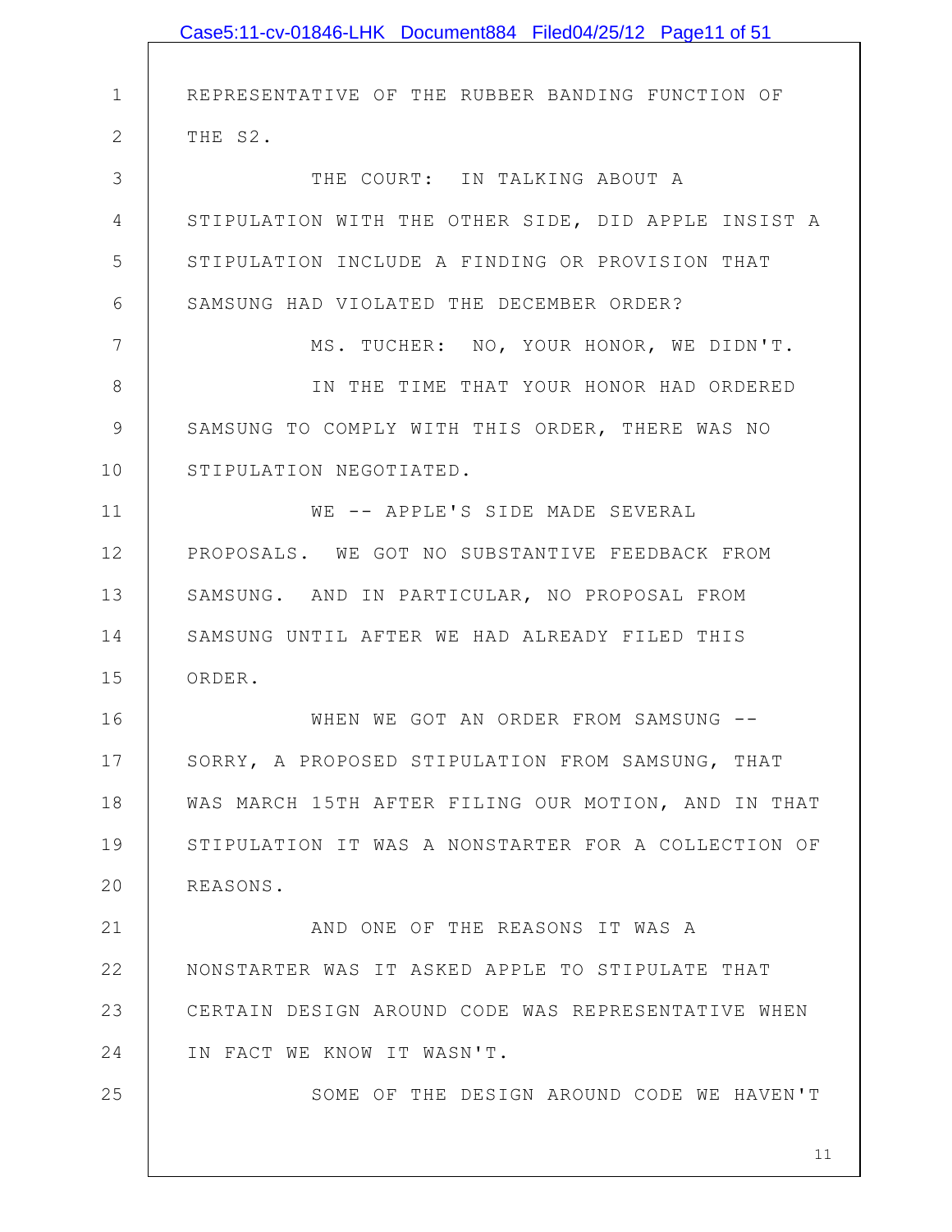REPRESENTATIVE OF THE RUBBER BANDING FUNCTION OF THE S2.

THE COURT: IN TALKING ABOUT A STIPULATION WITH THE OTHER SIDE, DID APPLE INSIST A STIPULATION INCLUDE A FINDING OR PROVISION THAT SAMSUNG HAD VIOLATED THE DECEMBER ORDER?

MS. TUCHER: NO, YOUR HONOR, WE DIDN'T.

IN THE TIME THAT YOUR HONOR HAD ORDERED SAMSUNG TO COMPLY WITH THIS ORDER, THERE WAS NO STIPULATION NEGOTIATED.

WE -- APPLE'S SIDE MADE SEVERAL PROPOSALS. WE GOT NO SUBSTANTIVE FEEDBACK FROM SAMSUNG. AND IN PARTICULAR, NO PROPOSAL FROM SAMSUNG UNTIL AFTER WE HAD ALREADY FILED THIS ORDER.

WHEN WE GOT AN ORDER FROM SAMSUNG -- SORRY, A PROPOSED STIPULATION FROM SAMSUNG, THAT WAS MARCH 15TH AFTER FILING OUR MOTION, AND IN THAT STIPULATION IT WAS A NONSTARTER FOR A COLLECTION OF REASONS.

AND ONE OF THE REASONS IT WAS A NONSTARTER WAS IT ASKED APPLE TO STIPULATE THAT CERTAIN DESIGN AROUND CODE WAS REPRESENTATIVE WHEN IN FACT WE KNOW IT WASN'T.

SOME OF THE DESIGN AROUND CODE WE HAVEN'T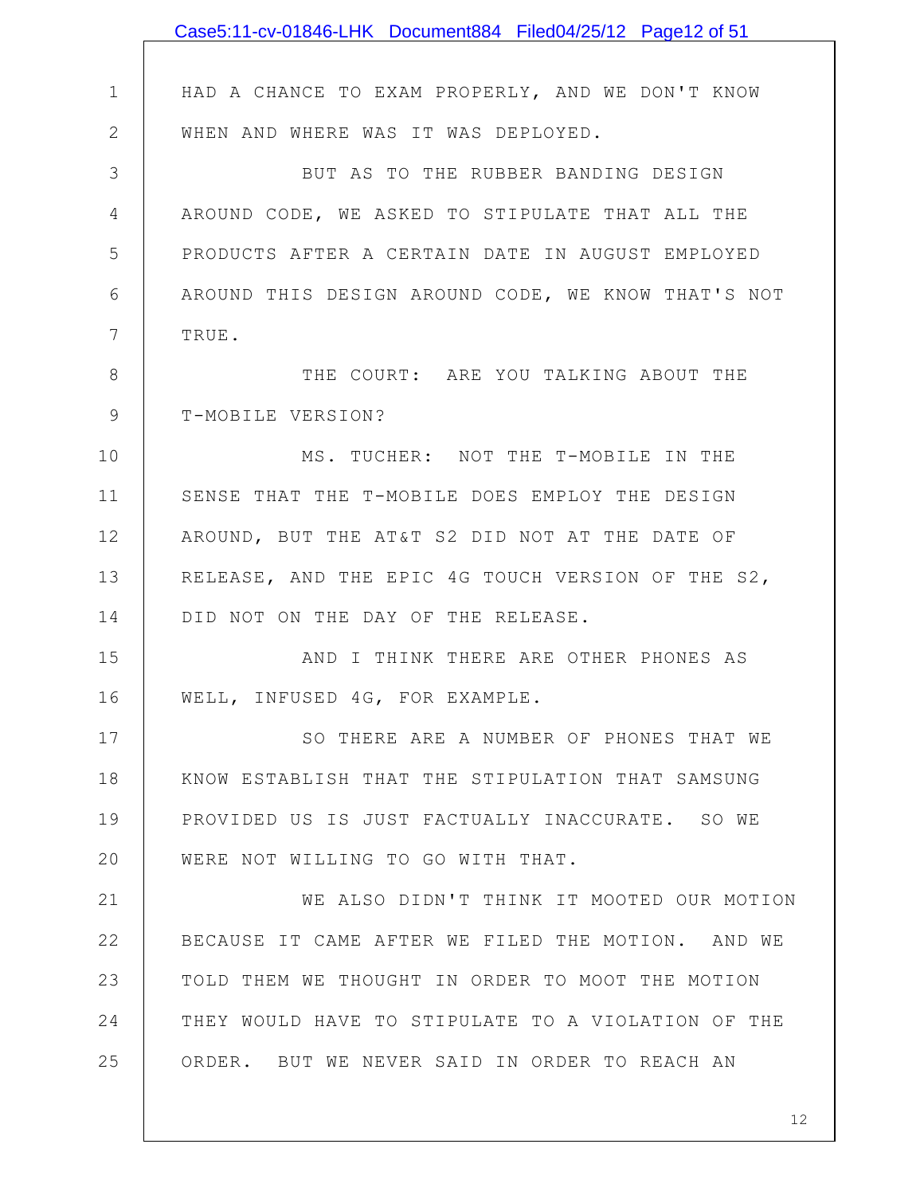HAD A CHANCE TO EXAM PROPERLY, AND WE DON'T KNOW WHEN AND WHERE WAS IT WAS DEPLOYED.

BUT AS TO THE RUBBER BANDING DESIGN AROUND CODE, WE ASKED TO STIPULATE THAT ALL THE PRODUCTS AFTER A CERTAIN DATE IN AUGUST EMPLOYED AROUND THIS DESIGN AROUND CODE, WE KNOW THAT'S NOT TRUE.

THE COURT: ARE YOU TALKING ABOUT THE T-MOBILE VERSION?

MS. TUCHER: NOT THE T-MOBILE IN THE SENSE THAT THE T-MOBILE DOES EMPLOY THE DESIGN AROUND, BUT THE AT&T S2 DID NOT AT THE DATE OF RELEASE, AND THE EPIC 4G TOUCH VERSION OF THE S2, DID NOT ON THE DAY OF THE RELEASE.

AND I THINK THERE ARE OTHER PHONES AS WELL, INFUSED 4G, FOR EXAMPLE.

SO THERE ARE A NUMBER OF PHONES THAT WE KNOW ESTABLISH THAT THE STIPULATION THAT SAMSUNG PROVIDED US IS JUST FACTUALLY INACCURATE. SO WE WERE NOT WILLING TO GO WITH THAT.

WE ALSO DIDN'T THINK IT MOOTED OUR MOTION BECAUSE IT CAME AFTER WE FILED THE MOTION. AND WE TOLD THEM WE THOUGHT IN ORDER TO MOOT THE MOTION THEY WOULD HAVE TO STIPULATE TO A VIOLATION OF THE ORDER. BUT WE NEVER SAID IN ORDER TO REACH AN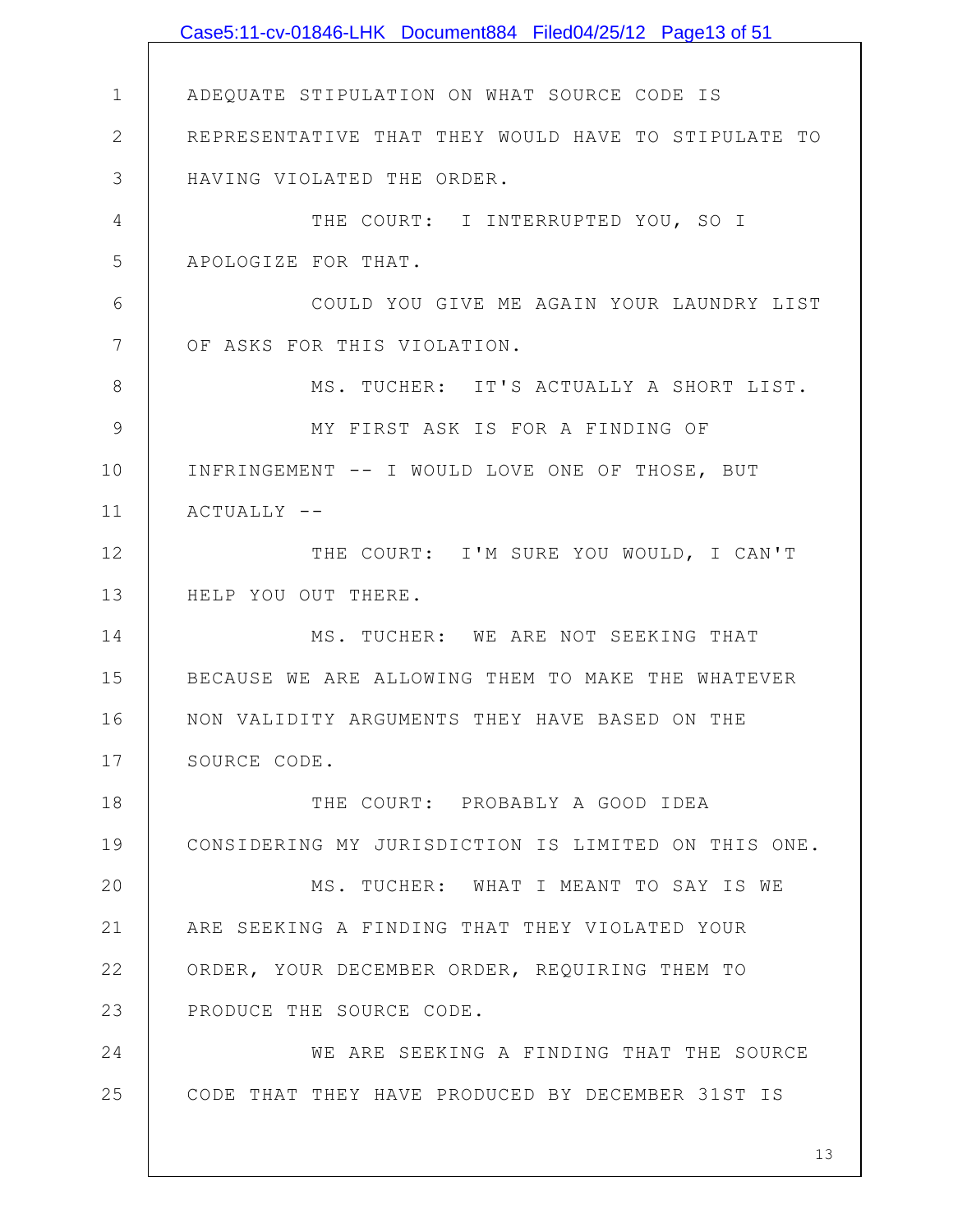ADEQUATE STIPULATION ON WHAT SOURCE CODE IS REPRESENTATIVE THAT THEY WOULD HAVE TO STIPULATE TO HAVING VIOLATED THE ORDER.

THE COURT: I INTERRUPTED YOU, SO I APOLOGIZE FOR THAT.

COULD YOU GIVE ME AGAIN YOUR LAUNDRY LIST OF ASKS FOR THIS VIOLATION.

MS. TUCHER: IT'S ACTUALLY A SHORT LIST.

MY FIRST ASK IS FOR A FINDING OF INFRINGEMENT -- I WOULD LOVE ONE OF THOSE, BUT ACTUALLY --

THE COURT: I'M SURE YOU WOULD, I CAN'T HELP YOU OUT THERE.

MS. TUCHER: WE ARE NOT SEEKING THAT BECAUSE WE ARE ALLOWING THEM TO MAKE THE WHATEVER NON VALIDITY ARGUMENTS THEY HAVE BASED ON THE SOURCE CODE.

THE COURT: PROBABLY A GOOD IDEA CONSIDERING MY JURISDICTION IS LIMITED ON THIS ONE.

MS. TUCHER: WHAT I MEANT TO SAY IS WE ARE SEEKING A FINDING THAT THEY VIOLATED YOUR ORDER, YOUR DECEMBER ORDER, REQUIRING THEM TO PRODUCE THE SOURCE CODE.

WE ARE SEEKING A FINDING THAT THE SOURCE CODE THAT THEY HAVE PRODUCED BY DECEMBER 31ST IS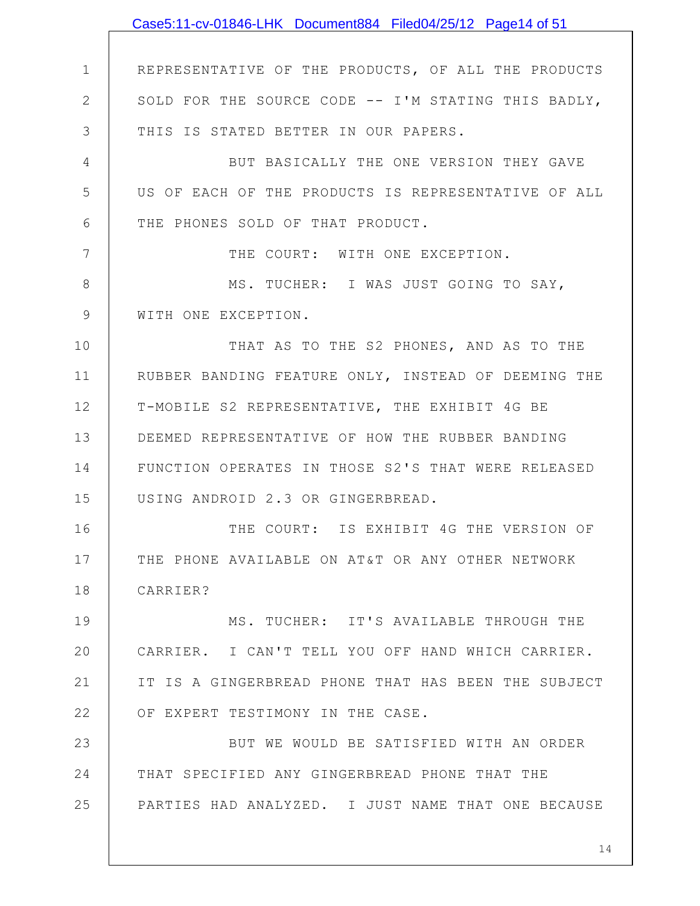REPRESENTATIVE OF THE PRODUCTS, OF ALL THE PRODUCTS SOLD FOR THE SOURCE CODE -- I'M STATING THIS BADLY, THIS IS STATED BETTER IN OUR PAPERS.

BUT BASICALLY THE ONE VERSION THEY GAVE US OF EACH OF THE PRODUCTS IS REPRESENTATIVE OF ALL THE PHONES SOLD OF THAT PRODUCT.

THE COURT: WITH ONE EXCEPTION.

MS. TUCHER: I WAS JUST GOING TO SAY, WITH ONE EXCEPTION.

THAT AS TO THE S2 PHONES, AND AS TO THE RUBBER BANDING FEATURE ONLY, INSTEAD OF DEEMING THE T-MOBILE S2 REPRESENTATIVE, THE EXHIBIT 4G BE DEEMED REPRESENTATIVE OF HOW THE RUBBER BANDING FUNCTION OPERATES IN THOSE S2'S THAT WERE RELEASED USING ANDROID 2.3 OR GINGERBREAD.

THE COURT: IS EXHIBIT 4G THE VERSION OF THE PHONE AVAILABLE ON AT&T OR ANY OTHER NETWORK CARRIER?

MS. TUCHER: IT'S AVAILABLE THROUGH THE CARRIER. I CAN'T TELL YOU OFF HAND WHICH CARRIER. IT IS A GINGERBREAD PHONE THAT HAS BEEN THE SUBJECT OF EXPERT TESTIMONY IN THE CASE.

BUT WE WOULD BE SATISFIED WITH AN ORDER THAT SPECIFIED ANY GINGERBREAD PHONE THAT THE PARTIES HAD ANALYZED. I JUST NAME THAT ONE BECAUSE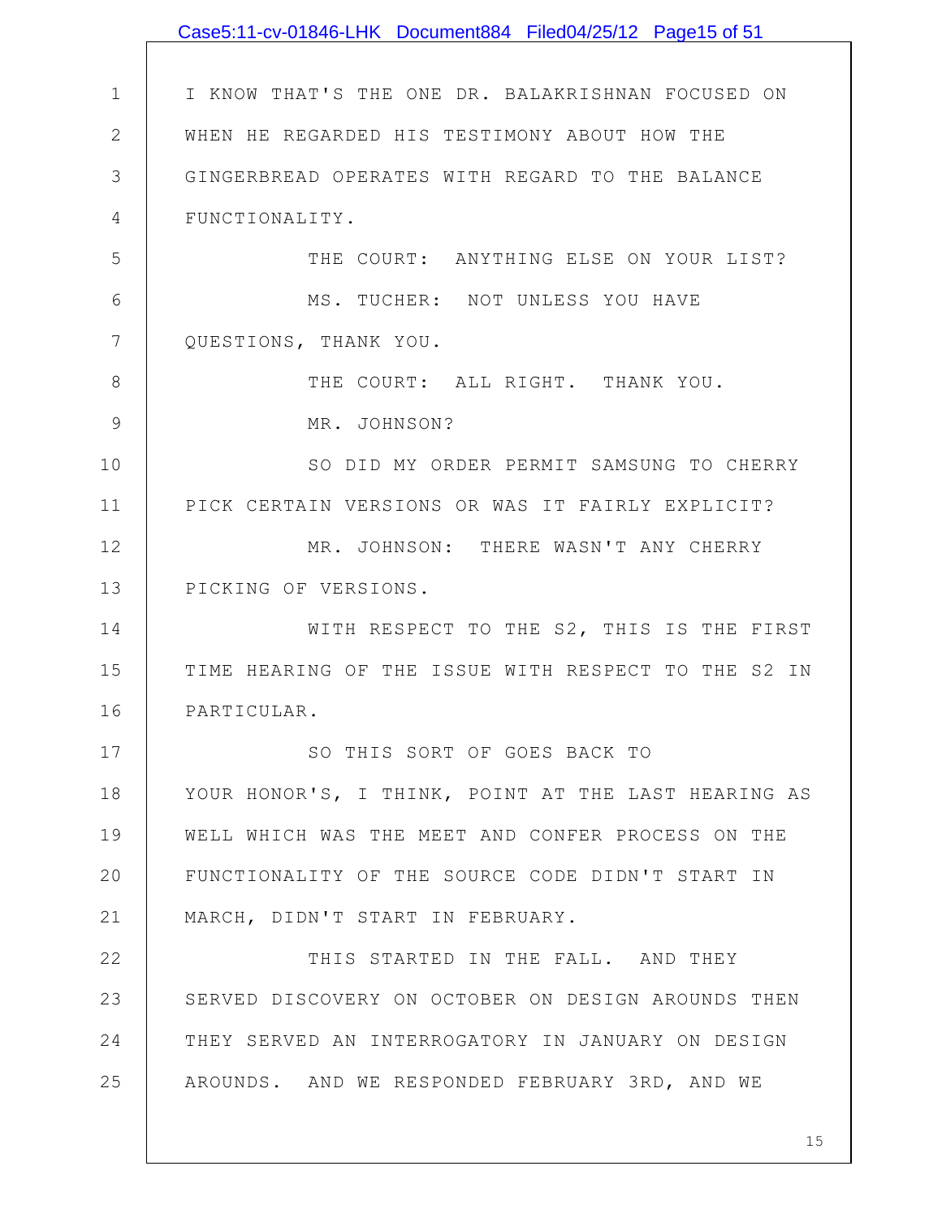I KNOW THAT'S THE ONE DR. BALAKRISHNAN FOCUSED ON WHEN HE REGARDED HIS TESTIMONY ABOUT HOW THE GINGERBREAD OPERATES WITH REGARD TO THE BALANCE FUNCTIONALITY.

THE COURT: ANYTHING ELSE ON YOUR LIST?

MS. TUCHER: NOT UNLESS YOU HAVE QUESTIONS, THANK YOU.

THE COURT: ALL RIGHT. THANK YOU.

MR. JOHNSON?

SO DID MY ORDER PERMIT SAMSUNG TO CHERRY PICK CERTAIN VERSIONS OR WAS IT FAIRLY EXPLICIT?

MR. JOHNSON: THERE WASN'T ANY CHERRY PICKING OF VERSIONS.

WITH RESPECT TO THE S2, THIS IS THE FIRST TIME HEARING OF THE ISSUE WITH RESPECT TO THE S2 IN PARTICULAR.

SO THIS SORT OF GOES BACK TO YOUR HONOR'S, I THINK, POINT AT THE LAST HEARING AS WELL WHICH WAS THE MEET AND CONFER PROCESS ON THE FUNCTIONALITY OF THE SOURCE CODE DIDN'T START IN MARCH, DIDN'T START IN FEBRUARY.

THIS STARTED IN THE FALL. AND THEY SERVED DISCOVERY ON OCTOBER ON DESIGN AROUNDS THEN THEY SERVED AN INTERROGATORY IN JANUARY ON DESIGN AROUNDS. AND WE RESPONDED FEBRUARY 3RD, AND WE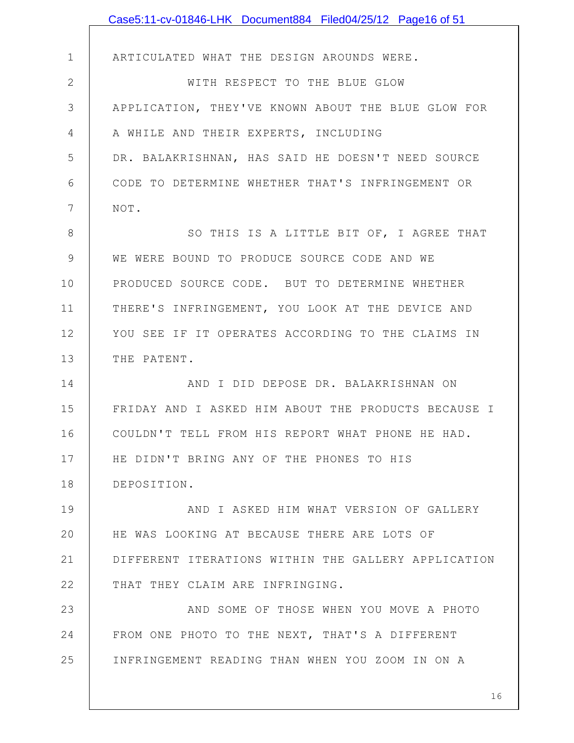ARTICULATED WHAT THE DESIGN AROUNDS WERE.

WITH RESPECT TO THE BLUE GLOW APPLICATION, THEY'VE KNOWN ABOUT THE BLUE GLOW FOR A WHILE AND THEIR EXPERTS, INCLUDING DR. BALAKRISHNAN, HAS SAID HE DOESN'T NEED SOURCE CODE TO DETERMINE WHETHER THAT'S INFRINGEMENT OR NOT.

SO THIS IS A LITTLE BIT OF, I AGREE THAT WE WERE BOUND TO PRODUCE SOURCE CODE AND WE PRODUCED SOURCE CODE. BUT TO DETERMINE WHETHER THERE'S INFRINGEMENT, YOU LOOK AT THE DEVICE AND YOU SEE IF IT OPERATES ACCORDING TO THE CLAIMS IN THE PATENT.

AND I DID DEPOSE DR. BALAKRISHNAN ON FRIDAY AND I ASKED HIM ABOUT THE PRODUCTS BECAUSE I COULDN'T TELL FROM HIS REPORT WHAT PHONE HE HAD. HE DIDN'T BRING ANY OF THE PHONES TO HIS DEPOSITION.

AND I ASKED HIM WHAT VERSION OF GALLERY HE WAS LOOKING AT BECAUSE THERE ARE LOTS OF DIFFERENT ITERATIONS WITHIN THE GALLERY APPLICATION THAT THEY CLAIM ARE INFRINGING.

AND SOME OF THOSE WHEN YOU MOVE A PHOTO FROM ONE PHOTO TO THE NEXT, THAT'S A DIFFERENT INFRINGEMENT READING THAN WHEN YOU ZOOM IN ON A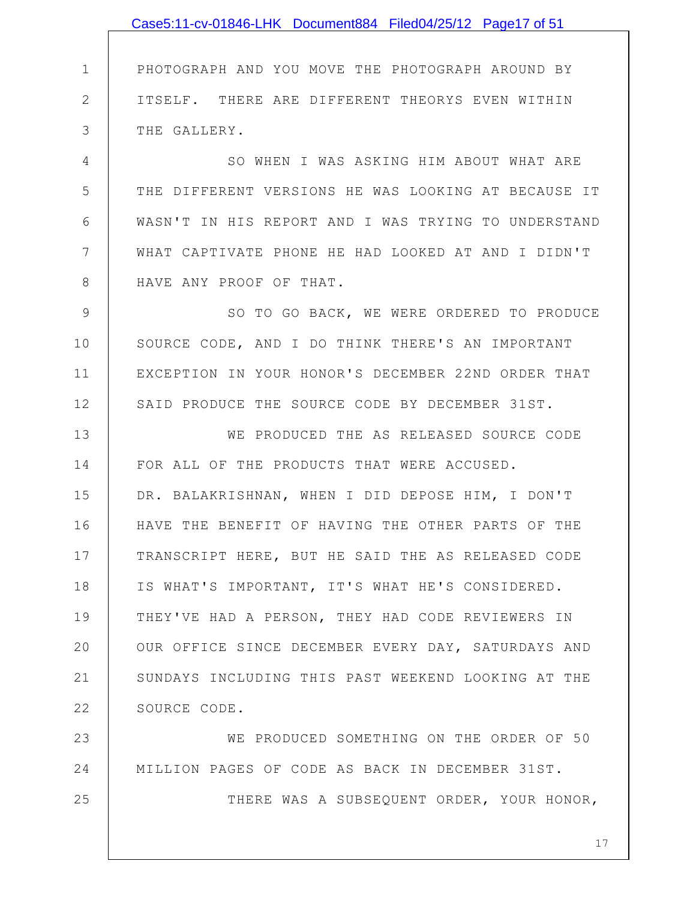PHOTOGRAPH AND YOU MOVE THE PHOTOGRAPH AROUND BY ITSELF. THERE ARE DIFFERENT THEORYS EVEN WITHIN THE GALLERY.

SO WHEN I WAS ASKING HIM ABOUT WHAT ARE THE DIFFERENT VERSIONS HE WAS LOOKING AT BECAUSE IT WASN'T IN HIS REPORT AND I WAS TRYING TO UNDERSTAND WHAT CAPTIVATE PHONE HE HAD LOOKED AT AND I DIDN'T HAVE ANY PROOF OF THAT.

SO TO GO BACK, WE WERE ORDERED TO PRODUCE SOURCE CODE, AND I DO THINK THERE'S AN IMPORTANT EXCEPTION IN YOUR HONOR'S DECEMBER 22ND ORDER THAT SAID PRODUCE THE SOURCE CODE BY DECEMBER 31ST.

WE PRODUCED THE AS RELEASED SOURCE CODE FOR ALL OF THE PRODUCTS THAT WERE ACCUSED. DR. BALAKRISHNAN, WHEN I DID DEPOSE HIM, I DON'T HAVE THE BENEFIT OF HAVING THE OTHER PARTS OF THE TRANSCRIPT HERE, BUT HE SAID THE AS RELEASED CODE IS WHAT'S IMPORTANT, IT'S WHAT HE'S CONSIDERED. THEY'VE HAD A PERSON, THEY HAD CODE REVIEWERS IN OUR OFFICE SINCE DECEMBER EVERY DAY, SATURDAYS AND SUNDAYS INCLUDING THIS PAST WEEKEND LOOKING AT THE SOURCE CODE.

WE PRODUCED SOMETHING ON THE ORDER OF 50 MILLION PAGES OF CODE AS BACK IN DECEMBER 31ST.

THERE WAS A SUBSEQUENT ORDER, YOUR HONOR,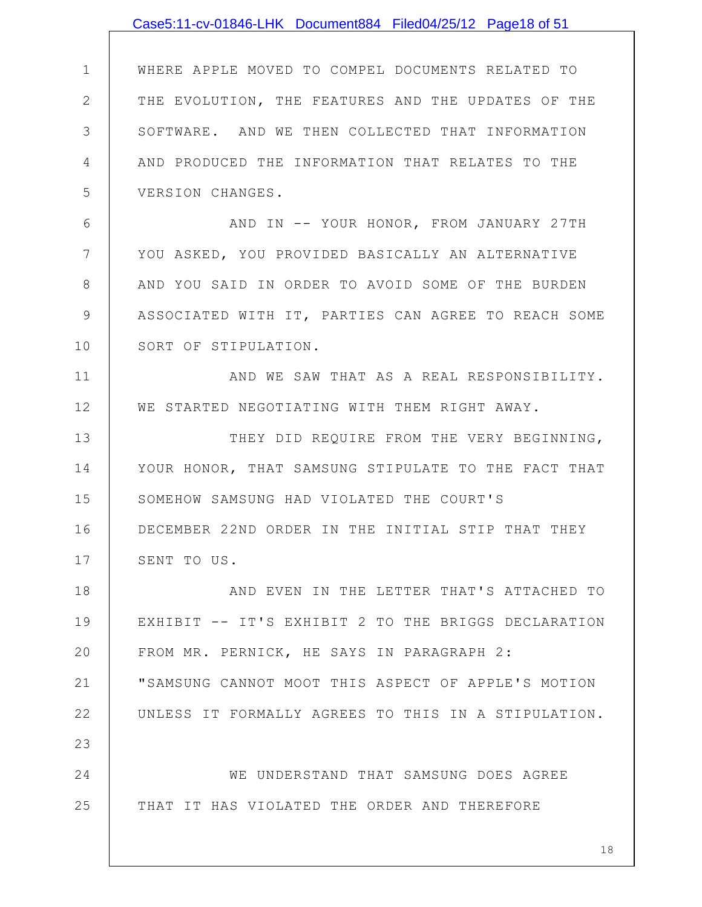WHERE APPLE MOVED TO COMPEL DOCUMENTS RELATED TO THE EVOLUTION, THE FEATURES AND THE UPDATES OF THE SOFTWARE. AND WE THEN COLLECTED THAT INFORMATION AND PRODUCED THE INFORMATION THAT RELATES TO THE VERSION CHANGES.

AND IN -- YOUR HONOR, FROM JANUARY 27TH YOU ASKED, YOU PROVIDED BASICALLY AN ALTERNATIVE AND YOU SAID IN ORDER TO AVOID SOME OF THE BURDEN ASSOCIATED WITH IT, PARTIES CAN AGREE TO REACH SOME SORT OF STIPULATION.

AND WE SAW THAT AS A REAL RESPONSIBILITY. WE STARTED NEGOTIATING WITH THEM RIGHT AWAY.

THEY DID REQUIRE FROM THE VERY BEGINNING, YOUR HONOR, THAT SAMSUNG STIPULATE TO THE FACT THAT SOMEHOW SAMSUNG HAD VIOLATED THE COURT'S DECEMBER 22ND ORDER IN THE INITIAL STIP THAT THEY SENT TO US.

AND EVEN IN THE LETTER THAT'S ATTACHED TO EXHIBIT -- IT'S EXHIBIT 2 TO THE BRIGGS DECLARATION FROM MR. PERNICK, HE SAYS IN PARAGRAPH 2: "SAMSUNG CANNOT MOOT THIS ASPECT OF APPLE'S MOTION UNLESS IT FORMALLY AGREES TO THIS IN A STIPULATION.

WE UNDERSTAND THAT SAMSUNG DOES AGREE THAT IT HAS VIOLATED THE ORDER AND THEREFORE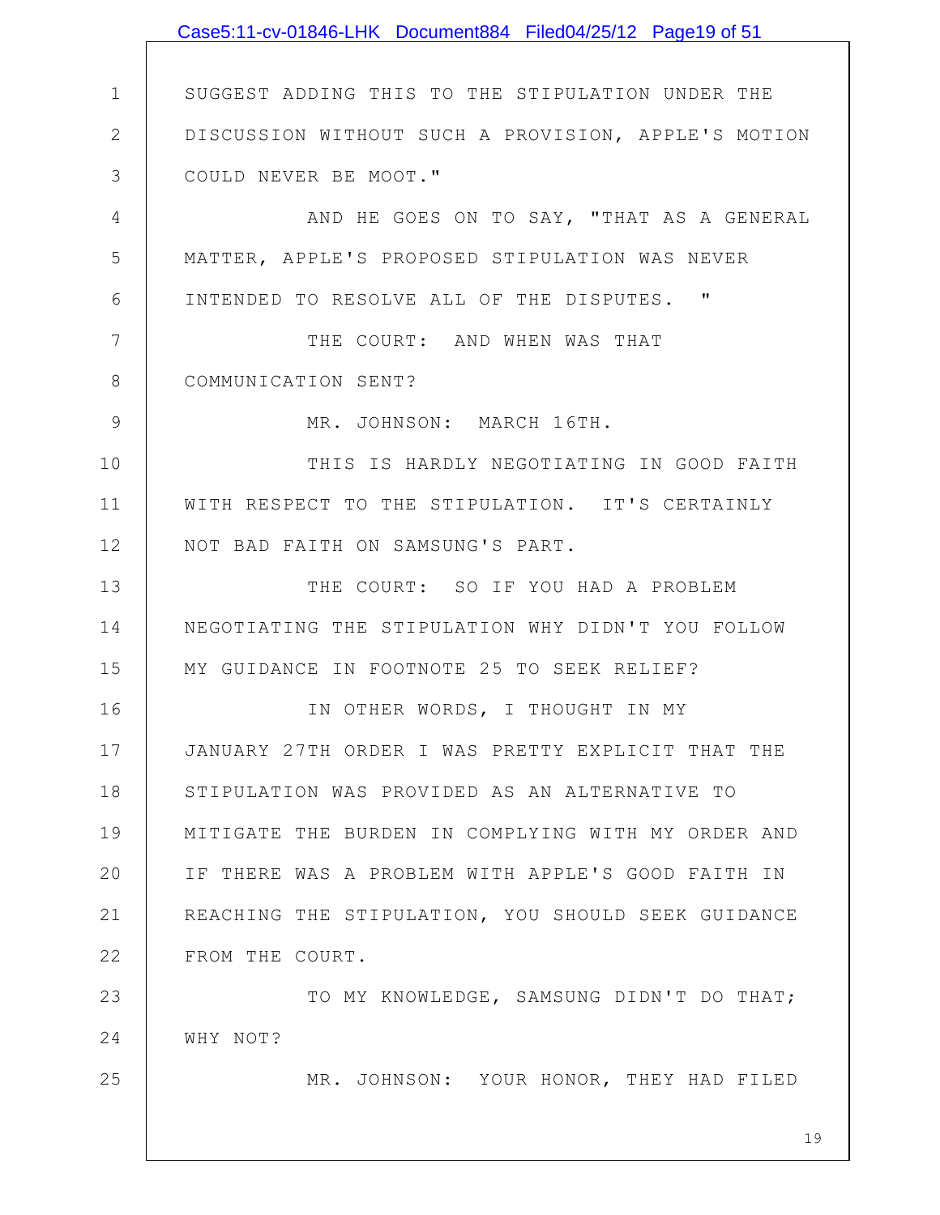SUGGEST ADDING THIS TO THE STIPULATION UNDER THE DISCUSSION WITHOUT SUCH A PROVISION, APPLE'S MOTION COULD NEVER BE MOOT."

AND HE GOES ON TO SAY, "THAT AS A GENERAL MATTER, APPLE'S PROPOSED STIPULATION WAS NEVER INTENDED TO RESOLVE ALL OF THE DISPUTES. "

THE COURT: AND WHEN WAS THAT COMMUNICATION SENT?

MR. JOHNSON: MARCH 16TH.

THIS IS HARDLY NEGOTIATING IN GOOD FAITH WITH RESPECT TO THE STIPULATION. IT'S CERTAINLY NOT BAD FAITH ON SAMSUNG'S PART.

THE COURT: SO IF YOU HAD A PROBLEM NEGOTIATING THE STIPULATION WHY DIDN'T YOU FOLLOW MY GUIDANCE IN FOOTNOTE 25 TO SEEK RELIEF?

IN OTHER WORDS, I THOUGHT IN MY JANUARY 27TH ORDER I WAS PRETTY EXPLICIT THAT THE STIPULATION WAS PROVIDED AS AN ALTERNATIVE TO MITIGATE THE BURDEN IN COMPLYING WITH MY ORDER AND IF THERE WAS A PROBLEM WITH APPLE'S GOOD FAITH IN REACHING THE STIPULATION, YOU SHOULD SEEK GUIDANCE FROM THE COURT.

TO MY KNOWLEDGE, SAMSUNG DIDN'T DO THAT; WHY NOT?

MR. JOHNSON: YOUR HONOR, THEY HAD FILED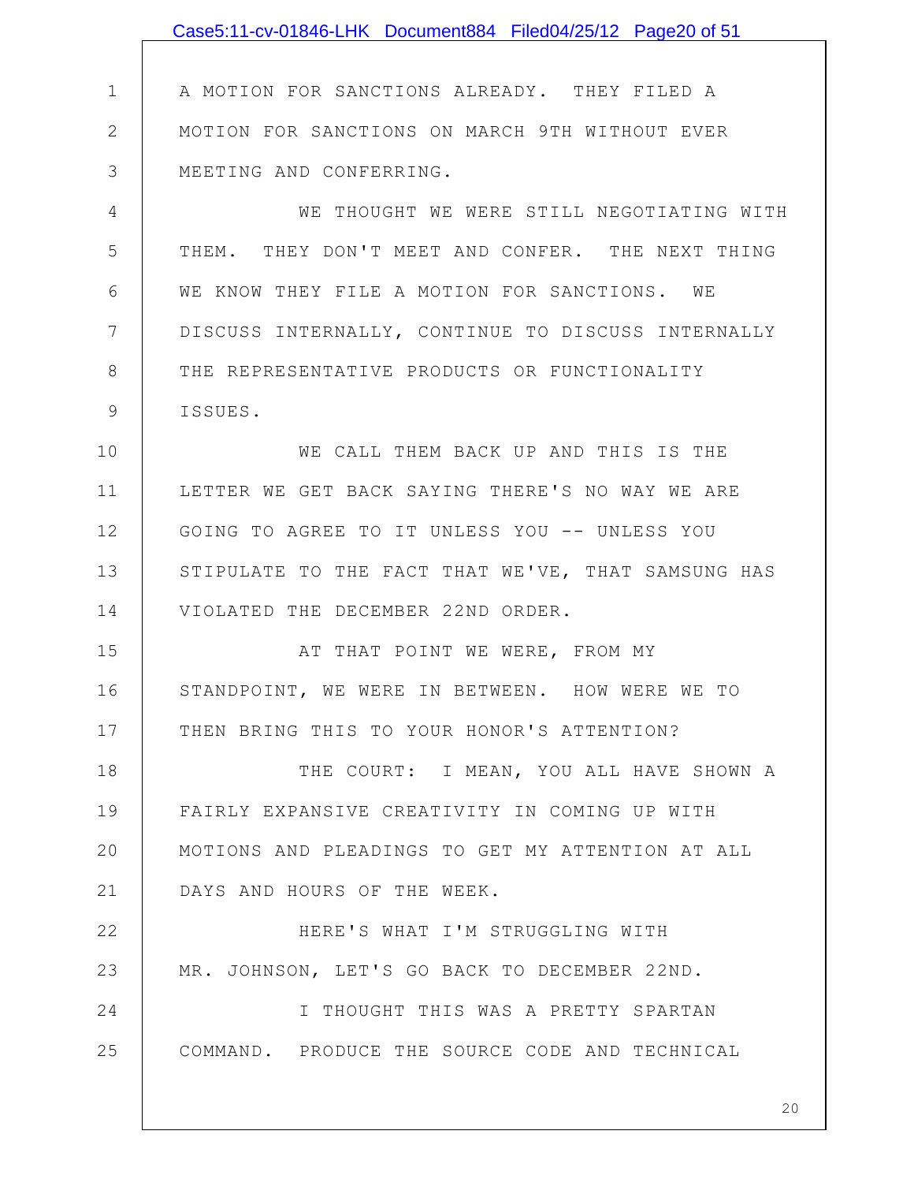A MOTION FOR SANCTIONS ALREADY. THEY FILED A MOTION FOR SANCTIONS ON MARCH 9TH WITHOUT EVER MEETING AND CONFERRING.

WE THOUGHT WE WERE STILL NEGOTIATING WITH THEM. THEY DON'T MEET AND CONFER. THE NEXT THING WE KNOW THEY FILE A MOTION FOR SANCTIONS. WE DISCUSS INTERNALLY, CONTINUE TO DISCUSS INTERNALLY THE REPRESENTATIVE PRODUCTS OR FUNCTIONALITY ISSUES.

WE CALL THEM BACK UP AND THIS IS THE LETTER WE GET BACK SAYING THERE'S NO WAY WE ARE GOING TO AGREE TO IT UNLESS YOU -- UNLESS YOU STIPULATE TO THE FACT THAT WE'VE, THAT SAMSUNG HAS VIOLATED THE DECEMBER 22ND ORDER.

AT THAT POINT WE WERE, FROM MY STANDPOINT, WE WERE IN BETWEEN. HOW WERE WE TO THEN BRING THIS TO YOUR HONOR'S ATTENTION?

THE COURT: I MEAN, YOU ALL HAVE SHOWN A FAIRLY EXPANSIVE CREATIVITY IN COMING UP WITH MOTIONS AND PLEADINGS TO GET MY ATTENTION AT ALL DAYS AND HOURS OF THE WEEK.

HERE'S WHAT I'M STRUGGLING WITH MR. JOHNSON, LET'S GO BACK TO DECEMBER 22ND.

I THOUGHT THIS WAS A PRETTY SPARTAN COMMAND. PRODUCE THE SOURCE CODE AND TECHNICAL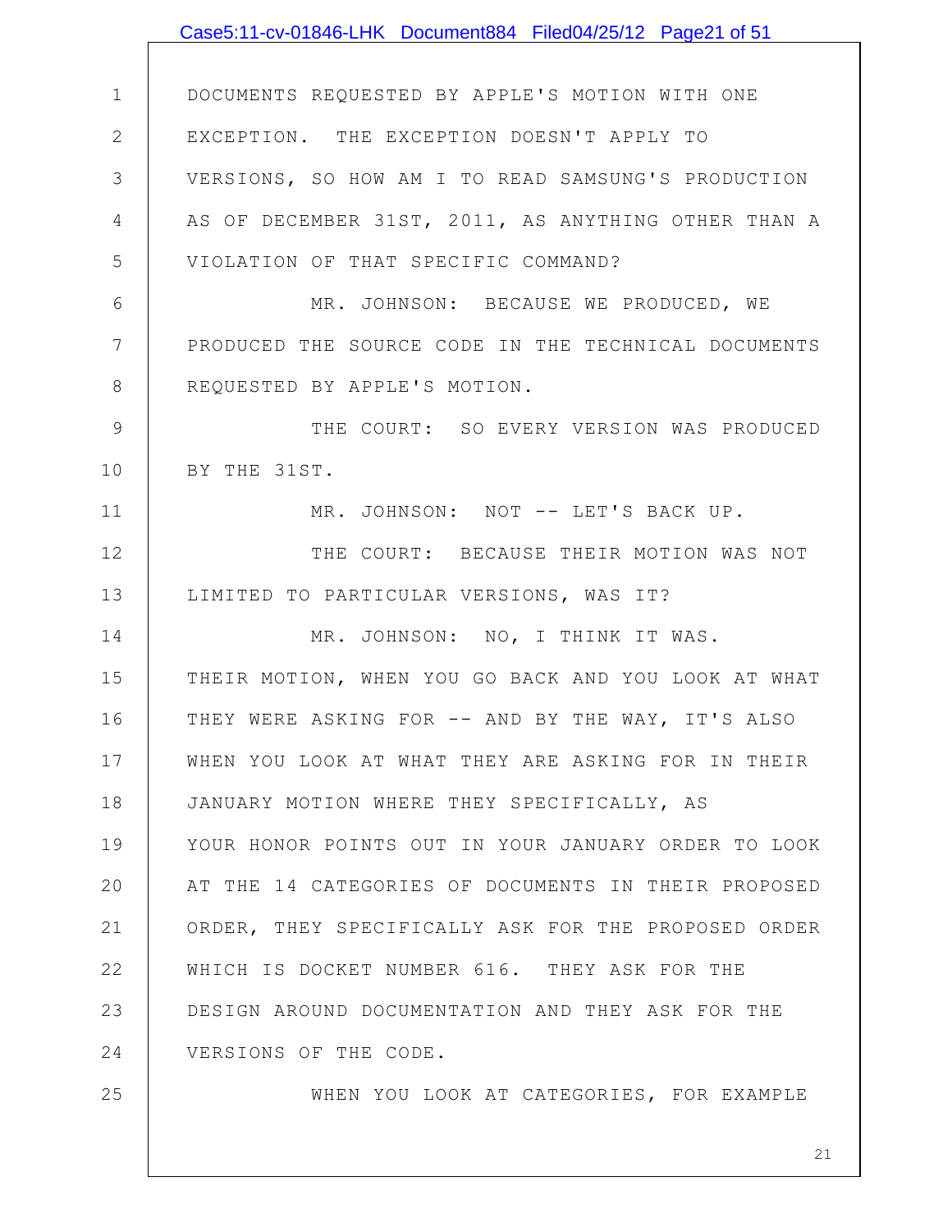DOCUMENTS REQUESTED BY APPLE'S MOTION WITH ONE EXCEPTION. THE EXCEPTION DOESN'T APPLY TO VERSIONS, SO HOW AM I TO READ SAMSUNG'S PRODUCTION AS OF DECEMBER 31ST, 2011, AS ANYTHING OTHER THAN A VIOLATION OF THAT SPECIFIC COMMAND?

MR. JOHNSON: BECAUSE WE PRODUCED, WE PRODUCED THE SOURCE CODE IN THE TECHNICAL DOCUMENTS REQUESTED BY APPLE'S MOTION.

THE COURT: SO EVERY VERSION WAS PRODUCED BY THE 31ST.

MR. JOHNSON: NOT -- LET'S BACK UP.

THE COURT: BECAUSE THEIR MOTION WAS NOT LIMITED TO PARTICULAR VERSIONS, WAS IT?

MR. JOHNSON: NO, I THINK IT WAS. THEIR MOTION, WHEN YOU GO BACK AND YOU LOOK AT WHAT THEY WERE ASKING FOR -- AND BY THE WAY, IT'S ALSO WHEN YOU LOOK AT WHAT THEY ARE ASKING FOR IN THEIR JANUARY MOTION WHERE THEY SPECIFICALLY, AS YOUR HONOR POINTS OUT IN YOUR JANUARY ORDER TO LOOK AT THE 14 CATEGORIES OF DOCUMENTS IN THEIR PROPOSED ORDER, THEY SPECIFICALLY ASK FOR THE PROPOSED ORDER WHICH IS DOCKET NUMBER 616. THEY ASK FOR THE DESIGN AROUND DOCUMENTATION AND THEY ASK FOR THE VERSIONS OF THE CODE.

WHEN YOU LOOK AT CATEGORIES, FOR EXAMPLE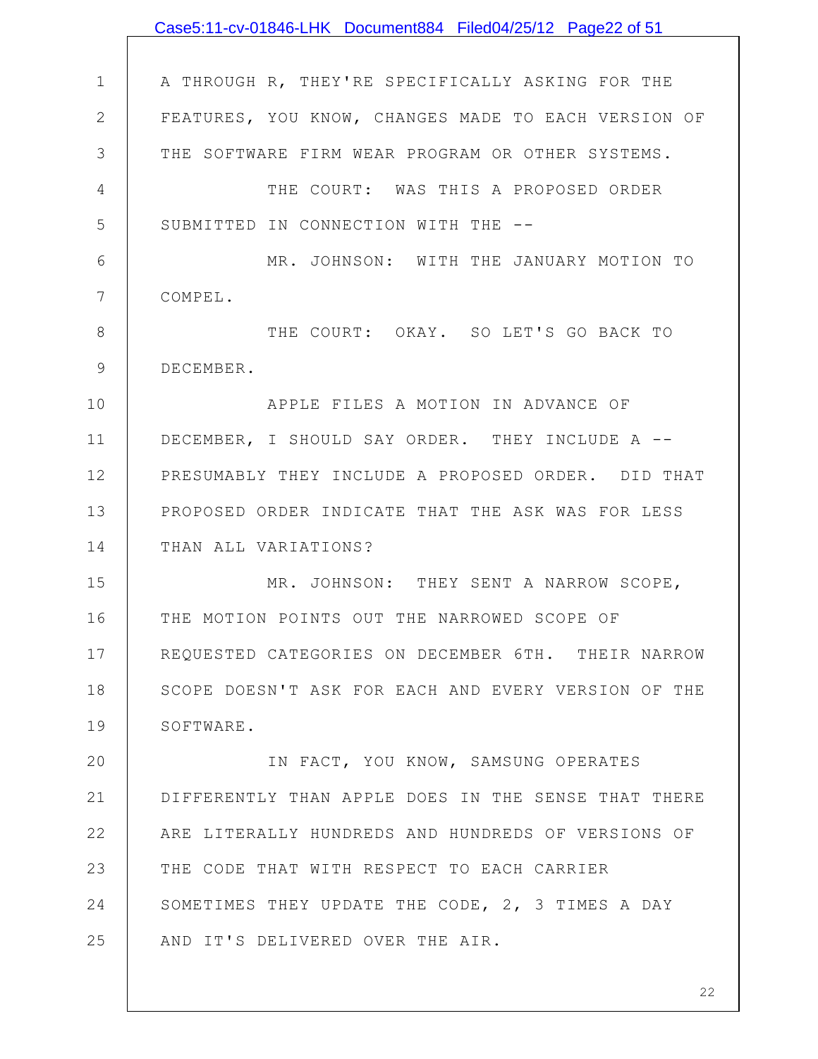A THROUGH R, THEY'RE SPECIFICALLY ASKING FOR THE FEATURES, YOU KNOW, CHANGES MADE TO EACH VERSION OF THE SOFTWARE FIRM WEAR PROGRAM OR OTHER SYSTEMS.

THE COURT: WAS THIS A PROPOSED ORDER SUBMITTED IN CONNECTION WITH THE --

MR. JOHNSON: WITH THE JANUARY MOTION TO COMPEL.

THE COURT: OKAY. SO LET'S GO BACK TO DECEMBER.

APPLE FILES A MOTION IN ADVANCE OF DECEMBER, I SHOULD SAY ORDER. THEY INCLUDE A -- PRESUMABLY THEY INCLUDE A PROPOSED ORDER. DID THAT PROPOSED ORDER INDICATE THAT THE ASK WAS FOR LESS THAN ALL VARIATIONS?

MR. JOHNSON: THEY SENT A NARROW SCOPE, THE MOTION POINTS OUT THE NARROWED SCOPE OF REQUESTED CATEGORIES ON DECEMBER 6TH. THEIR NARROW SCOPE DOESN'T ASK FOR EACH AND EVERY VERSION OF THE SOFTWARE.

IN FACT, YOU KNOW, SAMSUNG OPERATES DIFFERENTLY THAN APPLE DOES IN THE SENSE THAT THERE ARE LITERALLY HUNDREDS AND HUNDREDS OF VERSIONS OF THE CODE THAT WITH RESPECT TO EACH CARRIER SOMETIMES THEY UPDATE THE CODE, 2, 3 TIMES A DAY AND IT'S DELIVERED OVER THE AIR.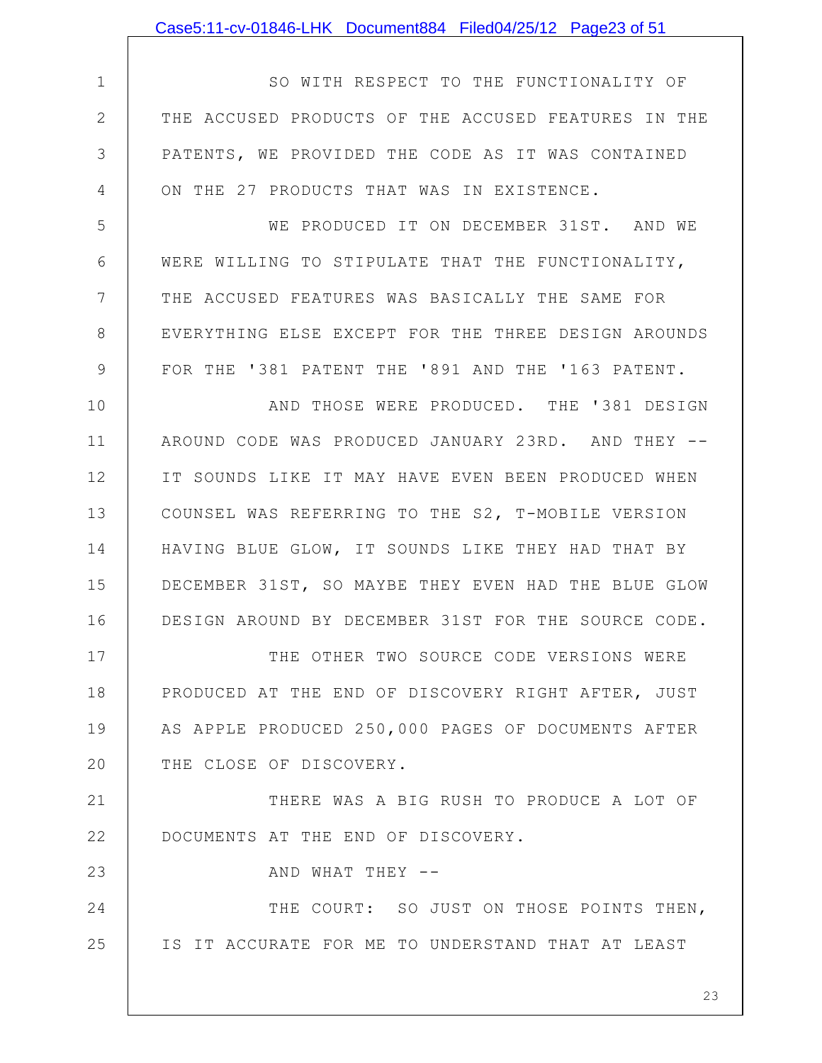SO WITH RESPECT TO THE FUNCTIONALITY OF THE ACCUSED PRODUCTS OF THE ACCUSED FEATURES IN THE PATENTS, WE PROVIDED THE CODE AS IT WAS CONTAINED ON THE 27 PRODUCTS THAT WAS IN EXISTENCE.

WE PRODUCED IT ON DECEMBER 31ST. AND WE WERE WILLING TO STIPULATE THAT THE FUNCTIONALITY, THE ACCUSED FEATURES WAS BASICALLY THE SAME FOR EVERYTHING ELSE EXCEPT FOR THE THREE DESIGN AROUNDS FOR THE '381 PATENT THE '891 AND THE '163 PATENT.

AND THOSE WERE PRODUCED. THE '381 DESIGN AROUND CODE WAS PRODUCED JANUARY 23RD. AND THEY -- IT SOUNDS LIKE IT MAY HAVE EVEN BEEN PRODUCED WHEN COUNSEL WAS REFERRING TO THE S2, T-MOBILE VERSION HAVING BLUE GLOW, IT SOUNDS LIKE THEY HAD THAT BY DECEMBER 31ST, SO MAYBE THEY EVEN HAD THE BLUE GLOW DESIGN AROUND BY DECEMBER 31ST FOR THE SOURCE CODE.

THE OTHER TWO SOURCE CODE VERSIONS WERE PRODUCED AT THE END OF DISCOVERY RIGHT AFTER, JUST AS APPLE PRODUCED 250,000 PAGES OF DOCUMENTS AFTER THE CLOSE OF DISCOVERY.

THERE WAS A BIG RUSH TO PRODUCE A LOT OF DOCUMENTS AT THE END OF DISCOVERY.

AND WHAT THEY --

THE COURT: SO JUST ON THOSE POINTS THEN, IS IT ACCURATE FOR ME TO UNDERSTAND THAT AT LEAST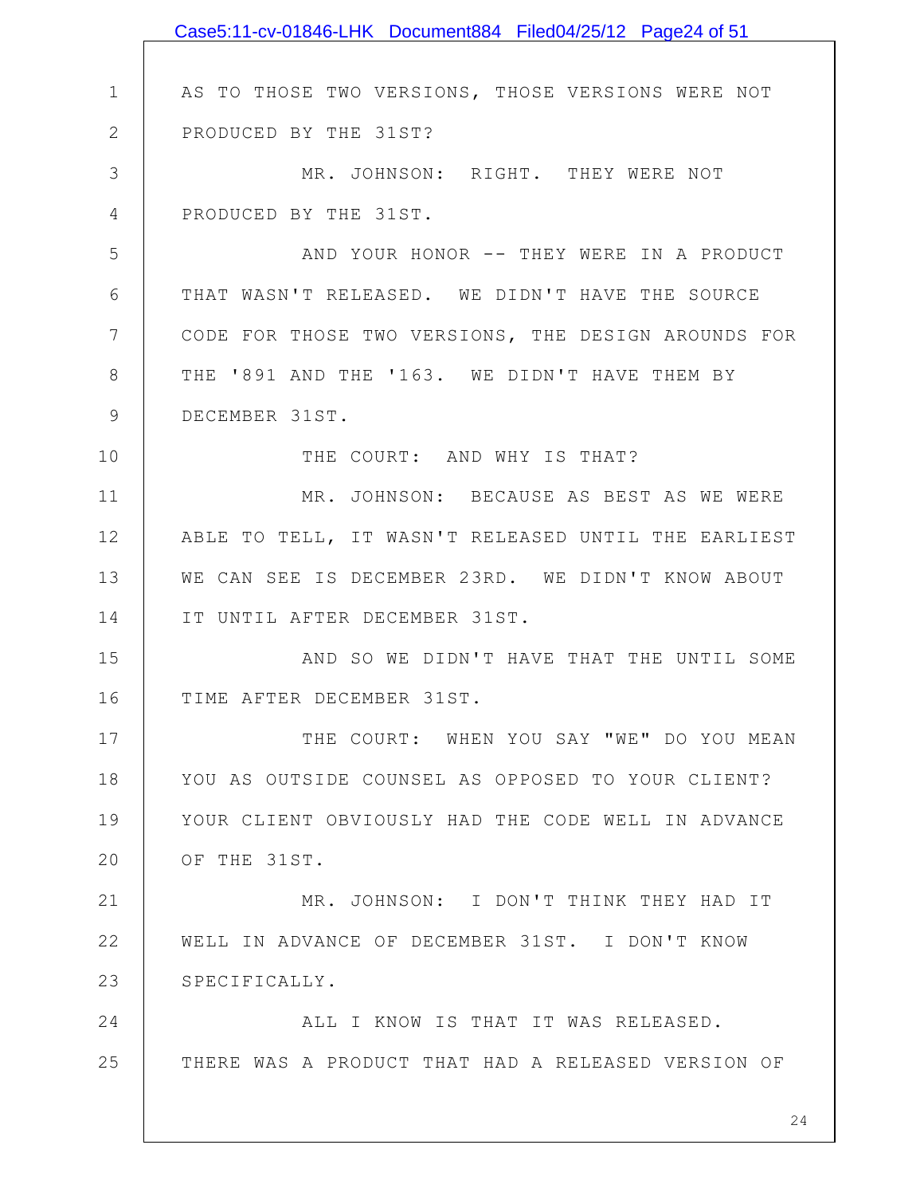AS TO THOSE TWO VERSIONS, THOSE VERSIONS WERE NOT PRODUCED BY THE 31ST?

MR. JOHNSON: RIGHT. THEY WERE NOT PRODUCED BY THE 31ST.

AND YOUR HONOR -- THEY WERE IN A PRODUCT THAT WASN'T RELEASED. WE DIDN'T HAVE THE SOURCE CODE FOR THOSE TWO VERSIONS, THE DESIGN AROUNDS FOR THE '891 AND THE '163. WE DIDN'T HAVE THEM BY DECEMBER 31ST.

THE COURT: AND WHY IS THAT?

MR. JOHNSON: BECAUSE AS BEST AS WE WERE ABLE TO TELL, IT WASN'T RELEASED UNTIL THE EARLIEST WE CAN SEE IS DECEMBER 23RD. WE DIDN'T KNOW ABOUT IT UNTIL AFTER DECEMBER 31ST.

AND SO WE DIDN'T HAVE THAT THE UNTIL SOME TIME AFTER DECEMBER 31ST.

THE COURT: WHEN YOU SAY "WE" DO YOU MEAN YOU AS OUTSIDE COUNSEL AS OPPOSED TO YOUR CLIENT? YOUR CLIENT OBVIOUSLY HAD THE CODE WELL IN ADVANCE OF THE 31ST.

MR. JOHNSON: I DON'T THINK THEY HAD IT WELL IN ADVANCE OF DECEMBER 31ST. I DON'T KNOW SPECIFICALLY.

ALL I KNOW IS THAT IT WAS RELEASED. THERE WAS A PRODUCT THAT HAD A RELEASED VERSION OF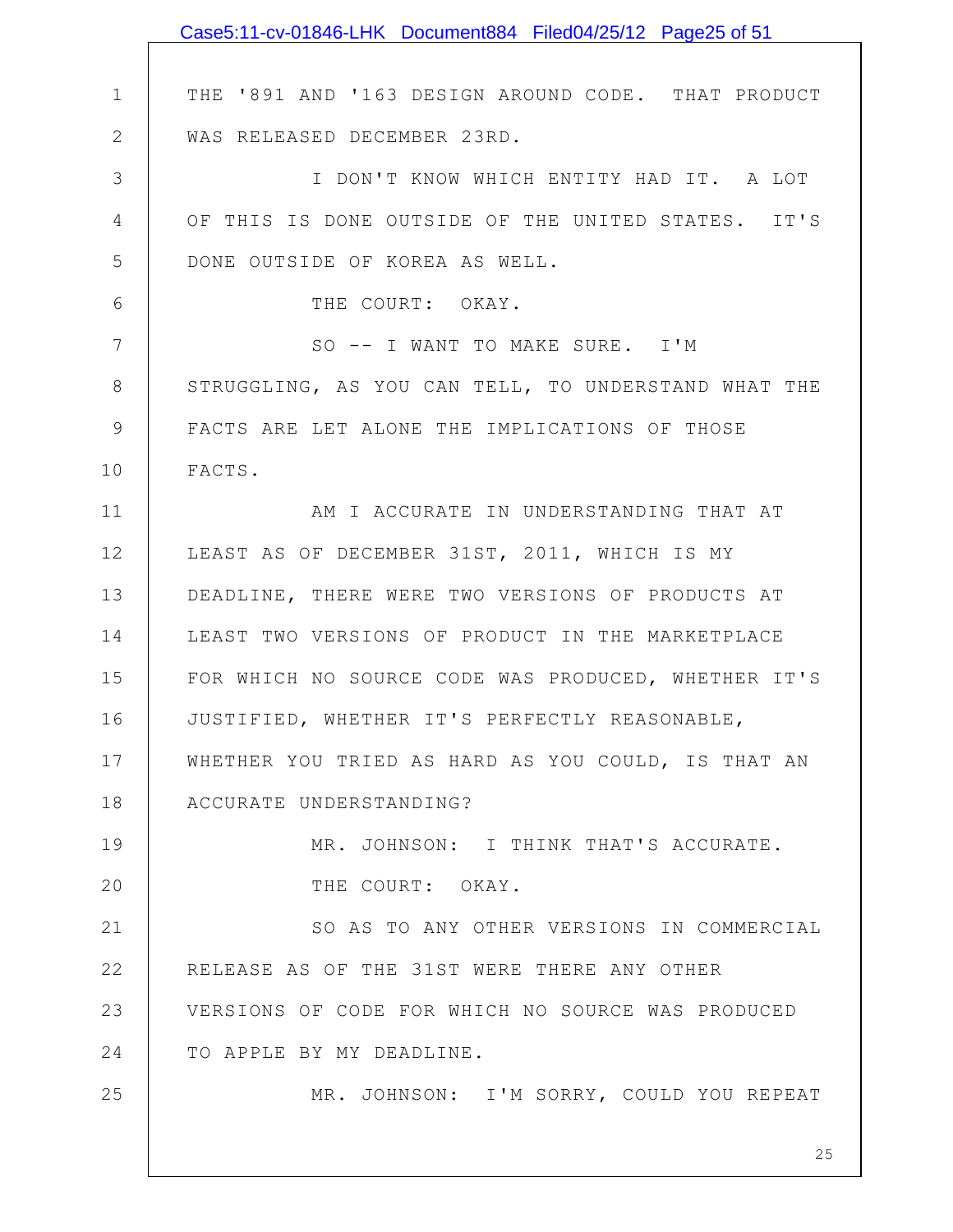THE '891 AND '163 DESIGN AROUND CODE. THAT PRODUCT WAS RELEASED DECEMBER 23RD.

I DON'T KNOW WHICH ENTITY HAD IT. A LOT OF THIS IS DONE OUTSIDE OF THE UNITED STATES. IT'S DONE OUTSIDE OF KOREA AS WELL.

THE COURT: OKAY.

SO -- I WANT TO MAKE SURE. I'M STRUGGLING, AS YOU CAN TELL, TO UNDERSTAND WHAT THE FACTS ARE LET ALONE THE IMPLICATIONS OF THOSE FACTS.

AM I ACCURATE IN UNDERSTANDING THAT AT LEAST AS OF DECEMBER 31ST, 2011, WHICH IS MY DEADLINE, THERE WERE TWO VERSIONS OF PRODUCTS AT LEAST TWO VERSIONS OF PRODUCT IN THE MARKETPLACE FOR WHICH NO SOURCE CODE WAS PRODUCED, WHETHER IT'S JUSTIFIED, WHETHER IT'S PERFECTLY REASONABLE, WHETHER YOU TRIED AS HARD AS YOU COULD, IS THAT AN ACCURATE UNDERSTANDING?

MR. JOHNSON: I THINK THAT'S ACCURATE.

THE COURT: OKAY.

SO AS TO ANY OTHER VERSIONS IN COMMERCIAL RELEASE AS OF THE 31ST WERE THERE ANY OTHER VERSIONS OF CODE FOR WHICH NO SOURCE WAS PRODUCED TO APPLE BY MY DEADLINE.

MR. JOHNSON: I'M SORRY, COULD YOU REPEAT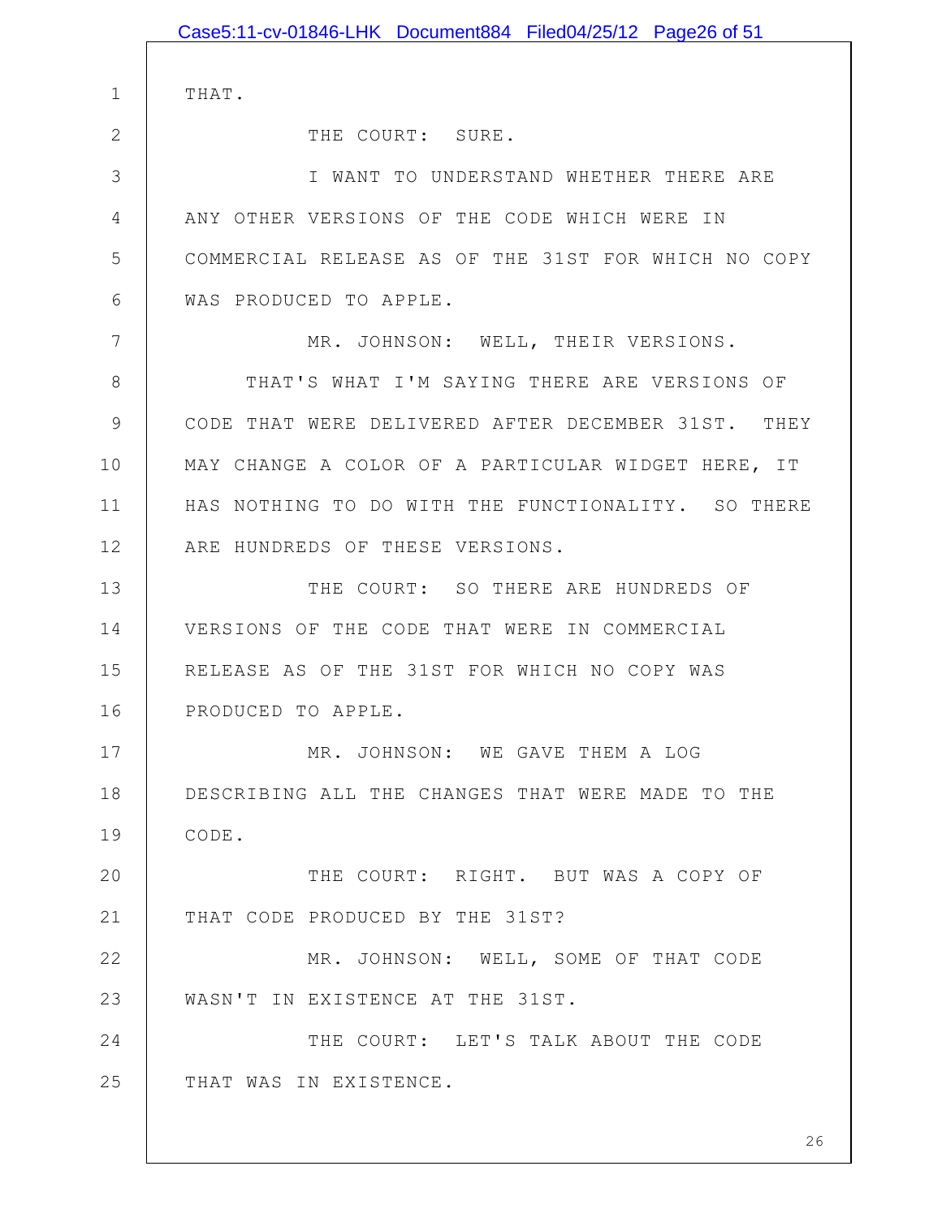THAT.

THE COURT: SURE.

I WANT TO UNDERSTAND WHETHER THERE ARE ANY OTHER VERSIONS OF THE CODE WHICH WERE IN COMMERCIAL RELEASE AS OF THE 31ST FOR WHICH NO COPY WAS PRODUCED TO APPLE.

MR. JOHNSON: WELL, THEIR VERSIONS.

THAT'S WHAT I'M SAYING THERE ARE VERSIONS OF CODE THAT WERE DELIVERED AFTER DECEMBER 31ST. THEY MAY CHANGE A COLOR OF A PARTICULAR WIDGET HERE, IT HAS NOTHING TO DO WITH THE FUNCTIONALITY. SO THERE ARE HUNDREDS OF THESE VERSIONS.

THE COURT: SO THERE ARE HUNDREDS OF VERSIONS OF THE CODE THAT WERE IN COMMERCIAL RELEASE AS OF THE 31ST FOR WHICH NO COPY WAS PRODUCED TO APPLE.

MR. JOHNSON: WE GAVE THEM A LOG DESCRIBING ALL THE CHANGES THAT WERE MADE TO THE CODE.

THE COURT: RIGHT. BUT WAS A COPY OF THAT CODE PRODUCED BY THE 31ST?

MR. JOHNSON: WELL, SOME OF THAT CODE WASN'T IN EXISTENCE AT THE 31ST.

THE COURT: LET'S TALK ABOUT THE CODE THAT WAS IN EXISTENCE.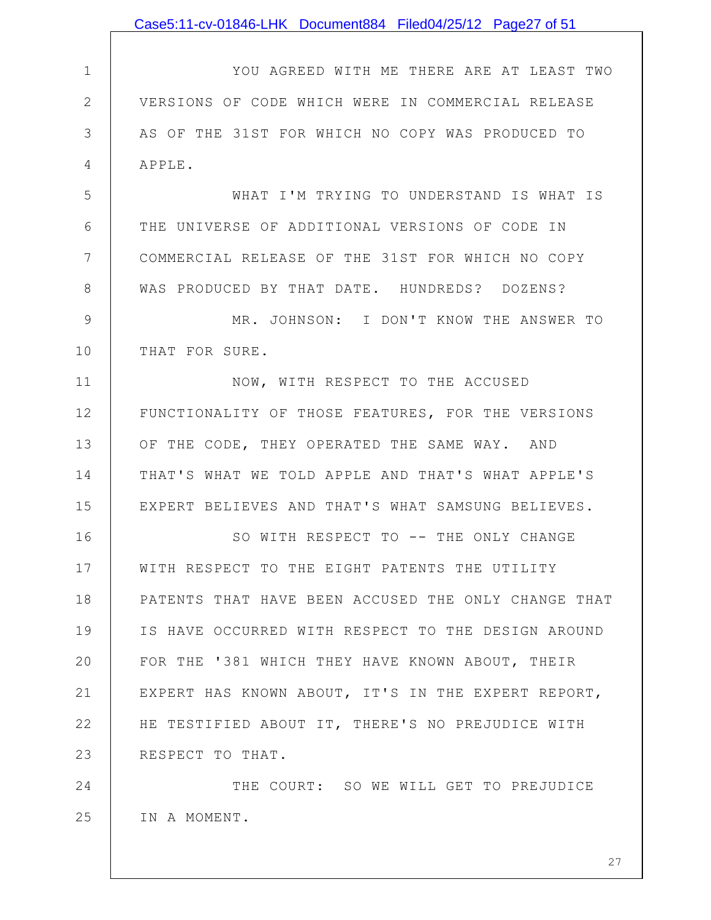YOU AGREED WITH ME THERE ARE AT LEAST TWO VERSIONS OF CODE WHICH WERE IN COMMERCIAL RELEASE AS OF THE 31ST FOR WHICH NO COPY WAS PRODUCED TO APPLE.

WHAT I'M TRYING TO UNDERSTAND IS WHAT IS THE UNIVERSE OF ADDITIONAL VERSIONS OF CODE IN COMMERCIAL RELEASE OF THE 31ST FOR WHICH NO COPY WAS PRODUCED BY THAT DATE. HUNDREDS? DOZENS?

MR. JOHNSON: I DON'T KNOW THE ANSWER TO THAT FOR SURE.

NOW, WITH RESPECT TO THE ACCUSED FUNCTIONALITY OF THOSE FEATURES, FOR THE VERSIONS OF THE CODE, THEY OPERATED THE SAME WAY. AND THAT'S WHAT WE TOLD APPLE AND THAT'S WHAT APPLE'S EXPERT BELIEVES AND THAT'S WHAT SAMSUNG BELIEVES.

SO WITH RESPECT TO -- THE ONLY CHANGE WITH RESPECT TO THE EIGHT PATENTS THE UTILITY PATENTS THAT HAVE BEEN ACCUSED THE ONLY CHANGE THAT IS HAVE OCCURRED WITH RESPECT TO THE DESIGN AROUND FOR THE '381 WHICH THEY HAVE KNOWN ABOUT, THEIR EXPERT HAS KNOWN ABOUT, IT'S IN THE EXPERT REPORT, HE TESTIFIED ABOUT IT, THERE'S NO PREJUDICE WITH RESPECT TO THAT.

THE COURT: SO WE WILL GET TO PREJUDICE IN A MOMENT.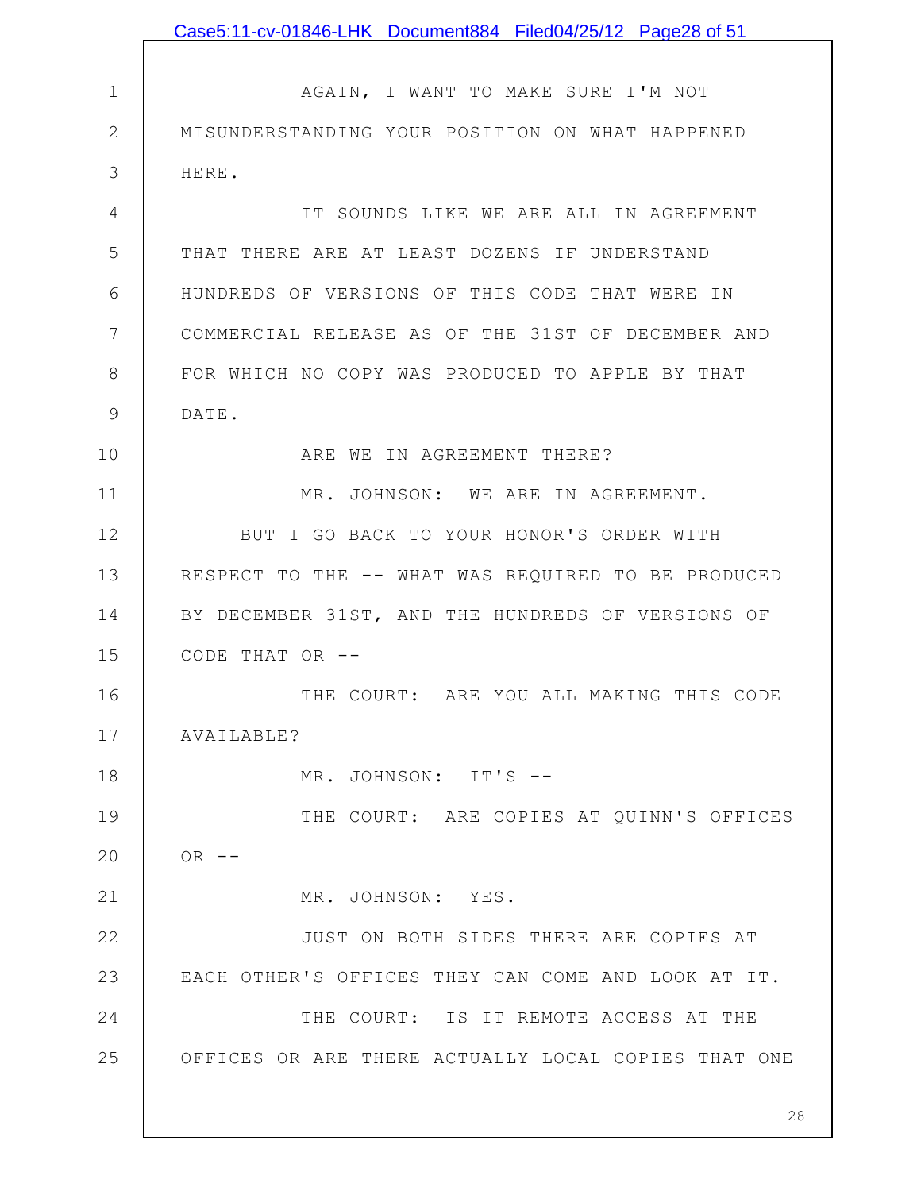AGAIN, I WANT TO MAKE SURE I'M NOT MISUNDERSTANDING YOUR POSITION ON WHAT HAPPENED HERE.

IT SOUNDS LIKE WE ARE ALL IN AGREEMENT THAT THERE ARE AT LEAST DOZENS IF UNDERSTAND HUNDREDS OF VERSIONS OF THIS CODE THAT WERE IN COMMERCIAL RELEASE AS OF THE 31ST OF DECEMBER AND FOR WHICH NO COPY WAS PRODUCED TO APPLE BY THAT DATE.

ARE WE IN AGREEMENT THERE?

MR. JOHNSON: WE ARE IN AGREEMENT.

BUT I GO BACK TO YOUR HONOR'S ORDER WITH RESPECT TO THE -- WHAT WAS REQUIRED TO BE PRODUCED BY DECEMBER 31ST, AND THE HUNDREDS OF VERSIONS OF CODE THAT OR --

THE COURT: ARE YOU ALL MAKING THIS CODE AVAILABLE?

MR. JOHNSON: IT'S --

THE COURT: ARE COPIES AT QUINN'S OFFICES OR --

MR. JOHNSON: YES.

JUST ON BOTH SIDES THERE ARE COPIES AT EACH OTHER'S OFFICES THEY CAN COME AND LOOK AT IT.

THE COURT: IS IT REMOTE ACCESS AT THE OFFICES OR ARE THERE ACTUALLY LOCAL COPIES THAT ONE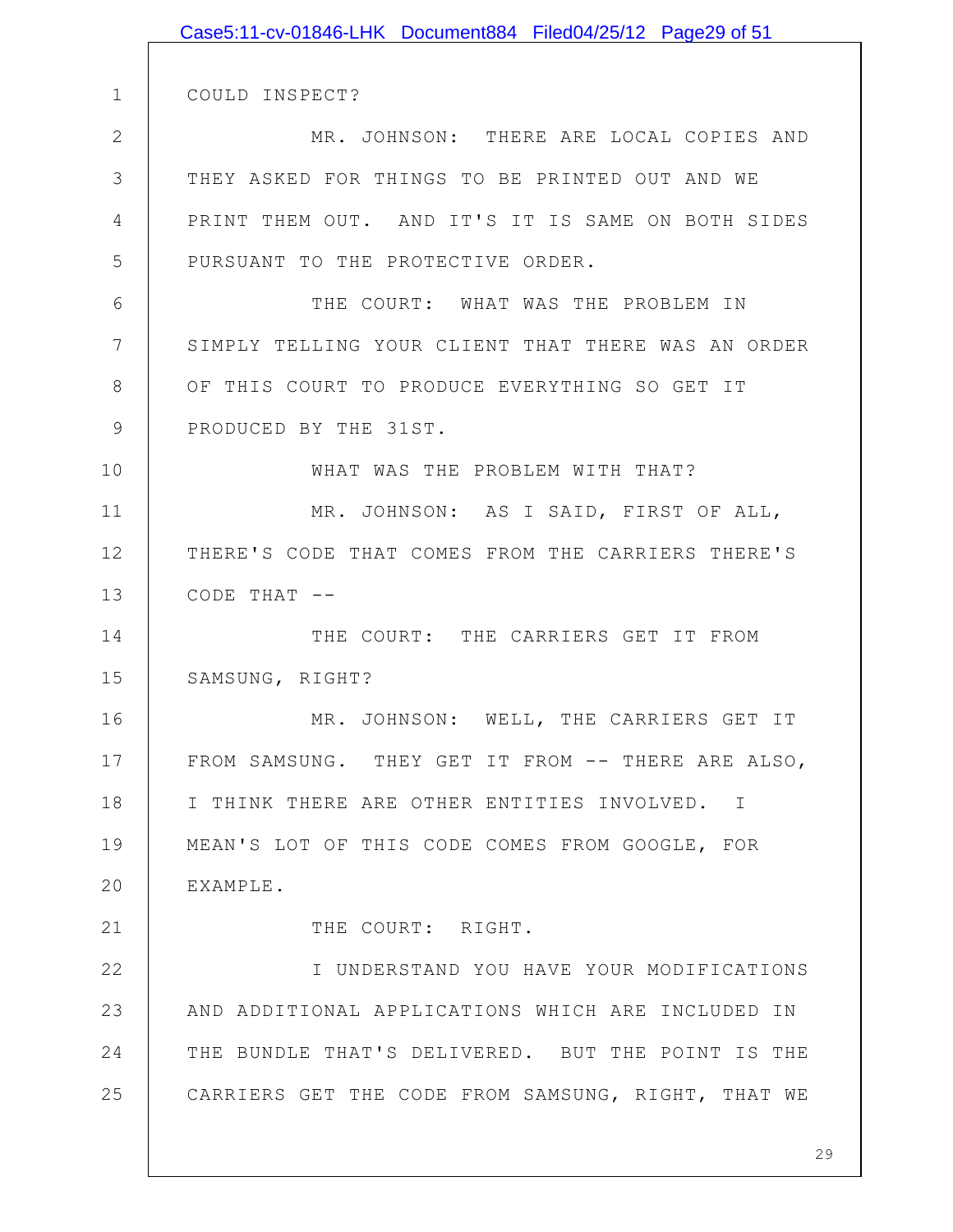COULD INSPECT?

MR. JOHNSON: THERE ARE LOCAL COPIES AND THEY ASKED FOR THINGS TO BE PRINTED OUT AND WE PRINT THEM OUT. AND IT'S IT IS SAME ON BOTH SIDES PURSUANT TO THE PROTECTIVE ORDER.

THE COURT: WHAT WAS THE PROBLEM IN SIMPLY TELLING YOUR CLIENT THAT THERE WAS AN ORDER OF THIS COURT TO PRODUCE EVERYTHING SO GET IT PRODUCED BY THE 31ST.

WHAT WAS THE PROBLEM WITH THAT?

MR. JOHNSON: AS I SAID, FIRST OF ALL, THERE'S CODE THAT COMES FROM THE CARRIERS THERE'S CODE THAT --

THE COURT: THE CARRIERS GET IT FROM SAMSUNG, RIGHT?

MR. JOHNSON: WELL, THE CARRIERS GET IT FROM SAMSUNG. THEY GET IT FROM -- THERE ARE ALSO, I THINK THERE ARE OTHER ENTITIES INVOLVED. I MEAN'S LOT OF THIS CODE COMES FROM GOOGLE, FOR EXAMPLE.

THE COURT: RIGHT.

I UNDERSTAND YOU HAVE YOUR MODIFICATIONS AND ADDITIONAL APPLICATIONS WHICH ARE INCLUDED IN THE BUNDLE THAT'S DELIVERED. BUT THE POINT IS THE CARRIERS GET THE CODE FROM SAMSUNG, RIGHT, THAT WE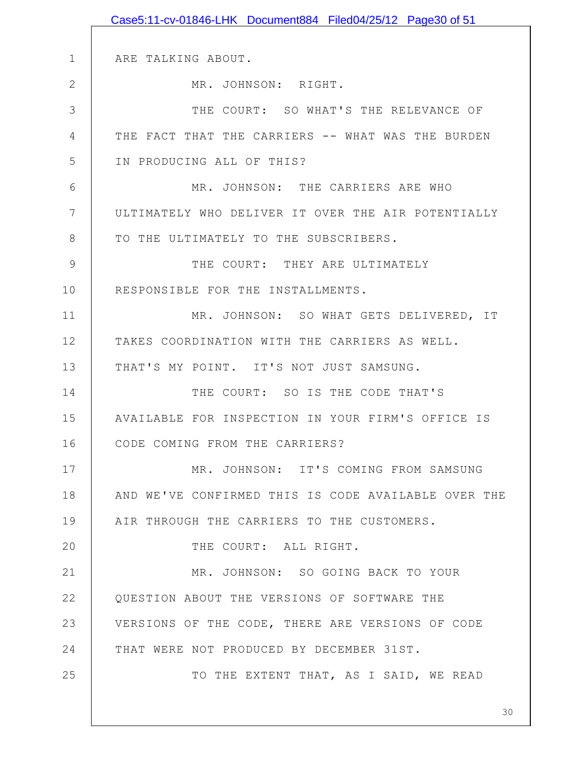ARE TALKING ABOUT.

MR. JOHNSON: RIGHT.

THE COURT: SO WHAT'S THE RELEVANCE OF THE FACT THAT THE CARRIERS -- WHAT WAS THE BURDEN IN PRODUCING ALL OF THIS?

MR. JOHNSON: THE CARRIERS ARE WHO ULTIMATELY WHO DELIVER IT OVER THE AIR POTENTIALLY TO THE ULTIMATELY TO THE SUBSCRIBERS.

THE COURT: THEY ARE ULTIMATELY RESPONSIBLE FOR THE INSTALLMENTS.

MR. JOHNSON: SO WHAT GETS DELIVERED, IT TAKES COORDINATION WITH THE CARRIERS AS WELL. THAT'S MY POINT. IT'S NOT JUST SAMSUNG.

THE COURT: SO IS THE CODE THAT'S AVAILABLE FOR INSPECTION IN YOUR FIRM'S OFFICE IS CODE COMING FROM THE CARRIERS?

MR. JOHNSON: IT'S COMING FROM SAMSUNG AND WE'VE CONFIRMED THIS IS CODE AVAILABLE OVER THE AIR THROUGH THE CARRIERS TO THE CUSTOMERS.

THE COURT: ALL RIGHT.

MR. JOHNSON: SO GOING BACK TO YOUR QUESTION ABOUT THE VERSIONS OF SOFTWARE THE VERSIONS OF THE CODE, THERE ARE VERSIONS OF CODE THAT WERE NOT PRODUCED BY DECEMBER 31ST.

TO THE EXTENT THAT, AS I SAID, WE READ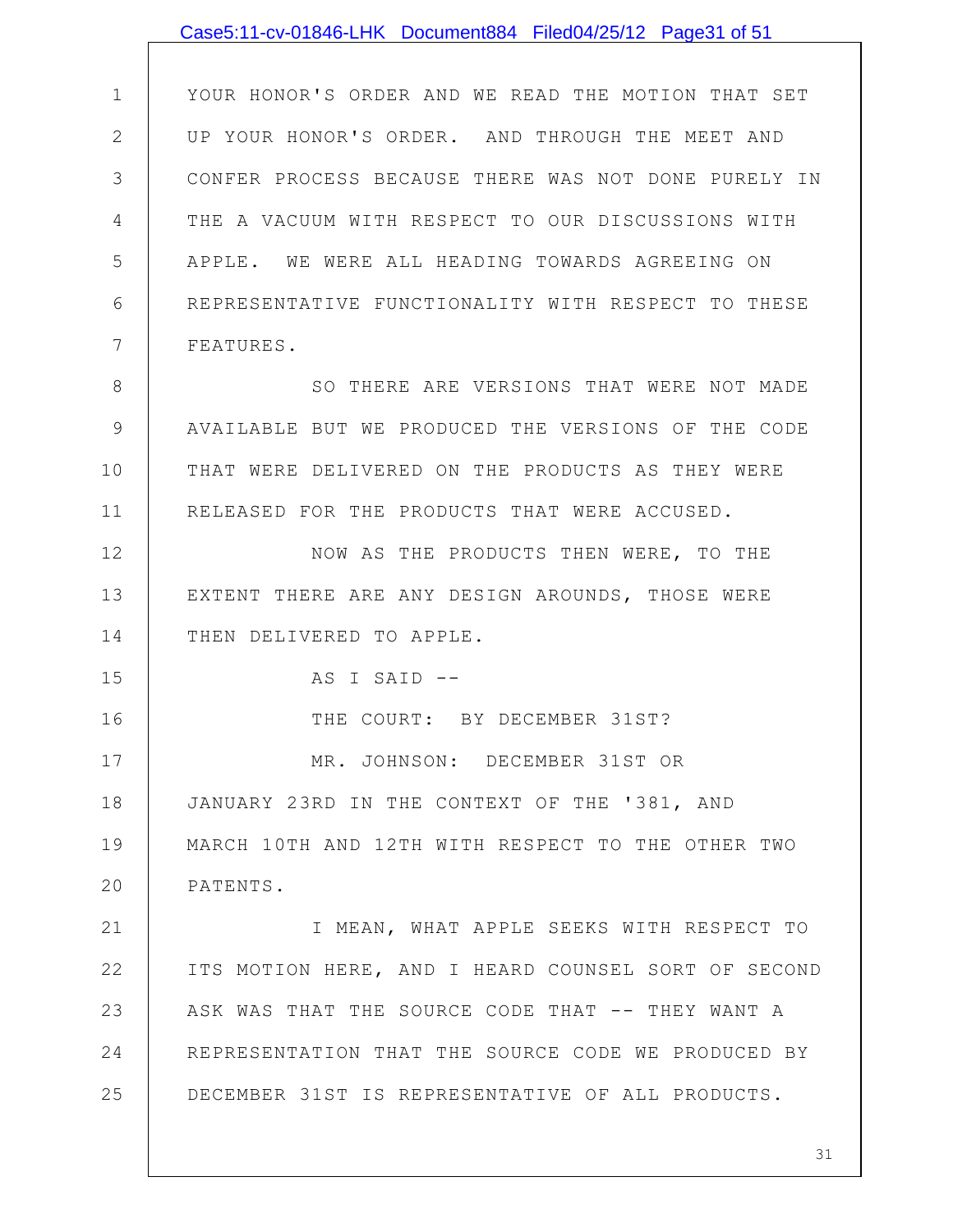YOUR HONOR'S ORDER AND WE READ THE MOTION THAT SET UP YOUR HONOR'S ORDER. AND THROUGH THE MEET AND CONFER PROCESS BECAUSE THERE WAS NOT DONE PURELY IN THE A VACUUM WITH RESPECT TO OUR DISCUSSIONS WITH APPLE. WE WERE ALL HEADING TOWARDS AGREEING ON REPRESENTATIVE FUNCTIONALITY WITH RESPECT TO THESE FEATURES.

SO THERE ARE VERSIONS THAT WERE NOT MADE AVAILABLE BUT WE PRODUCED THE VERSIONS OF THE CODE THAT WERE DELIVERED ON THE PRODUCTS AS THEY WERE RELEASED FOR THE PRODUCTS THAT WERE ACCUSED.

NOW AS THE PRODUCTS THEN WERE, TO THE EXTENT THERE ARE ANY DESIGN AROUNDS, THOSE WERE THEN DELIVERED TO APPLE.

AS I SAID --

THE COURT: BY DECEMBER 31ST?

MR. JOHNSON: DECEMBER 31ST OR JANUARY 23RD IN THE CONTEXT OF THE '381, AND MARCH 10TH AND 12TH WITH RESPECT TO THE OTHER TWO PATENTS.

I MEAN, WHAT APPLE SEEKS WITH RESPECT TO ITS MOTION HERE, AND I HEARD COUNSEL SORT OF SECOND ASK WAS THAT THE SOURCE CODE THAT -- THEY WANT A REPRESENTATION THAT THE SOURCE CODE WE PRODUCED BY DECEMBER 31ST IS REPRESENTATIVE OF ALL PRODUCTS.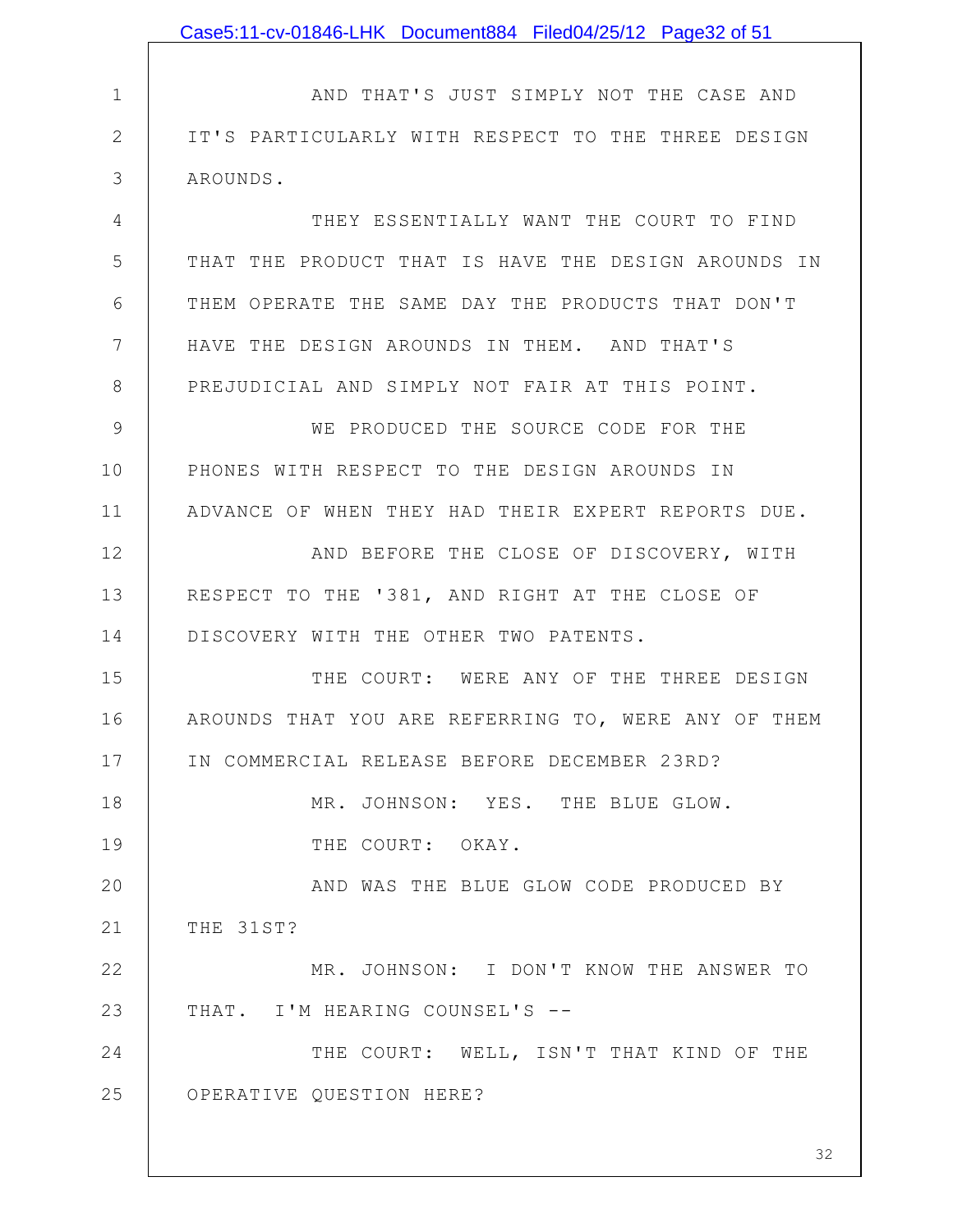AND THAT'S JUST SIMPLY NOT THE CASE AND IT'S PARTICULARLY WITH RESPECT TO THE THREE DESIGN AROUNDS.

THEY ESSENTIALLY WANT THE COURT TO FIND THAT THE PRODUCT THAT IS HAVE THE DESIGN AROUNDS IN THEM OPERATE THE SAME DAY THE PRODUCTS THAT DON'T HAVE THE DESIGN AROUNDS IN THEM. AND THAT'S PREJUDICIAL AND SIMPLY NOT FAIR AT THIS POINT.

WE PRODUCED THE SOURCE CODE FOR THE PHONES WITH RESPECT TO THE DESIGN AROUNDS IN ADVANCE OF WHEN THEY HAD THEIR EXPERT REPORTS DUE.

AND BEFORE THE CLOSE OF DISCOVERY, WITH RESPECT TO THE '381, AND RIGHT AT THE CLOSE OF DISCOVERY WITH THE OTHER TWO PATENTS.

THE COURT: WERE ANY OF THE THREE DESIGN AROUNDS THAT YOU ARE REFERRING TO, WERE ANY OF THEM IN COMMERCIAL RELEASE BEFORE DECEMBER 23RD?

MR. JOHNSON: YES. THE BLUE GLOW.

THE COURT: OKAY.

AND WAS THE BLUE GLOW CODE PRODUCED BY THE 31ST?

MR. JOHNSON: I DON'T KNOW THE ANSWER TO THAT. I'M HEARING COUNSEL'S --

THE COURT: WELL, ISN'T THAT KIND OF THE OPERATIVE QUESTION HERE?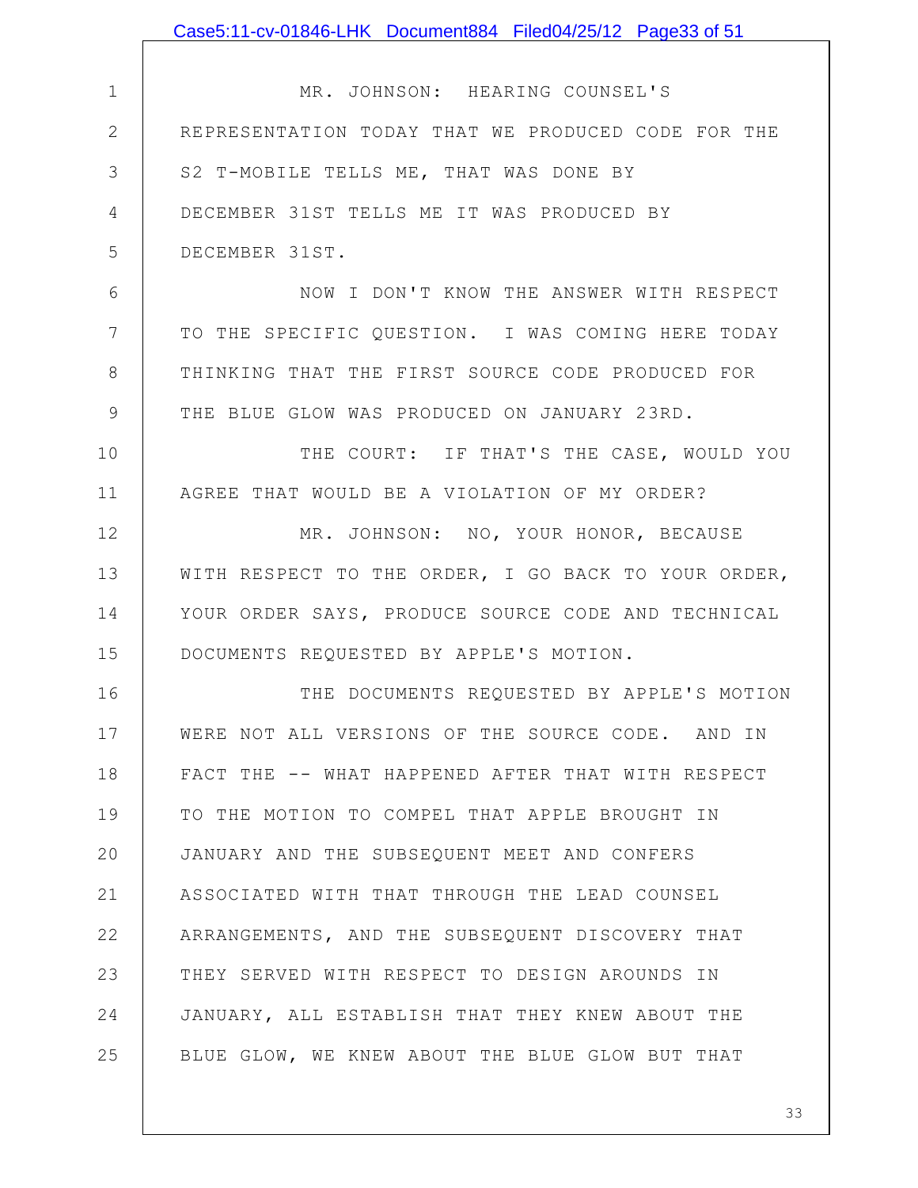MR. JOHNSON: HEARING COUNSEL'S REPRESENTATION TODAY THAT WE PRODUCED CODE FOR THE S2 T-MOBILE TELLS ME, THAT WAS DONE BY DECEMBER 31ST TELLS ME IT WAS PRODUCED BY DECEMBER 31ST.

NOW I DON'T KNOW THE ANSWER WITH RESPECT TO THE SPECIFIC QUESTION. I WAS COMING HERE TODAY THINKING THAT THE FIRST SOURCE CODE PRODUCED FOR THE BLUE GLOW WAS PRODUCED ON JANUARY 23RD.

THE COURT: IF THAT'S THE CASE, WOULD YOU AGREE THAT WOULD BE A VIOLATION OF MY ORDER?

MR. JOHNSON: NO, YOUR HONOR, BECAUSE WITH RESPECT TO THE ORDER, I GO BACK TO YOUR ORDER, YOUR ORDER SAYS, PRODUCE SOURCE CODE AND TECHNICAL DOCUMENTS REQUESTED BY APPLE'S MOTION.

THE DOCUMENTS REQUESTED BY APPLE'S MOTION WERE NOT ALL VERSIONS OF THE SOURCE CODE. AND IN FACT THE -- WHAT HAPPENED AFTER THAT WITH RESPECT TO THE MOTION TO COMPEL THAT APPLE BROUGHT IN JANUARY AND THE SUBSEQUENT MEET AND CONFERS ASSOCIATED WITH THAT THROUGH THE LEAD COUNSEL ARRANGEMENTS, AND THE SUBSEQUENT DISCOVERY THAT THEY SERVED WITH RESPECT TO DESIGN AROUNDS IN JANUARY, ALL ESTABLISH THAT THEY KNEW ABOUT THE BLUE GLOW, WE KNEW ABOUT THE BLUE GLOW BUT THAT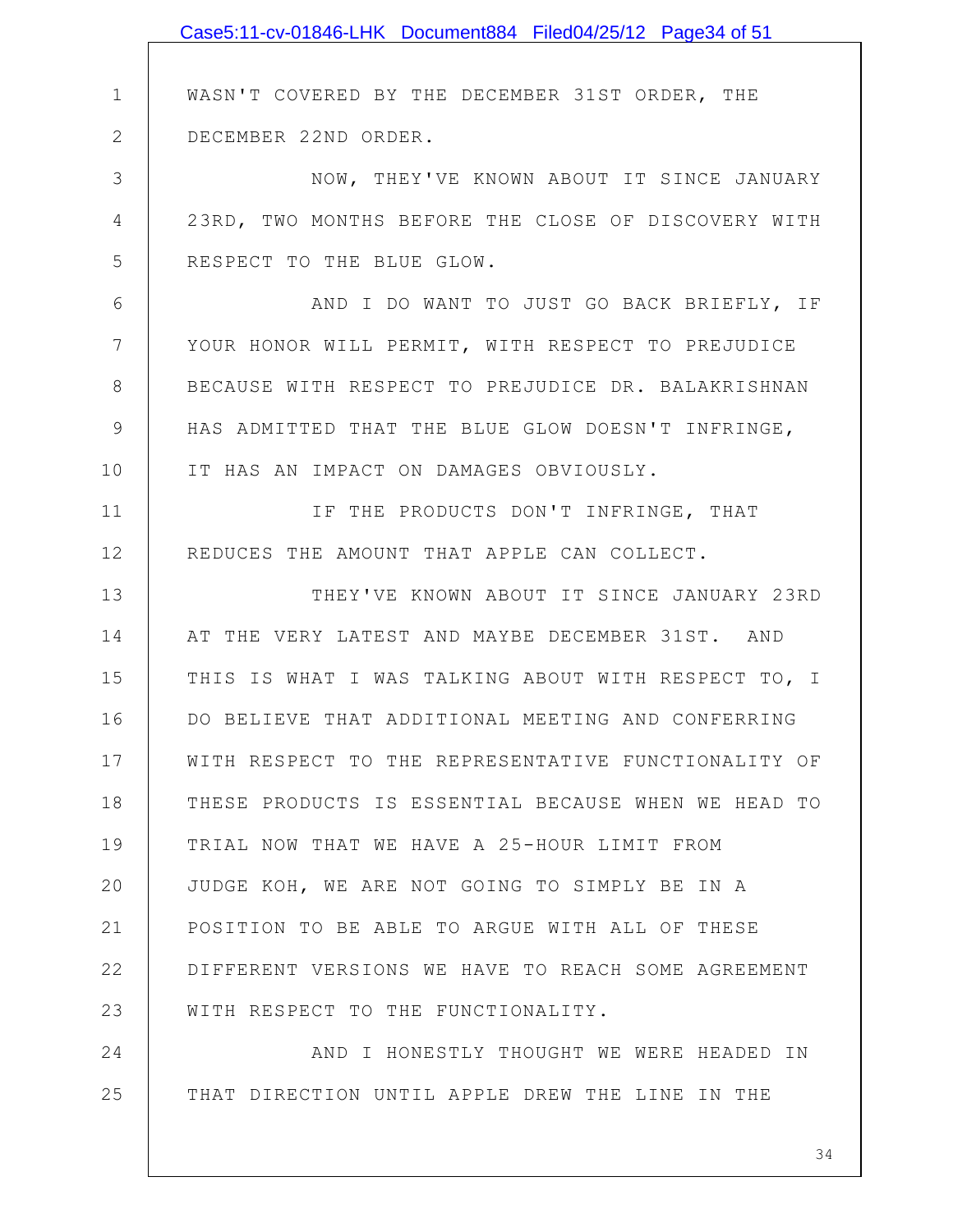WASN'T COVERED BY THE DECEMBER 31ST ORDER, THE DECEMBER 22ND ORDER.

NOW, THEY'VE KNOWN ABOUT IT SINCE JANUARY 23RD, TWO MONTHS BEFORE THE CLOSE OF DISCOVERY WITH RESPECT TO THE BLUE GLOW.

AND I DO WANT TO JUST GO BACK BRIEFLY, IF YOUR HONOR WILL PERMIT, WITH RESPECT TO PREJUDICE BECAUSE WITH RESPECT TO PREJUDICE DR. BALAKRISHNAN HAS ADMITTED THAT THE BLUE GLOW DOESN'T INFRINGE, IT HAS AN IMPACT ON DAMAGES OBVIOUSLY.

IF THE PRODUCTS DON'T INFRINGE, THAT REDUCES THE AMOUNT THAT APPLE CAN COLLECT.

THEY'VE KNOWN ABOUT IT SINCE JANUARY 23RD AT THE VERY LATEST AND MAYBE DECEMBER 31ST. AND THIS IS WHAT I WAS TALKING ABOUT WITH RESPECT TO, I DO BELIEVE THAT ADDITIONAL MEETING AND CONFERRING WITH RESPECT TO THE REPRESENTATIVE FUNCTIONALITY OF THESE PRODUCTS IS ESSENTIAL BECAUSE WHEN WE HEAD TO TRIAL NOW THAT WE HAVE A 25-HOUR LIMIT FROM JUDGE KOH, WE ARE NOT GOING TO SIMPLY BE IN A POSITION TO BE ABLE TO ARGUE WITH ALL OF THESE DIFFERENT VERSIONS WE HAVE TO REACH SOME AGREEMENT WITH RESPECT TO THE FUNCTIONALITY.

AND I HONESTLY THOUGHT WE WERE HEADED IN THAT DIRECTION UNTIL APPLE DREW THE LINE IN THE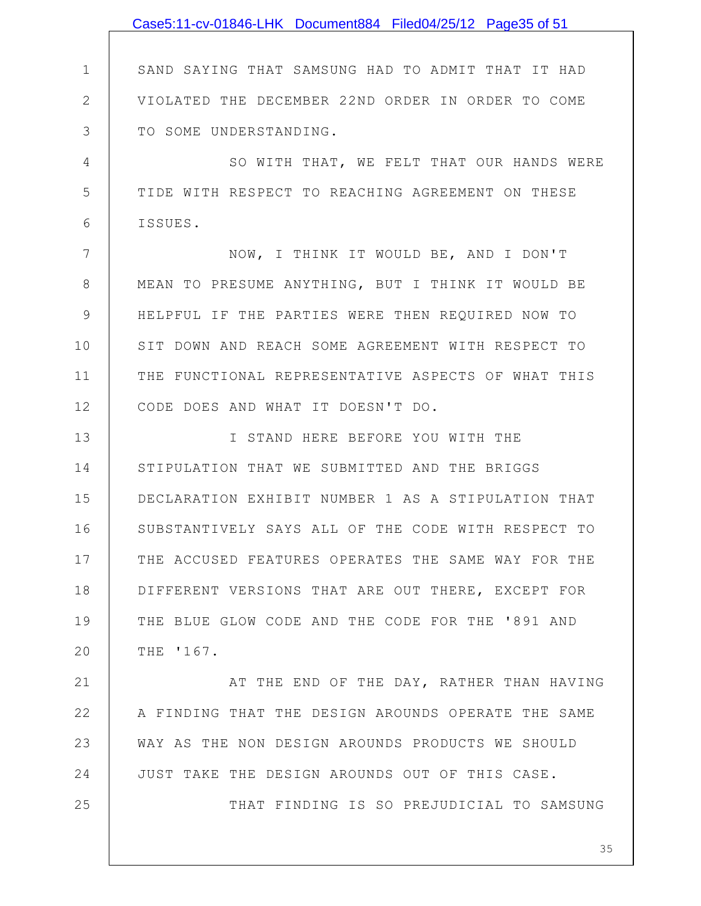SAND SAYING THAT SAMSUNG HAD TO ADMIT THAT IT HAD VIOLATED THE DECEMBER 22ND ORDER IN ORDER TO COME TO SOME UNDERSTANDING.

SO WITH THAT, WE FELT THAT OUR HANDS WERE TIDE WITH RESPECT TO REACHING AGREEMENT ON THESE ISSUES.

NOW, I THINK IT WOULD BE, AND I DON'T MEAN TO PRESUME ANYTHING, BUT I THINK IT WOULD BE HELPFUL IF THE PARTIES WERE THEN REQUIRED NOW TO SIT DOWN AND REACH SOME AGREEMENT WITH RESPECT TO THE FUNCTIONAL REPRESENTATIVE ASPECTS OF WHAT THIS CODE DOES AND WHAT IT DOESN'T DO.

I STAND HERE BEFORE YOU WITH THE STIPULATION THAT WE SUBMITTED AND THE BRIGGS DECLARATION EXHIBIT NUMBER 1 AS A STIPULATION THAT SUBSTANTIVELY SAYS ALL OF THE CODE WITH RESPECT TO THE ACCUSED FEATURES OPERATES THE SAME WAY FOR THE DIFFERENT VERSIONS THAT ARE OUT THERE, EXCEPT FOR THE BLUE GLOW CODE AND THE CODE FOR THE '891 AND THE '167.

AT THE END OF THE DAY, RATHER THAN HAVING A FINDING THAT THE DESIGN AROUNDS OPERATE THE SAME WAY AS THE NON DESIGN AROUNDS PRODUCTS WE SHOULD JUST TAKE THE DESIGN AROUNDS OUT OF THIS CASE.

THAT FINDING IS SO PREJUDICIAL TO SAMSUNG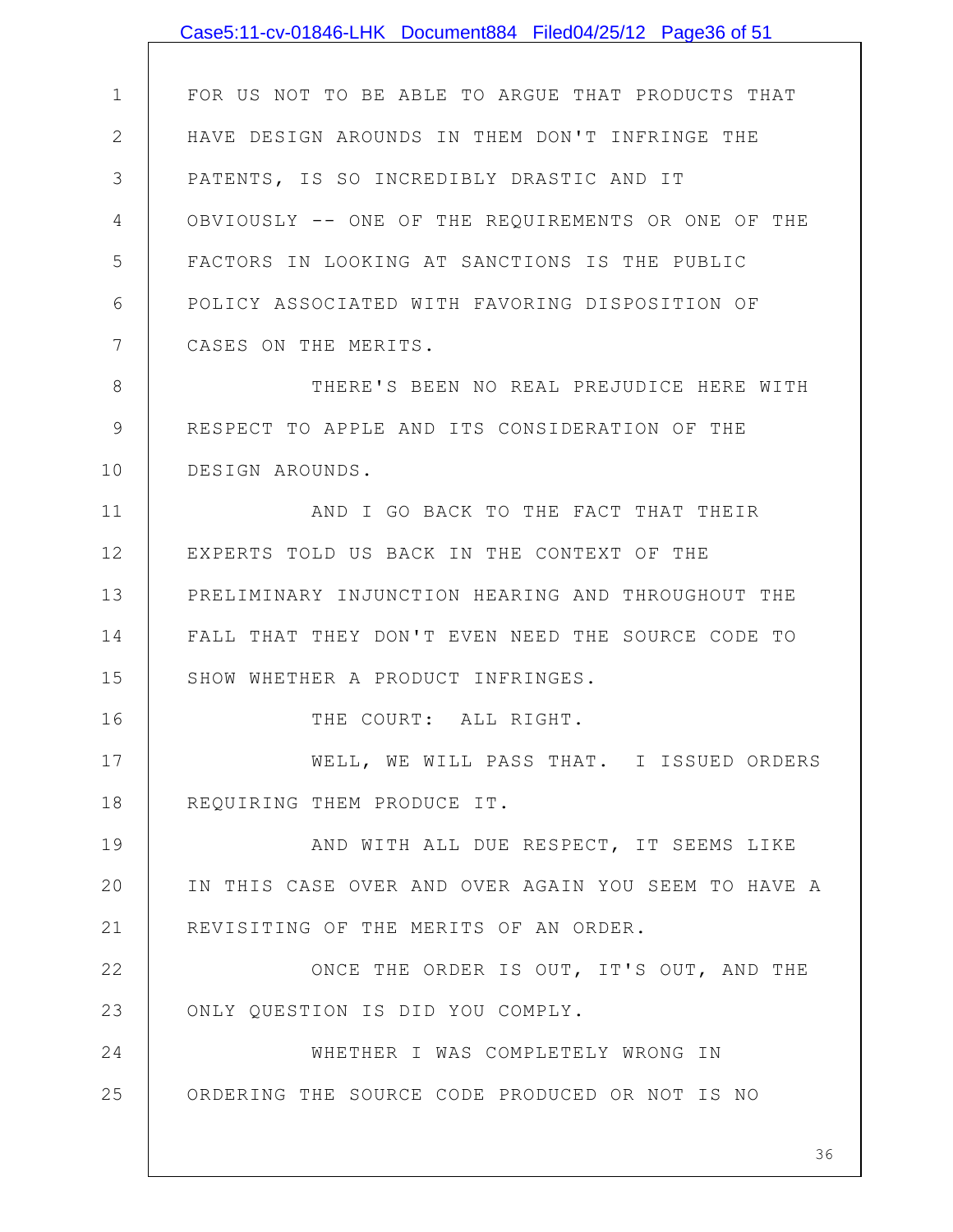FOR US NOT TO BE ABLE TO ARGUE THAT PRODUCTS THAT HAVE DESIGN AROUNDS IN THEM DON'T INFRINGE THE PATENTS, IS SO INCREDIBLY DRASTIC AND IT OBVIOUSLY -- ONE OF THE REQUIREMENTS OR ONE OF THE FACTORS IN LOOKING AT SANCTIONS IS THE PUBLIC POLICY ASSOCIATED WITH FAVORING DISPOSITION OF CASES ON THE MERITS.

THERE'S BEEN NO REAL PREJUDICE HERE WITH RESPECT TO APPLE AND ITS CONSIDERATION OF THE DESIGN AROUNDS.

AND I GO BACK TO THE FACT THAT THEIR EXPERTS TOLD US BACK IN THE CONTEXT OF THE PRELIMINARY INJUNCTION HEARING AND THROUGHOUT THE FALL THAT THEY DON'T EVEN NEED THE SOURCE CODE TO SHOW WHETHER A PRODUCT INFRINGES.

THE COURT: ALL RIGHT.

WELL, WE WILL PASS THAT. I ISSUED ORDERS REQUIRING THEM PRODUCE IT.

AND WITH ALL DUE RESPECT, IT SEEMS LIKE IN THIS CASE OVER AND OVER AGAIN YOU SEEM TO HAVE A REVISITING OF THE MERITS OF AN ORDER.

ONCE THE ORDER IS OUT, IT'S OUT, AND THE ONLY QUESTION IS DID YOU COMPLY.

WHETHER I WAS COMPLETELY WRONG IN ORDERING THE SOURCE CODE PRODUCED OR NOT IS NO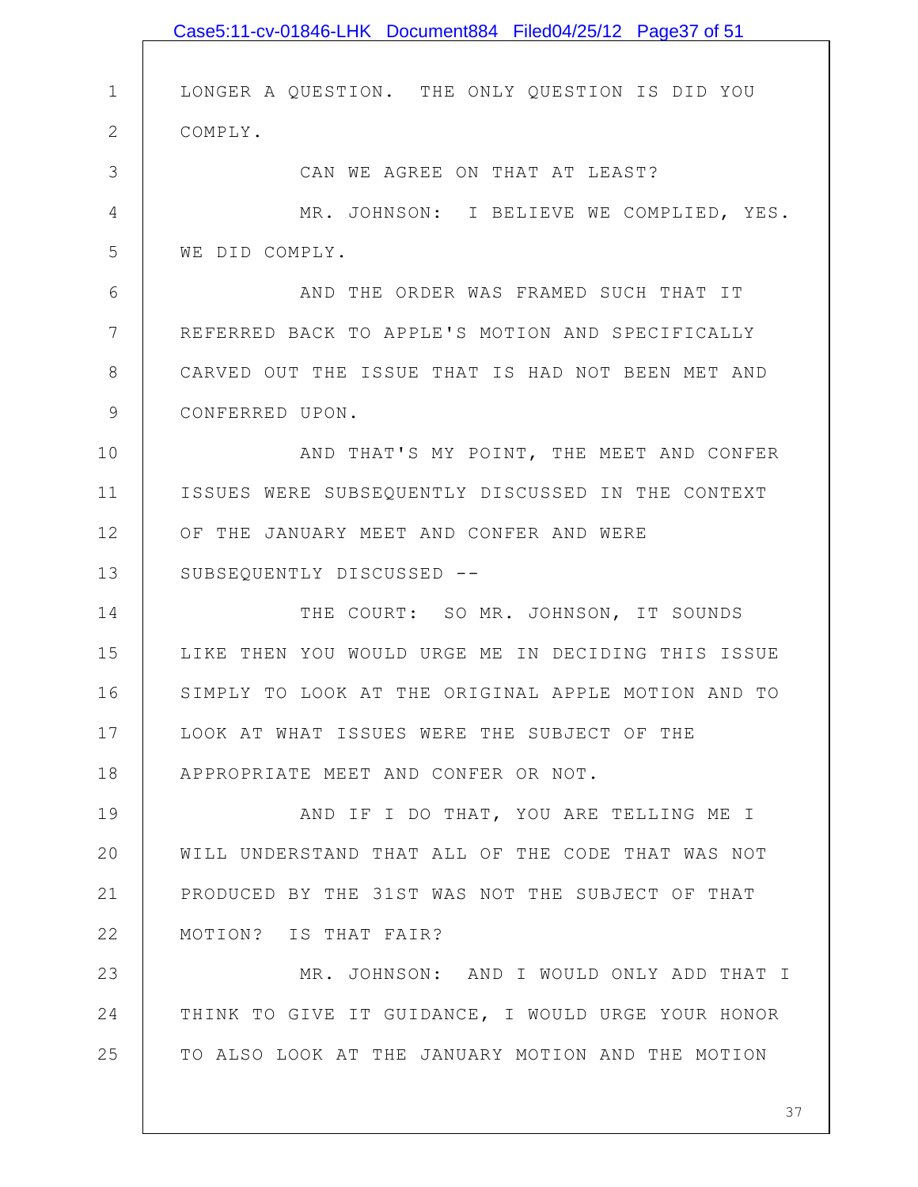LONGER A QUESTION. THE ONLY QUESTION IS DID YOU COMPLY.

CAN WE AGREE ON THAT AT LEAST?

MR. JOHNSON: I BELIEVE WE COMPLIED, YES. WE DID COMPLY.

AND THE ORDER WAS FRAMED SUCH THAT IT REFERRED BACK TO APPLE'S MOTION AND SPECIFICALLY CARVED OUT THE ISSUE THAT IS HAD NOT BEEN MET AND CONFERRED UPON.

AND THAT'S MY POINT, THE MEET AND CONFER ISSUES WERE SUBSEQUENTLY DISCUSSED IN THE CONTEXT OF THE JANUARY MEET AND CONFER AND WERE SUBSEQUENTLY DISCUSSED --

THE COURT: SO MR. JOHNSON, IT SOUNDS LIKE THEN YOU WOULD URGE ME IN DECIDING THIS ISSUE SIMPLY TO LOOK AT THE ORIGINAL APPLE MOTION AND TO LOOK AT WHAT ISSUES WERE THE SUBJECT OF THE APPROPRIATE MEET AND CONFER OR NOT.

AND IF I DO THAT, YOU ARE TELLING ME I WILL UNDERSTAND THAT ALL OF THE CODE THAT WAS NOT PRODUCED BY THE 31ST WAS NOT THE SUBJECT OF THAT MOTION? IS THAT FAIR?

MR. JOHNSON: AND I WOULD ONLY ADD THAT I THINK TO GIVE IT GUIDANCE, I WOULD URGE YOUR HONOR TO ALSO LOOK AT THE JANUARY MOTION AND THE MOTION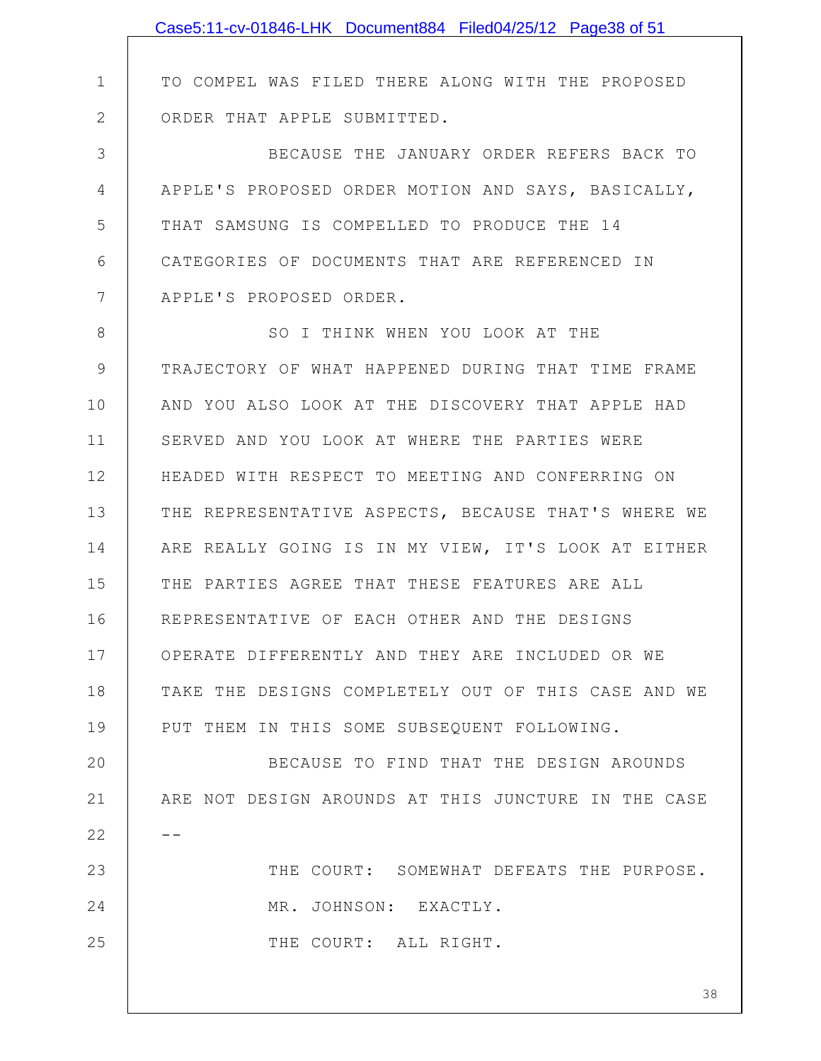TO COMPEL WAS FILED THERE ALONG WITH THE PROPOSED ORDER THAT APPLE SUBMITTED.

BECAUSE THE JANUARY ORDER REFERS BACK TO APPLE'S PROPOSED ORDER MOTION AND SAYS, BASICALLY, THAT SAMSUNG IS COMPELLED TO PRODUCE THE 14 CATEGORIES OF DOCUMENTS THAT ARE REFERENCED IN APPLE'S PROPOSED ORDER.

SO I THINK WHEN YOU LOOK AT THE TRAJECTORY OF WHAT HAPPENED DURING THAT TIME FRAME AND YOU ALSO LOOK AT THE DISCOVERY THAT APPLE HAD SERVED AND YOU LOOK AT WHERE THE PARTIES WERE HEADED WITH RESPECT TO MEETING AND CONFERRING ON THE REPRESENTATIVE ASPECTS, BECAUSE THAT'S WHERE WE ARE REALLY GOING IS IN MY VIEW, IT'S LOOK AT EITHER THE PARTIES AGREE THAT THESE FEATURES ARE ALL REPRESENTATIVE OF EACH OTHER AND THE DESIGNS OPERATE DIFFERENTLY AND THEY ARE INCLUDED OR WE TAKE THE DESIGNS COMPLETELY OUT OF THIS CASE AND WE PUT THEM IN THIS SOME SUBSEQUENT FOLLOWING.

BECAUSE TO FIND THAT THE DESIGN AROUNDS ARE NOT DESIGN AROUNDS AT THIS JUNCTURE IN THE CASE --

THE COURT: SOMEWHAT DEFEATS THE PURPOSE.

MR. JOHNSON: EXACTLY.

THE COURT: ALL RIGHT.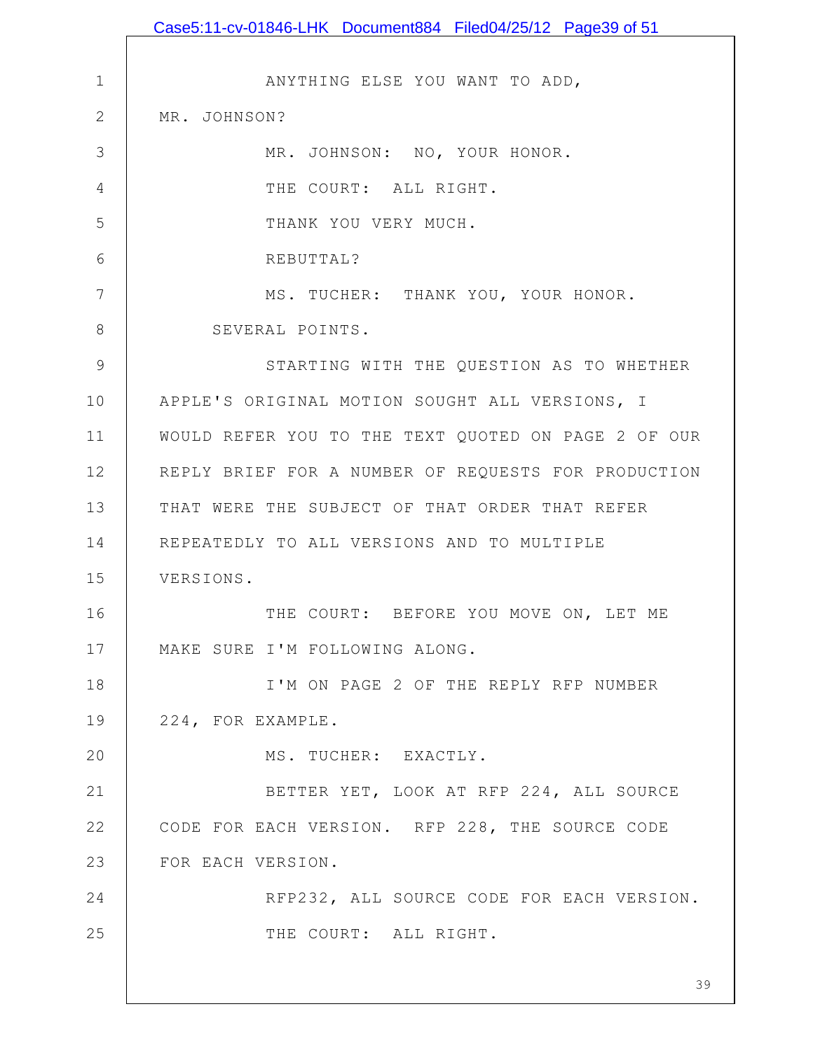ANYTHING ELSE YOU WANT TO ADD, MR. JOHNSON?

MR. JOHNSON: NO, YOUR HONOR.

THE COURT: ALL RIGHT.

THANK YOU VERY MUCH.

REBUTTAL?

MS. TUCHER: THANK YOU, YOUR HONOR. SEVERAL POINTS.

STARTING WITH THE QUESTION AS TO WHETHER APPLE'S ORIGINAL MOTION SOUGHT ALL VERSIONS, I WOULD REFER YOU TO THE TEXT QUOTED ON PAGE 2 OF OUR REPLY BRIEF FOR A NUMBER OF REQUESTS FOR PRODUCTION THAT WERE THE SUBJECT OF THAT ORDER THAT REFER REPEATEDLY TO ALL VERSIONS AND TO MULTIPLE VERSIONS.

THE COURT: BEFORE YOU MOVE ON, LET ME MAKE SURE I'M FOLLOWING ALONG.

I'M ON PAGE 2 OF THE REPLY RFP NUMBER 224, FOR EXAMPLE.

MS. TUCHER: EXACTLY.

BETTER YET, LOOK AT RFP 224, ALL SOURCE CODE FOR EACH VERSION. RFP 228, THE SOURCE CODE FOR EACH VERSION.

RFP232, ALL SOURCE CODE FOR EACH VERSION.

THE COURT: ALL RIGHT.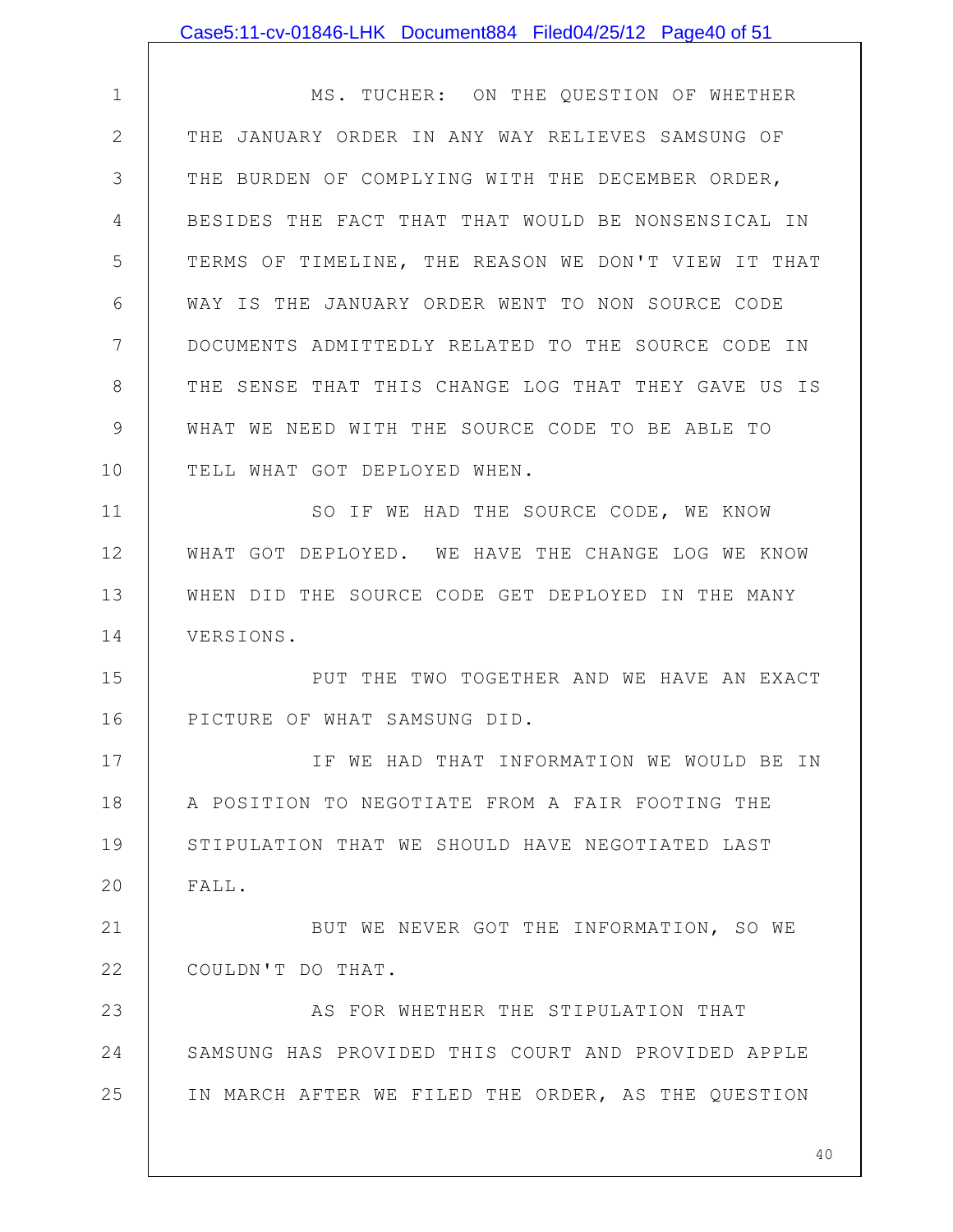MS. TUCHER: ON THE QUESTION OF WHETHER THE JANUARY ORDER IN ANY WAY RELIEVES SAMSUNG OF THE BURDEN OF COMPLYING WITH THE DECEMBER ORDER, BESIDES THE FACT THAT THAT WOULD BE NONSENSICAL IN TERMS OF TIMELINE, THE REASON WE DON'T VIEW IT THAT WAY IS THE JANUARY ORDER WENT TO NON SOURCE CODE DOCUMENTS ADMITTEDLY RELATED TO THE SOURCE CODE IN THE SENSE THAT THIS CHANGE LOG THAT THEY GAVE US IS WHAT WE NEED WITH THE SOURCE CODE TO BE ABLE TO TELL WHAT GOT DEPLOYED WHEN.

SO IF WE HAD THE SOURCE CODE, WE KNOW WHAT GOT DEPLOYED. WE HAVE THE CHANGE LOG WE KNOW WHEN DID THE SOURCE CODE GET DEPLOYED IN THE MANY VERSIONS.

PUT THE TWO TOGETHER AND WE HAVE AN EXACT PICTURE OF WHAT SAMSUNG DID.

IF WE HAD THAT INFORMATION WE WOULD BE IN A POSITION TO NEGOTIATE FROM A FAIR FOOTING THE STIPULATION THAT WE SHOULD HAVE NEGOTIATED LAST FALL.

BUT WE NEVER GOT THE INFORMATION, SO WE COULDN'T DO THAT.

AS FOR WHETHER THE STIPULATION THAT SAMSUNG HAS PROVIDED THIS COURT AND PROVIDED APPLE IN MARCH AFTER WE FILED THE ORDER, AS THE QUESTION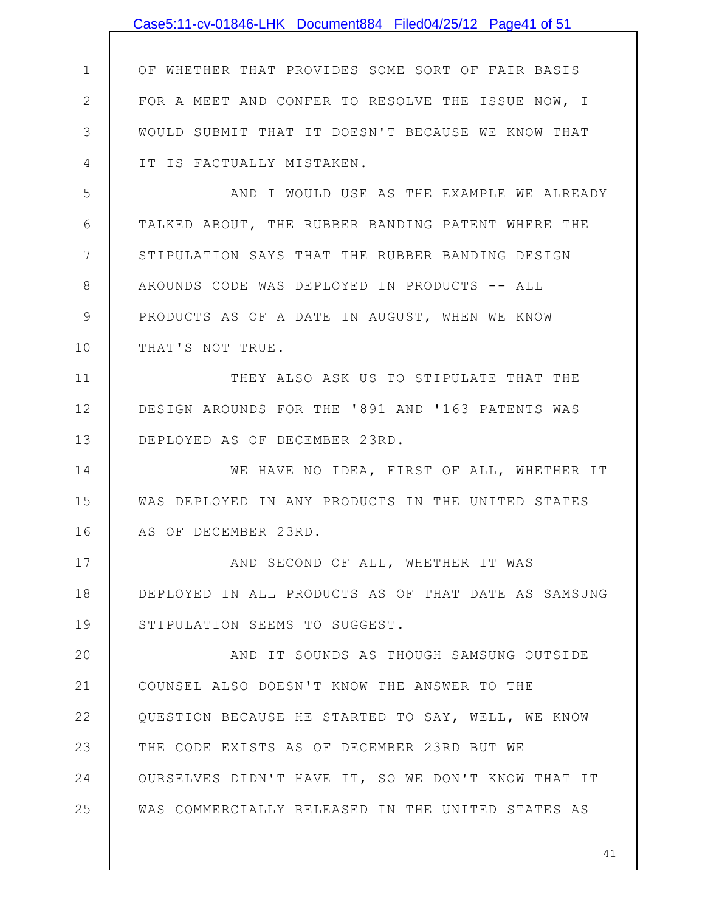OF WHETHER THAT PROVIDES SOME SORT OF FAIR BASIS FOR A MEET AND CONFER TO RESOLVE THE ISSUE NOW, I WOULD SUBMIT THAT IT DOESN'T BECAUSE WE KNOW THAT IT IS FACTUALLY MISTAKEN.

AND I WOULD USE AS THE EXAMPLE WE ALREADY TALKED ABOUT, THE RUBBER BANDING PATENT WHERE THE STIPULATION SAYS THAT THE RUBBER BANDING DESIGN AROUNDS CODE WAS DEPLOYED IN PRODUCTS -- ALL PRODUCTS AS OF A DATE IN AUGUST, WHEN WE KNOW THAT'S NOT TRUE.

THEY ALSO ASK US TO STIPULATE THAT THE DESIGN AROUNDS FOR THE '891 AND '163 PATENTS WAS DEPLOYED AS OF DECEMBER 23RD.

WE HAVE NO IDEA, FIRST OF ALL, WHETHER IT WAS DEPLOYED IN ANY PRODUCTS IN THE UNITED STATES AS OF DECEMBER 23RD.

AND SECOND OF ALL, WHETHER IT WAS DEPLOYED IN ALL PRODUCTS AS OF THAT DATE AS SAMSUNG STIPULATION SEEMS TO SUGGEST.

AND IT SOUNDS AS THOUGH SAMSUNG OUTSIDE COUNSEL ALSO DOESN'T KNOW THE ANSWER TO THE QUESTION BECAUSE HE STARTED TO SAY, WELL, WE KNOW THE CODE EXISTS AS OF DECEMBER 23RD BUT WE OURSELVES DIDN'T HAVE IT, SO WE DON'T KNOW THAT IT WAS COMMERCIALLY RELEASED IN THE UNITED STATES AS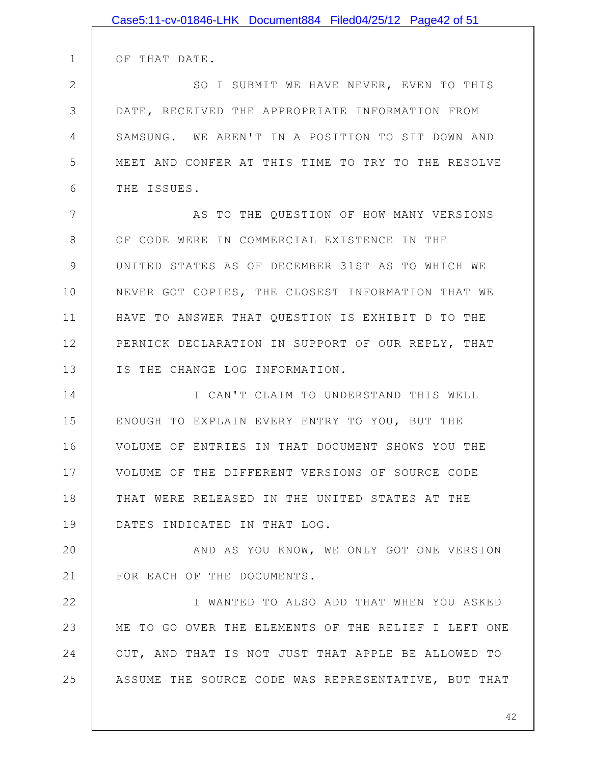OF THAT DATE.

SO I SUBMIT WE HAVE NEVER, EVEN TO THIS DATE, RECEIVED THE APPROPRIATE INFORMATION FROM SAMSUNG. WE AREN'T IN A POSITION TO SIT DOWN AND MEET AND CONFER AT THIS TIME TO TRY TO THE RESOLVE THE ISSUES.

AS TO THE QUESTION OF HOW MANY VERSIONS OF CODE WERE IN COMMERCIAL EXISTENCE IN THE UNITED STATES AS OF DECEMBER 31ST AS TO WHICH WE NEVER GOT COPIES, THE CLOSEST INFORMATION THAT WE HAVE TO ANSWER THAT QUESTION IS EXHIBIT D TO THE PERNICK DECLARATION IN SUPPORT OF OUR REPLY, THAT IS THE CHANGE LOG INFORMATION.

I CAN'T CLAIM TO UNDERSTAND THIS WELL ENOUGH TO EXPLAIN EVERY ENTRY TO YOU, BUT THE VOLUME OF ENTRIES IN THAT DOCUMENT SHOWS YOU THE VOLUME OF THE DIFFERENT VERSIONS OF SOURCE CODE THAT WERE RELEASED IN THE UNITED STATES AT THE DATES INDICATED IN THAT LOG.

AND AS YOU KNOW, WE ONLY GOT ONE VERSION FOR EACH OF THE DOCUMENTS.

I WANTED TO ALSO ADD THAT WHEN YOU ASKED ME TO GO OVER THE ELEMENTS OF THE RELIEF I LEFT ONE OUT, AND THAT IS NOT JUST THAT APPLE BE ALLOWED TO ASSUME THE SOURCE CODE WAS REPRESENTATIVE, BUT THAT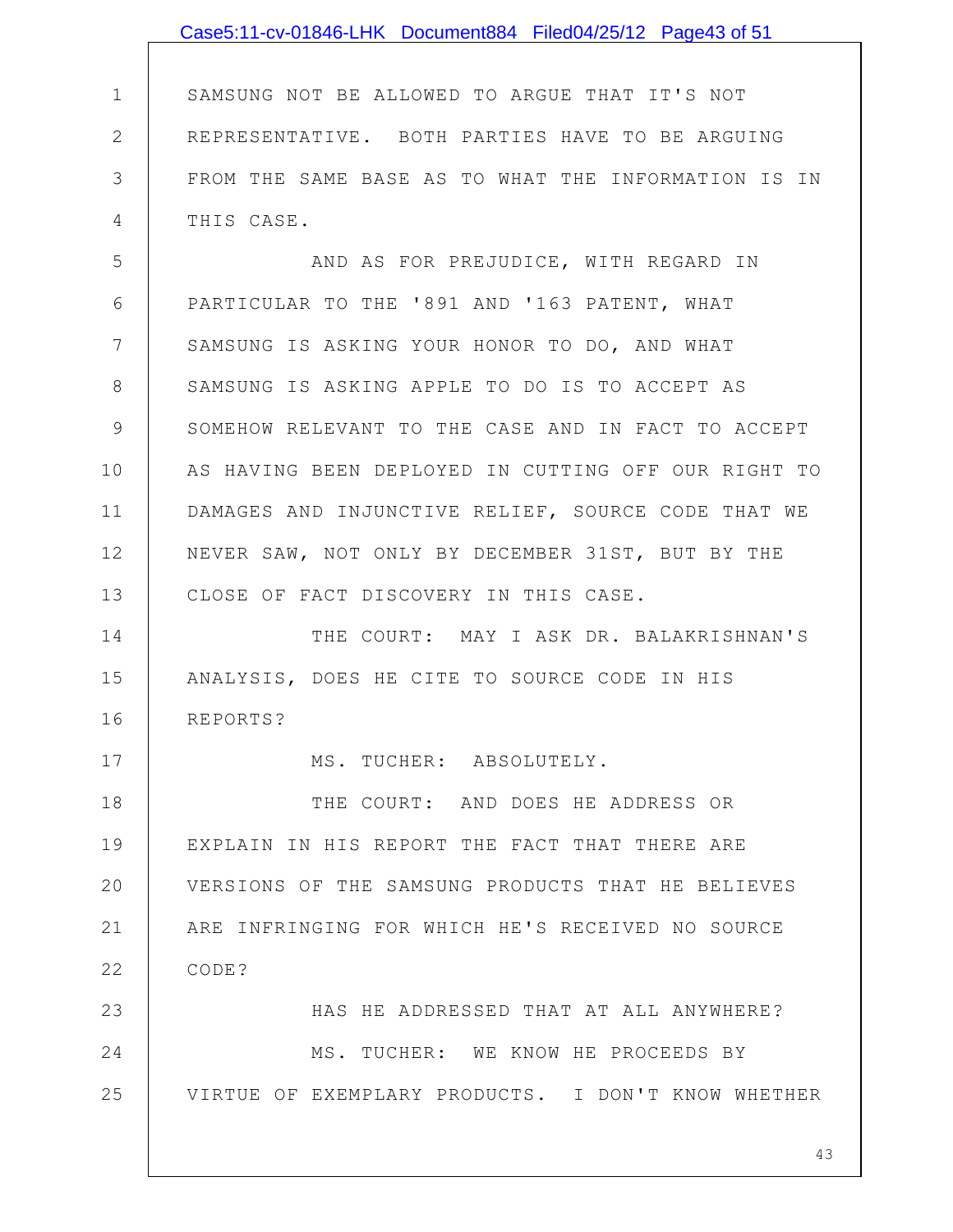SAMSUNG NOT BE ALLOWED TO ARGUE THAT IT'S NOT REPRESENTATIVE. BOTH PARTIES HAVE TO BE ARGUING FROM THE SAME BASE AS TO WHAT THE INFORMATION IS IN THIS CASE.

AND AS FOR PREJUDICE, WITH REGARD IN PARTICULAR TO THE '891 AND '163 PATENT, WHAT SAMSUNG IS ASKING YOUR HONOR TO DO, AND WHAT SAMSUNG IS ASKING APPLE TO DO IS TO ACCEPT AS SOMEHOW RELEVANT TO THE CASE AND IN FACT TO ACCEPT AS HAVING BEEN DEPLOYED IN CUTTING OFF OUR RIGHT TO DAMAGES AND INJUNCTIVE RELIEF, SOURCE CODE THAT WE NEVER SAW, NOT ONLY BY DECEMBER 31ST, BUT BY THE CLOSE OF FACT DISCOVERY IN THIS CASE.

THE COURT: MAY I ASK DR. BALAKRISHNAN'S ANALYSIS, DOES HE CITE TO SOURCE CODE IN HIS REPORTS?

MS. TUCHER: ABSOLUTELY.

THE COURT: AND DOES HE ADDRESS OR EXPLAIN IN HIS REPORT THE FACT THAT THERE ARE VERSIONS OF THE SAMSUNG PRODUCTS THAT HE BELIEVES ARE INFRINGING FOR WHICH HE'S RECEIVED NO SOURCE CODE?

HAS HE ADDRESSED THAT AT ALL ANYWHERE?

MS. TUCHER: WE KNOW HE PROCEEDS BY VIRTUE OF EXEMPLARY PRODUCTS. I DON'T KNOW WHETHER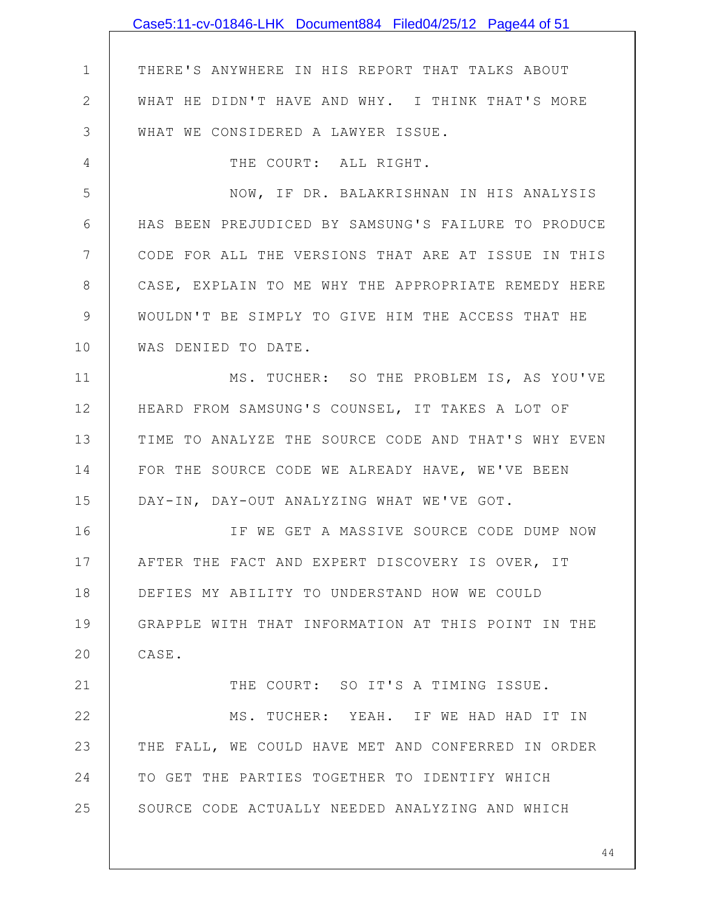THERE'S ANYWHERE IN HIS REPORT THAT TALKS ABOUT WHAT HE DIDN'T HAVE AND WHY. I THINK THAT'S MORE WHAT WE CONSIDERED A LAWYER ISSUE.

THE COURT: ALL RIGHT.

NOW, IF DR. BALAKRISHNAN IN HIS ANALYSIS HAS BEEN PREJUDICED BY SAMSUNG'S FAILURE TO PRODUCE CODE FOR ALL THE VERSIONS THAT ARE AT ISSUE IN THIS CASE, EXPLAIN TO ME WHY THE APPROPRIATE REMEDY HERE WOULDN'T BE SIMPLY TO GIVE HIM THE ACCESS THAT HE WAS DENIED TO DATE.

MS. TUCHER: SO THE PROBLEM IS, AS YOU'VE HEARD FROM SAMSUNG'S COUNSEL, IT TAKES A LOT OF TIME TO ANALYZE THE SOURCE CODE AND THAT'S WHY EVEN FOR THE SOURCE CODE WE ALREADY HAVE, WE'VE BEEN DAY-IN, DAY-OUT ANALYZING WHAT WE'VE GOT.

IF WE GET A MASSIVE SOURCE CODE DUMP NOW AFTER THE FACT AND EXPERT DISCOVERY IS OVER, IT DEFIES MY ABILITY TO UNDERSTAND HOW WE COULD GRAPPLE WITH THAT INFORMATION AT THIS POINT IN THE CASE.

THE COURT: SO IT'S A TIMING ISSUE.

MS. TUCHER: YEAH. IF WE HAD HAD IT IN THE FALL, WE COULD HAVE MET AND CONFERRED IN ORDER TO GET THE PARTIES TOGETHER TO IDENTIFY WHICH SOURCE CODE ACTUALLY NEEDED ANALYZING AND WHICH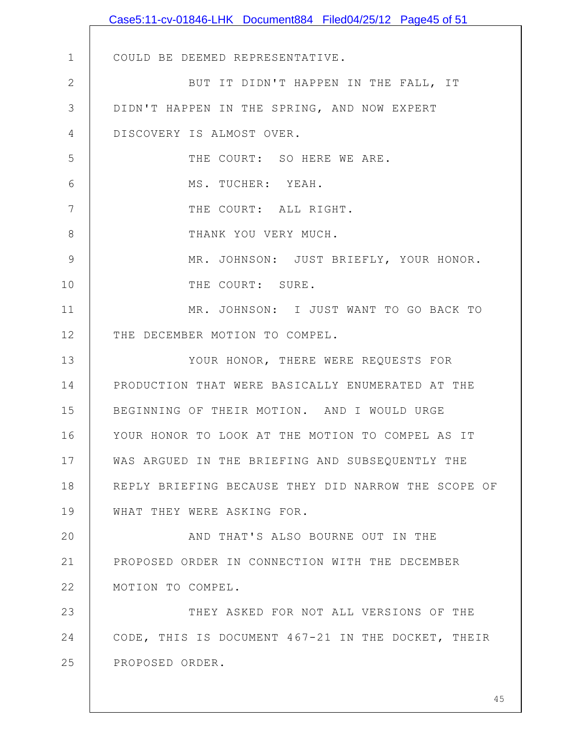COULD BE DEEMED REPRESENTATIVE.

BUT IT DIDN'T HAPPEN IN THE FALL, IT DIDN'T HAPPEN IN THE SPRING, AND NOW EXPERT DISCOVERY IS ALMOST OVER.

THE COURT: SO HERE WE ARE.

MS. TUCHER: YEAH.

THE COURT: ALL RIGHT.

THANK YOU VERY MUCH.

MR. JOHNSON: JUST BRIEFLY, YOUR HONOR.

THE COURT: SURE.

MR. JOHNSON: I JUST WANT TO GO BACK TO THE DECEMBER MOTION TO COMPEL.

YOUR HONOR, THERE WERE REQUESTS FOR PRODUCTION THAT WERE BASICALLY ENUMERATED AT THE BEGINNING OF THEIR MOTION. AND I WOULD URGE YOUR HONOR TO LOOK AT THE MOTION TO COMPEL AS IT WAS ARGUED IN THE BRIEFING AND SUBSEQUENTLY THE REPLY BRIEFING BECAUSE THEY DID NARROW THE SCOPE OF WHAT THEY WERE ASKING FOR.

AND THAT'S ALSO BOURNE OUT IN THE PROPOSED ORDER IN CONNECTION WITH THE DECEMBER MOTION TO COMPEL.

THEY ASKED FOR NOT ALL VERSIONS OF THE CODE, THIS IS DOCUMENT 467-21 IN THE DOCKET, THEIR PROPOSED ORDER.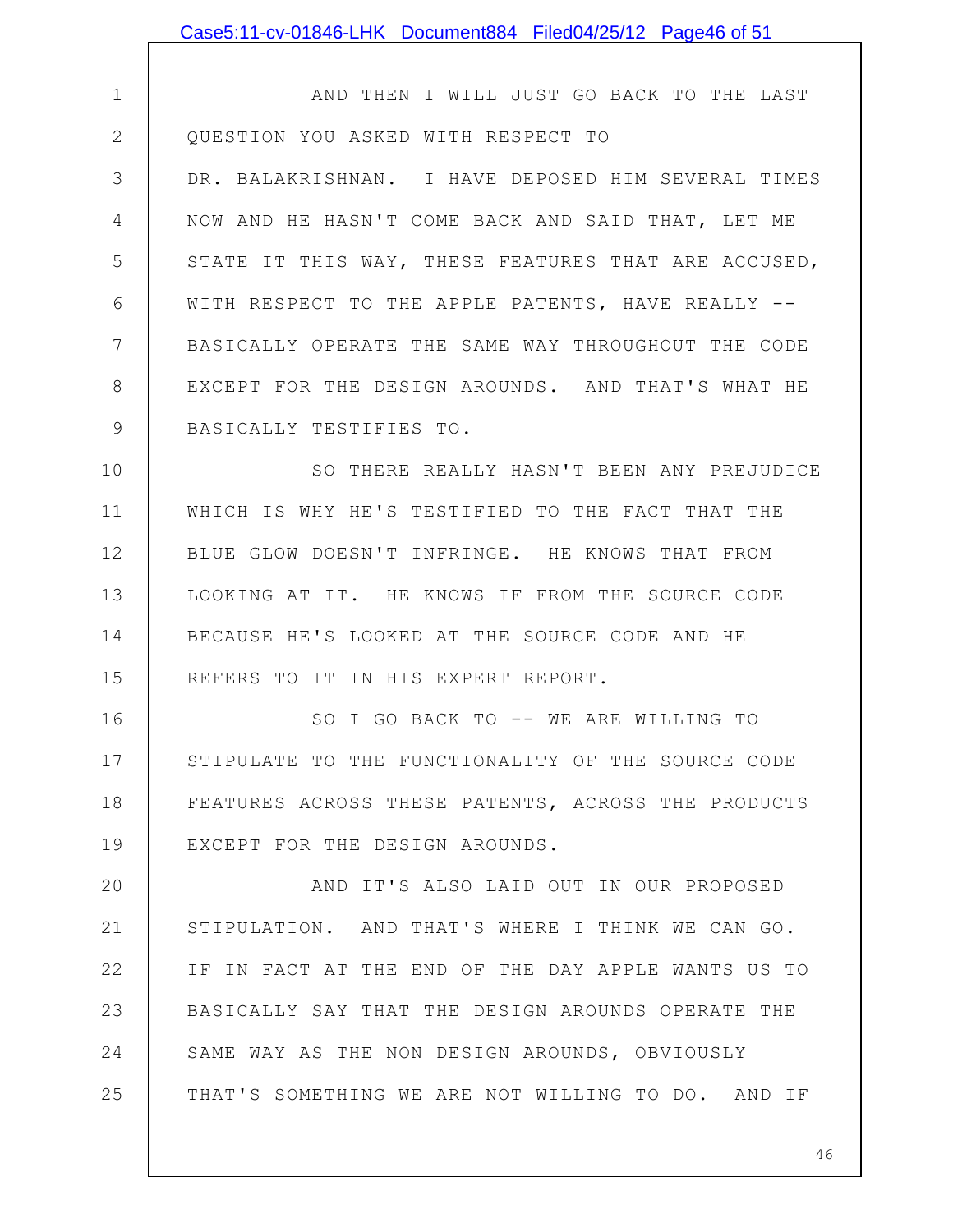AND THEN I WILL JUST GO BACK TO THE LAST QUESTION YOU ASKED WITH RESPECT TO DR. BALAKRISHNAN. I HAVE DEPOSED HIM SEVERAL TIMES NOW AND HE HASN'T COME BACK AND SAID THAT, LET ME STATE IT THIS WAY, THESE FEATURES THAT ARE ACCUSED, WITH RESPECT TO THE APPLE PATENTS, HAVE REALLY -- BASICALLY OPERATE THE SAME WAY THROUGHOUT THE CODE EXCEPT FOR THE DESIGN AROUNDS. AND THAT'S WHAT HE BASICALLY TESTIFIES TO.

SO THERE REALLY HASN'T BEEN ANY PREJUDICE WHICH IS WHY HE'S TESTIFIED TO THE FACT THAT THE BLUE GLOW DOESN'T INFRINGE. HE KNOWS THAT FROM LOOKING AT IT. HE KNOWS IF FROM THE SOURCE CODE BECAUSE HE'S LOOKED AT THE SOURCE CODE AND HE REFERS TO IT IN HIS EXPERT REPORT.

SO I GO BACK TO -- WE ARE WILLING TO STIPULATE TO THE FUNCTIONALITY OF THE SOURCE CODE FEATURES ACROSS THESE PATENTS, ACROSS THE PRODUCTS EXCEPT FOR THE DESIGN AROUNDS.

AND IT'S ALSO LAID OUT IN OUR PROPOSED STIPULATION. AND THAT'S WHERE I THINK WE CAN GO. IF IN FACT AT THE END OF THE DAY APPLE WANTS US TO BASICALLY SAY THAT THE DESIGN AROUNDS OPERATE THE SAME WAY AS THE NON DESIGN AROUNDS, OBVIOUSLY THAT'S SOMETHING WE ARE NOT WILLING TO DO. AND IF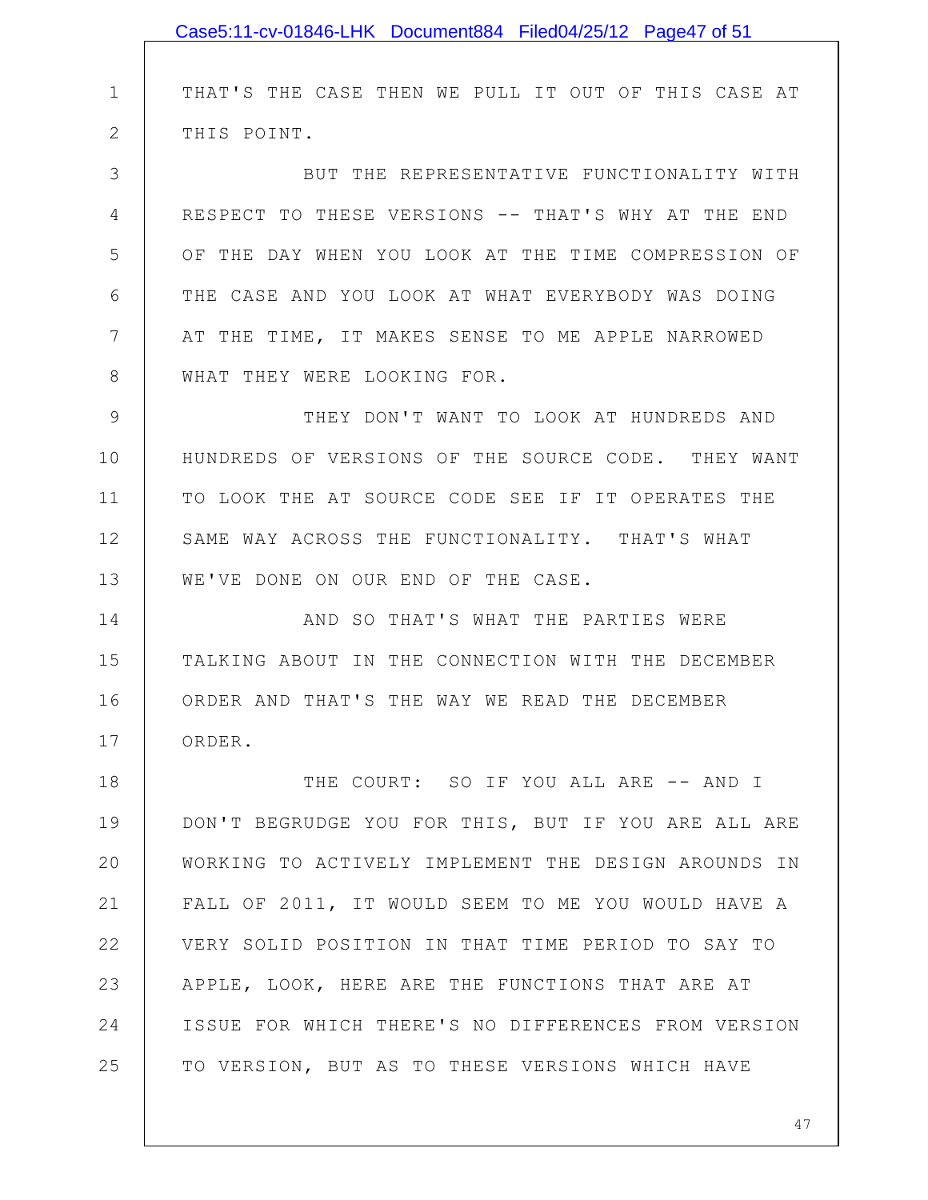THAT'S THE CASE THEN WE PULL IT OUT OF THIS CASE AT THIS POINT.

BUT THE REPRESENTATIVE FUNCTIONALITY WITH RESPECT TO THESE VERSIONS -- THAT'S WHY AT THE END OF THE DAY WHEN YOU LOOK AT THE TIME COMPRESSION OF THE CASE AND YOU LOOK AT WHAT EVERYBODY WAS DOING AT THE TIME, IT MAKES SENSE TO ME APPLE NARROWED WHAT THEY WERE LOOKING FOR.

THEY DON'T WANT TO LOOK AT HUNDREDS AND HUNDREDS OF VERSIONS OF THE SOURCE CODE. THEY WANT TO LOOK THE AT SOURCE CODE SEE IF IT OPERATES THE SAME WAY ACROSS THE FUNCTIONALITY. THAT'S WHAT WE'VE DONE ON OUR END OF THE CASE.

AND SO THAT'S WHAT THE PARTIES WERE TALKING ABOUT IN THE CONNECTION WITH THE DECEMBER ORDER AND THAT'S THE WAY WE READ THE DECEMBER ORDER.

THE COURT: SO IF YOU ALL ARE -- AND I DON'T BEGRUDGE YOU FOR THIS, BUT IF YOU ARE ALL ARE WORKING TO ACTIVELY IMPLEMENT THE DESIGN AROUNDS IN FALL OF 2011, IT WOULD SEEM TO ME YOU WOULD HAVE A VERY SOLID POSITION IN THAT TIME PERIOD TO SAY TO APPLE, LOOK, HERE ARE THE FUNCTIONS THAT ARE AT ISSUE FOR WHICH THERE'S NO DIFFERENCES FROM VERSION TO VERSION, BUT AS TO THESE VERSIONS WHICH HAVE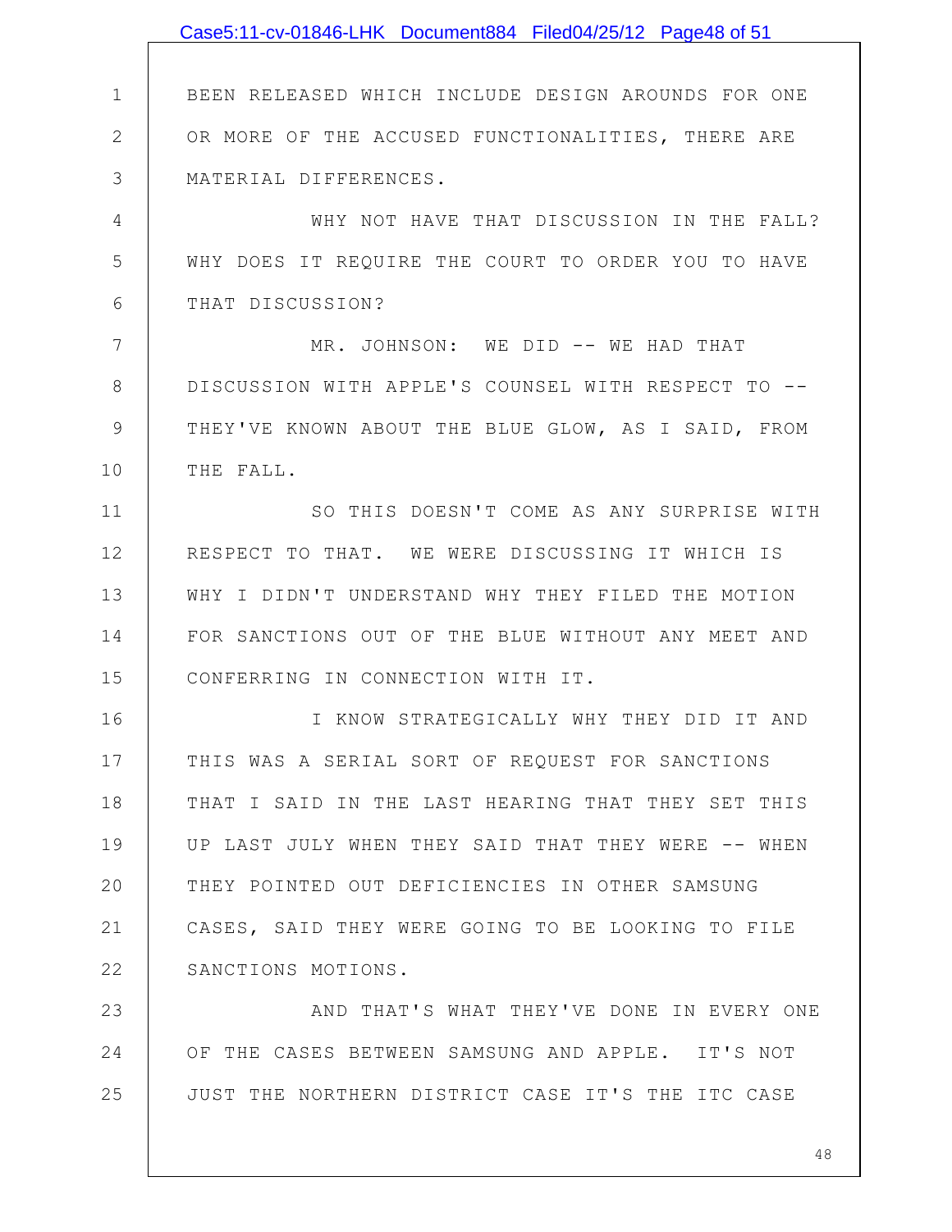BEEN RELEASED WHICH INCLUDE DESIGN AROUNDS FOR ONE OR MORE OF THE ACCUSED FUNCTIONALITIES, THERE ARE MATERIAL DIFFERENCES.

WHY NOT HAVE THAT DISCUSSION IN THE FALL? WHY DOES IT REQUIRE THE COURT TO ORDER YOU TO HAVE THAT DISCUSSION?

MR. JOHNSON: WE DID -- WE HAD THAT DISCUSSION WITH APPLE'S COUNSEL WITH RESPECT TO -- THEY'VE KNOWN ABOUT THE BLUE GLOW, AS I SAID, FROM THE FALL.

SO THIS DOESN'T COME AS ANY SURPRISE WITH RESPECT TO THAT. WE WERE DISCUSSING IT WHICH IS WHY I DIDN'T UNDERSTAND WHY THEY FILED THE MOTION FOR SANCTIONS OUT OF THE BLUE WITHOUT ANY MEET AND CONFERRING IN CONNECTION WITH IT.

I KNOW STRATEGICALLY WHY THEY DID IT AND THIS WAS A SERIAL SORT OF REQUEST FOR SANCTIONS THAT I SAID IN THE LAST HEARING THAT THEY SET THIS UP LAST JULY WHEN THEY SAID THAT THEY WERE -- WHEN THEY POINTED OUT DEFICIENCIES IN OTHER SAMSUNG CASES, SAID THEY WERE GOING TO BE LOOKING TO FILE SANCTIONS MOTIONS.

AND THAT'S WHAT THEY'VE DONE IN EVERY ONE OF THE CASES BETWEEN SAMSUNG AND APPLE. IT'S NOT JUST THE NORTHERN DISTRICT CASE IT'S THE ITC CASE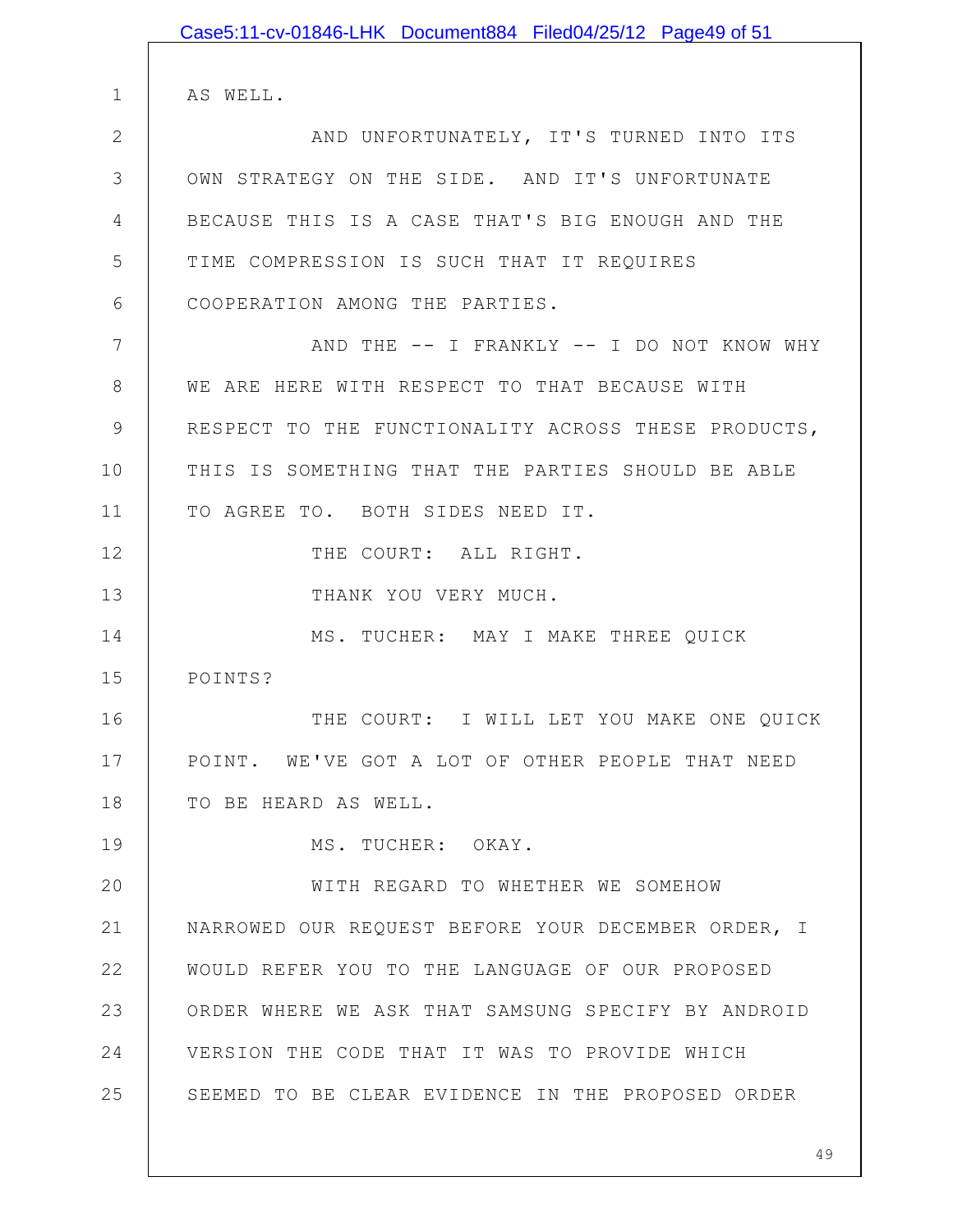AS WELL.

AND UNFORTUNATELY, IT'S TURNED INTO ITS OWN STRATEGY ON THE SIDE. AND IT'S UNFORTUNATE BECAUSE THIS IS A CASE THAT'S BIG ENOUGH AND THE TIME COMPRESSION IS SUCH THAT IT REQUIRES COOPERATION AMONG THE PARTIES.

AND THE -- I FRANKLY -- I DO NOT KNOW WHY WE ARE HERE WITH RESPECT TO THAT BECAUSE WITH RESPECT TO THE FUNCTIONALITY ACROSS THESE PRODUCTS, THIS IS SOMETHING THAT THE PARTIES SHOULD BE ABLE TO AGREE TO. BOTH SIDES NEED IT.

THE COURT: ALL RIGHT.

THANK YOU VERY MUCH.

MS. TUCHER: MAY I MAKE THREE QUICK POINTS?

THE COURT: I WILL LET YOU MAKE ONE QUICK POINT. WE'VE GOT A LOT OF OTHER PEOPLE THAT NEED TO BE HEARD AS WELL.

MS. TUCHER: OKAY.

WITH REGARD TO WHETHER WE SOMEHOW NARROWED OUR REQUEST BEFORE YOUR DECEMBER ORDER, I WOULD REFER YOU TO THE LANGUAGE OF OUR PROPOSED ORDER WHERE WE ASK THAT SAMSUNG SPECIFY BY ANDROID VERSION THE CODE THAT IT WAS TO PROVIDE WHICH SEEMED TO BE CLEAR EVIDENCE IN THE PROPOSED ORDER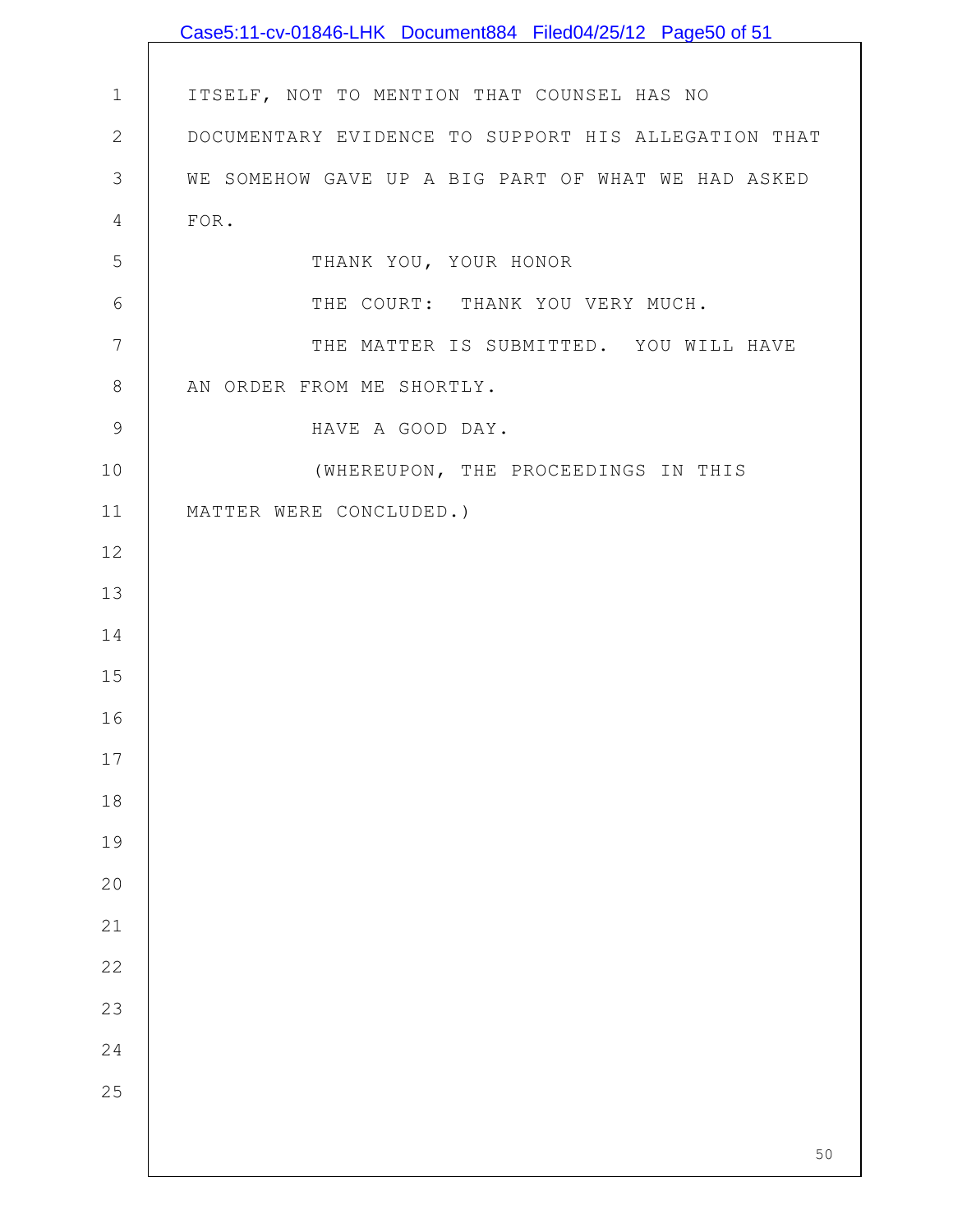ITSELF, NOT TO MENTION THAT COUNSEL HAS NO DOCUMENTARY EVIDENCE TO SUPPORT HIS ALLEGATION THAT WE SOMEHOW GAVE UP A BIG PART OF WHAT WE HAD ASKED FOR.

THANK YOU, YOUR HONOR

THE COURT: THANK YOU VERY MUCH.

THE MATTER IS SUBMITTED. YOU WILL HAVE AN ORDER FROM ME SHORTLY.

HAVE A GOOD DAY.

(WHEREUPON, THE PROCEEDINGS IN THIS MATTER WERE CONCLUDED.)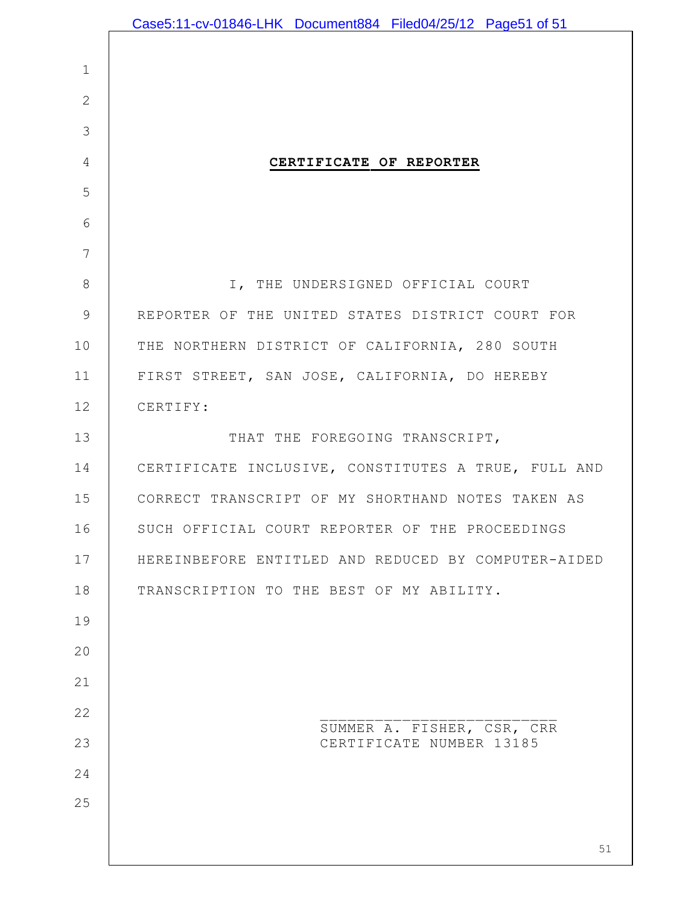**CERTIFICATE OF REPORTER**

I, THE UNDERSIGNED OFFICIAL COURT REPORTER OF THE UNITED STATES DISTRICT COURT FOR THE NORTHERN DISTRICT OF CALIFORNIA, 280 SOUTH FIRST STREET, SAN JOSE, CALIFORNIA, DO HEREBY CERTIFY:

THAT THE FOREGOING TRANSCRIPT, CERTIFICATE INCLUSIVE, CONSTITUTES A TRUE, FULL AND CORRECT TRANSCRIPT OF MY SHORTHAND NOTES TAKEN AS SUCH OFFICIAL COURT REPORTER OF THE PROCEEDINGS HEREINBEFORE ENTITLED AND REDUCED BY COMPUTER-AIDED TRANSCRIPTION TO THE BEST OF MY ABILITY.

__________________________
SUMMER A. FISHER, CSR, CRR
CERTIFICATE NUMBER 13185